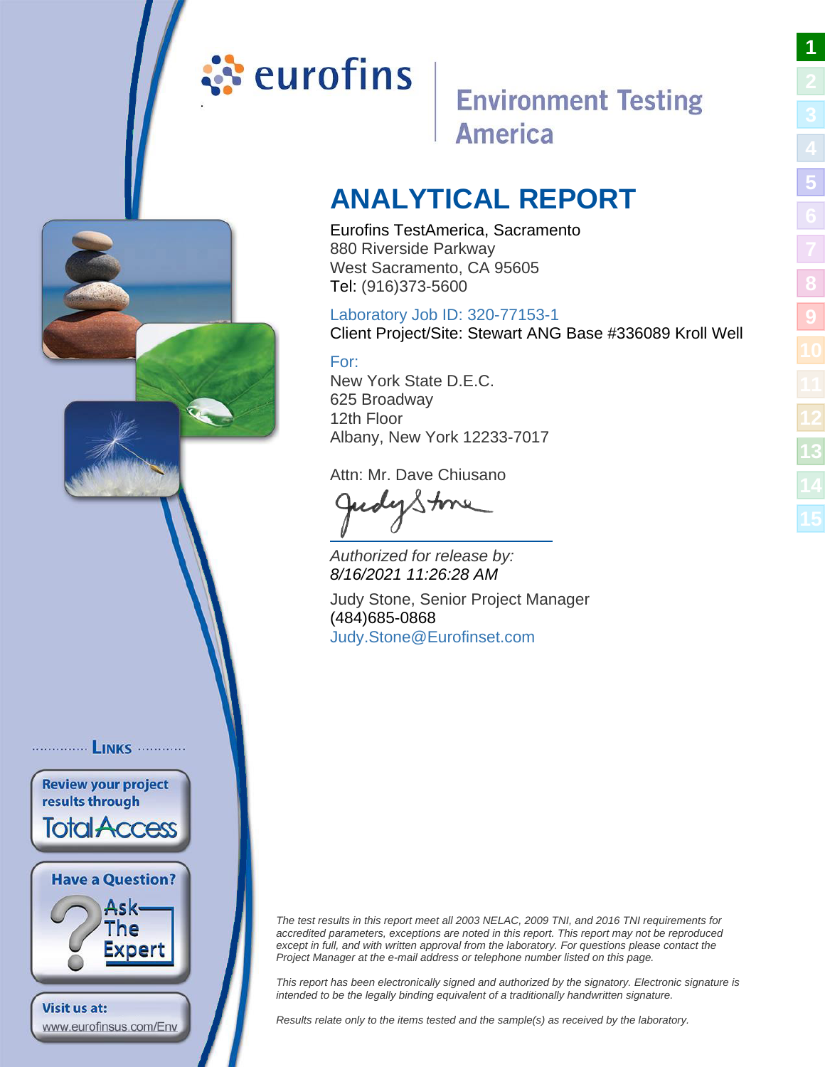eurofins

Environment Testing America

# ANALYTICAL REPORT

Eurofins TestAmerica, Sacramento
880 Riverside Parkway
West Sacramento, CA 95605
Tel: (916)373-5600

Laboratory Job ID: 320-77153-1
Client Project/Site: Stewart ANG Base #336089 Kroll Well

For:
New York State D.E.C.
625 Broadway
12th Floor
Albany, New York 12233-7017

Attn: Mr. Dave Chiusano

*Authorized for release by:*
*8/16/2021 11:26:28 AM*

Judy Stone, Senior Project Manager
(484)685-0868
Judy.Stone@Eurofinset.com

LINKS

Review your project results through TotalAccess

Have a Question? Ask The Expert

Visit us at: www.eurofinsus.com/Env

*The test results in this report meet all 2003 NELAC, 2009 TNI, and 2016 TNI requirements for accredited parameters, exceptions are noted in this report. This report may not be reproduced except in full, and with written approval from the laboratory. For questions please contact the Project Manager at the e-mail address or telephone number listed on this page.*

*This report has been electronically signed and authorized by the signatory. Electronic signature is intended to be the legally binding equivalent of a traditionally handwritten signature.*

*Results relate only to the items tested and the sample(s) as received by the laboratory.*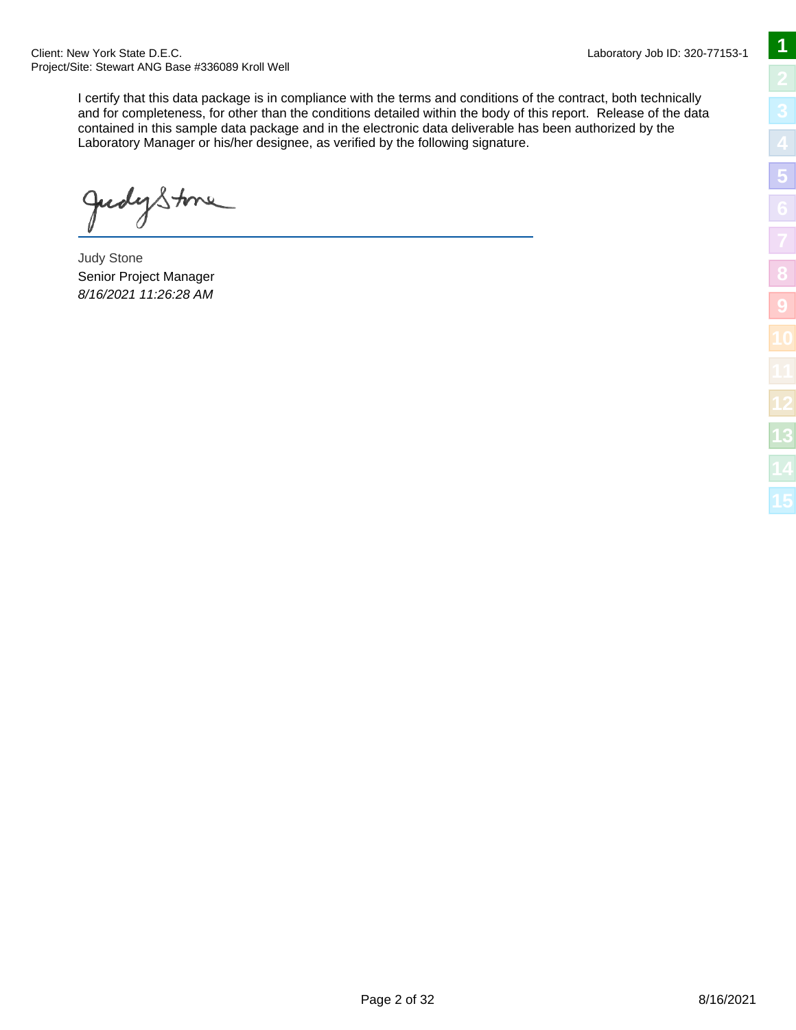I certify that this data package is in compliance with the terms and conditions of the contract, both technically and for completeness, for other than the conditions detailed within the body of this report. Release of the data contained in this sample data package and in the electronic data deliverable has been authorized by the Laboratory Manager or his/her designee, as verified by the following signature.

Judy Stone
Senior Project Manager
*8/16/2021 11:26:28 AM*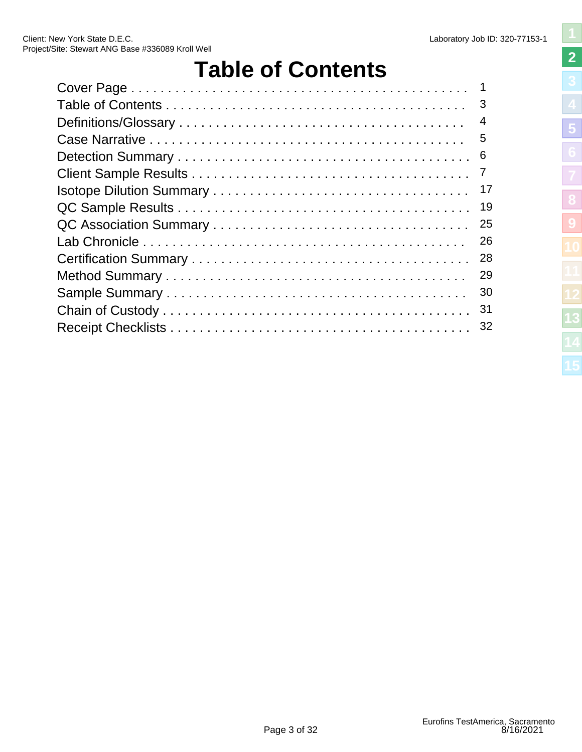# Table of Contents

| Section | Page |
|---|---|
| Cover Page | 1 |
| Table of Contents | 3 |
| Definitions/Glossary | 4 |
| Case Narrative | 5 |
| Detection Summary | 6 |
| Client Sample Results | 7 |
| Isotope Dilution Summary | 17 |
| QC Sample Results | 19 |
| QC Association Summary | 25 |
| Lab Chronicle | 26 |
| Certification Summary | 28 |
| Method Summary | 29 |
| Sample Summary | 30 |
| Chain of Custody | 31 |
| Receipt Checklists | 32 |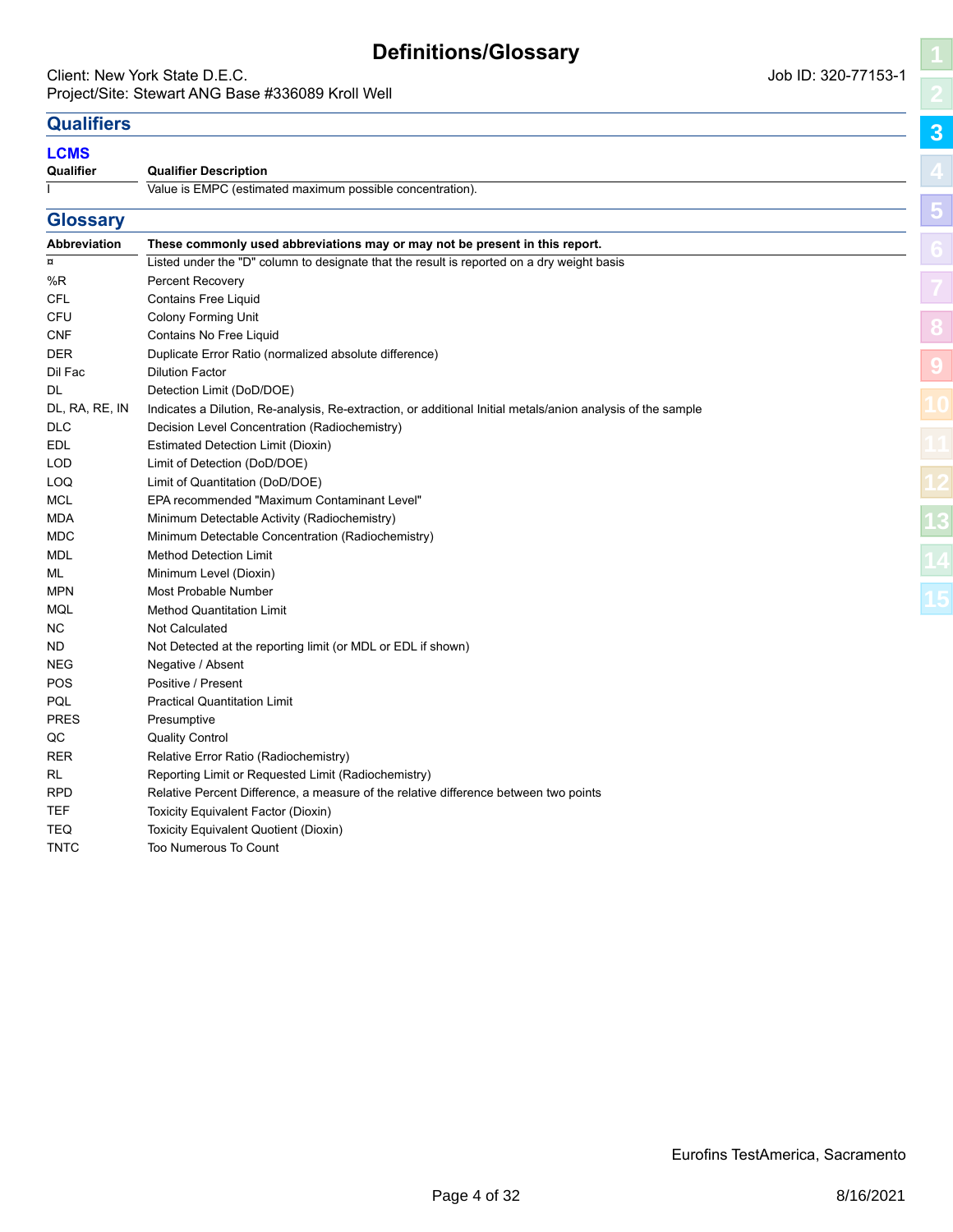# Definitions/Glossary

Client: New York State D.E.C. Job ID: 320-77153-1
Project/Site: Stewart ANG Base #336089 Kroll Well

## Qualifiers

### LCMS

| Qualifier | Qualifier Description |
|---|---|
| I | Value is EMPC (estimated maximum possible concentration). |

## Glossary

| Abbreviation | These commonly used abbreviations may or may not be present in this report. |
|---|---|
| ¤ | Listed under the "D" column to designate that the result is reported on a dry weight basis |
| %R | Percent Recovery |
| CFL | Contains Free Liquid |
| CFU | Colony Forming Unit |
| CNF | Contains No Free Liquid |
| DER | Duplicate Error Ratio (normalized absolute difference) |
| Dil Fac | Dilution Factor |
| DL | Detection Limit (DoD/DOE) |
| DL, RA, RE, IN | Indicates a Dilution, Re-analysis, Re-extraction, or additional Initial metals/anion analysis of the sample |
| DLC | Decision Level Concentration (Radiochemistry) |
| EDL | Estimated Detection Limit (Dioxin) |
| LOD | Limit of Detection (DoD/DOE) |
| LOQ | Limit of Quantitation (DoD/DOE) |
| MCL | EPA recommended "Maximum Contaminant Level" |
| MDA | Minimum Detectable Activity (Radiochemistry) |
| MDC | Minimum Detectable Concentration (Radiochemistry) |
| MDL | Method Detection Limit |
| ML | Minimum Level (Dioxin) |
| MPN | Most Probable Number |
| MQL | Method Quantitation Limit |
| NC | Not Calculated |
| ND | Not Detected at the reporting limit (or MDL or EDL if shown) |
| NEG | Negative / Absent |
| POS | Positive / Present |
| PQL | Practical Quantitation Limit |
| PRES | Presumptive |
| QC | Quality Control |
| RER | Relative Error Ratio (Radiochemistry) |
| RL | Reporting Limit or Requested Limit (Radiochemistry) |
| RPD | Relative Percent Difference, a measure of the relative difference between two points |
| TEF | Toxicity Equivalent Factor (Dioxin) |
| TEQ | Toxicity Equivalent Quotient (Dioxin) |
| TNTC | Too Numerous To Count |

Eurofins TestAmerica, Sacramento

8/16/2021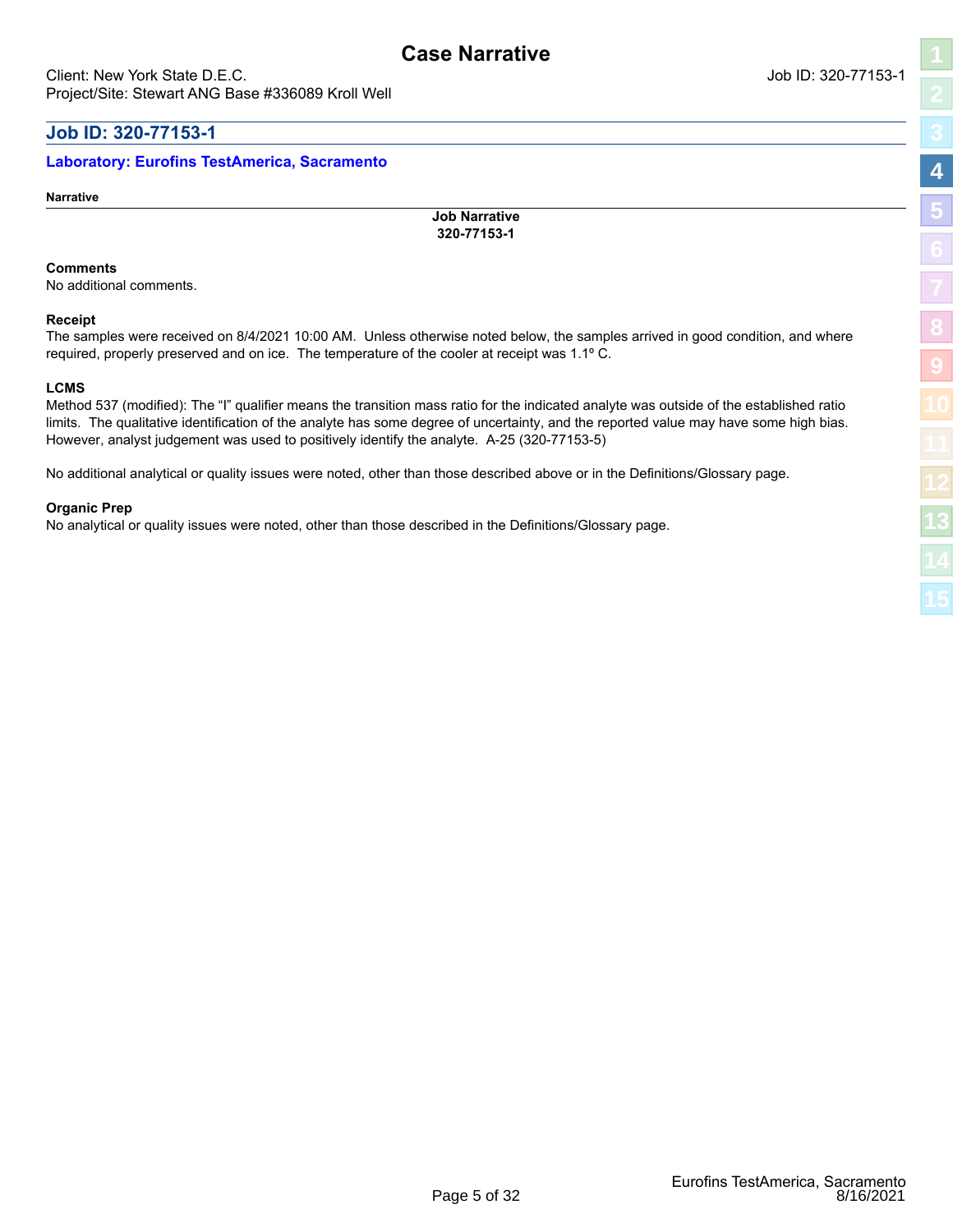# Case Narrative

Client: New York State D.E.C.

Job ID: 320-77153-1

Project/Site: Stewart ANG Base #336089 Kroll Well

## Job ID: 320-77153-1

### Laboratory: Eurofins TestAmerica, Sacramento

**Narrative**

**Job Narrative**
**320-77153-1**

**Comments**

No additional comments.

**Receipt**

The samples were received on 8/4/2021 10:00 AM. Unless otherwise noted below, the samples arrived in good condition, and where required, properly preserved and on ice. The temperature of the cooler at receipt was 1.1º C.

**LCMS**

Method 537 (modified): The “I” qualifier means the transition mass ratio for the indicated analyte was outside of the established ratio limits. The qualitative identification of the analyte has some degree of uncertainty, and the reported value may have some high bias. However, analyst judgement was used to positively identify the analyte. A-25 (320-77153-5)

No additional analytical or quality issues were noted, other than those described above or in the Definitions/Glossary page.

**Organic Prep**

No analytical or quality issues were noted, other than those described in the Definitions/Glossary page.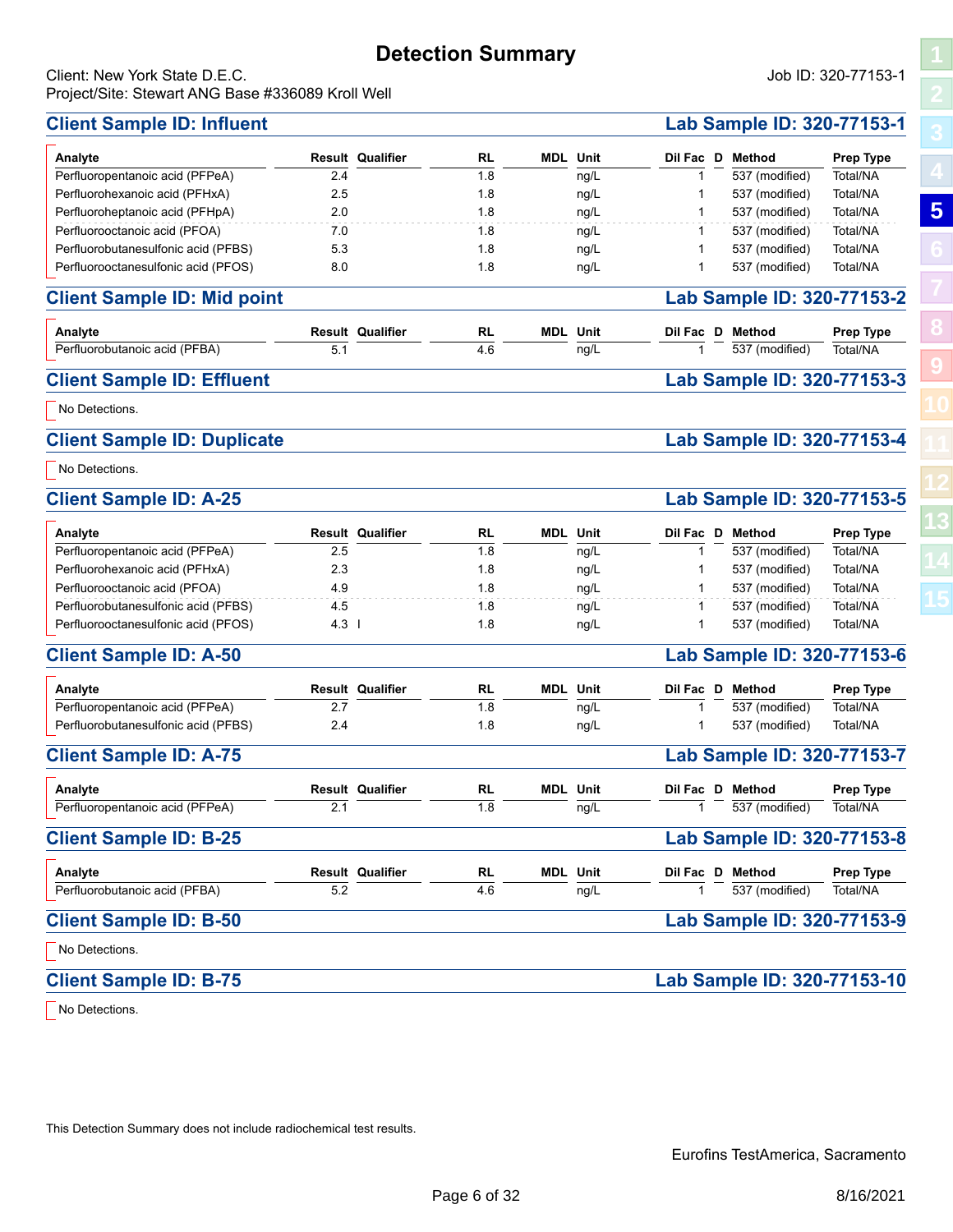# Detection Summary

Client: New York State D.E.C.
Project/Site: Stewart ANG Base #336089 Kroll Well

Job ID: 320-77153-1

## Client Sample ID: Influent — Lab Sample ID: 320-77153-1

| Analyte | Result | Qualifier | RL | MDL | Unit | Dil Fac | D | Method | Prep Type |
|---|---|---|---|---|---|---|---|---|---|
| Perfluoropentanoic acid (PFPeA) | 2.4 | | 1.8 | | ng/L | 1 | | 537 (modified) | Total/NA |
| Perfluorohexanoic acid (PFHxA) | 2.5 | | 1.8 | | ng/L | 1 | | 537 (modified) | Total/NA |
| Perfluoroheptanoic acid (PFHpA) | 2.0 | | 1.8 | | ng/L | 1 | | 537 (modified) | Total/NA |
| Perfluorooctanoic acid (PFOA) | 7.0 | | 1.8 | | ng/L | 1 | | 537 (modified) | Total/NA |
| Perfluorobutanesulfonic acid (PFBS) | 5.3 | | 1.8 | | ng/L | 1 | | 537 (modified) | Total/NA |
| Perfluorooctanesulfonic acid (PFOS) | 8.0 | | 1.8 | | ng/L | 1 | | 537 (modified) | Total/NA |

## Client Sample ID: Mid point — Lab Sample ID: 320-77153-2

| Analyte | Result | Qualifier | RL | MDL | Unit | Dil Fac | D | Method | Prep Type |
|---|---|---|---|---|---|---|---|---|---|
| Perfluorobutanoic acid (PFBA) | 5.1 | | 4.6 | | ng/L | 1 | | 537 (modified) | Total/NA |

## Client Sample ID: Effluent — Lab Sample ID: 320-77153-3

No Detections.

## Client Sample ID: Duplicate — Lab Sample ID: 320-77153-4

No Detections.

## Client Sample ID: A-25 — Lab Sample ID: 320-77153-5

| Analyte | Result | Qualifier | RL | MDL | Unit | Dil Fac | D | Method | Prep Type |
|---|---|---|---|---|---|---|---|---|---|
| Perfluoropentanoic acid (PFPeA) | 2.5 | | 1.8 | | ng/L | 1 | | 537 (modified) | Total/NA |
| Perfluorohexanoic acid (PFHxA) | 2.3 | | 1.8 | | ng/L | 1 | | 537 (modified) | Total/NA |
| Perfluorooctanoic acid (PFOA) | 4.9 | | 1.8 | | ng/L | 1 | | 537 (modified) | Total/NA |
| Perfluorobutanesulfonic acid (PFBS) | 4.5 | | 1.8 | | ng/L | 1 | | 537 (modified) | Total/NA |
| Perfluorooctanesulfonic acid (PFOS) | 4.3 | I | 1.8 | | ng/L | 1 | | 537 (modified) | Total/NA |

## Client Sample ID: A-50 — Lab Sample ID: 320-77153-6

| Analyte | Result | Qualifier | RL | MDL | Unit | Dil Fac | D | Method | Prep Type |
|---|---|---|---|---|---|---|---|---|---|
| Perfluoropentanoic acid (PFPeA) | 2.7 | | 1.8 | | ng/L | 1 | | 537 (modified) | Total/NA |
| Perfluorobutanesulfonic acid (PFBS) | 2.4 | | 1.8 | | ng/L | 1 | | 537 (modified) | Total/NA |

## Client Sample ID: A-75 — Lab Sample ID: 320-77153-7

| Analyte | Result | Qualifier | RL | MDL | Unit | Dil Fac | D | Method | Prep Type |
|---|---|---|---|---|---|---|---|---|---|
| Perfluoropentanoic acid (PFPeA) | 2.1 | | 1.8 | | ng/L | 1 | | 537 (modified) | Total/NA |

## Client Sample ID: B-25 — Lab Sample ID: 320-77153-8

| Analyte | Result | Qualifier | RL | MDL | Unit | Dil Fac | D | Method | Prep Type |
|---|---|---|---|---|---|---|---|---|---|
| Perfluorobutanoic acid (PFBA) | 5.2 | | 4.6 | | ng/L | 1 | | 537 (modified) | Total/NA |

## Client Sample ID: B-50 — Lab Sample ID: 320-77153-9

No Detections.

## Client Sample ID: B-75 — Lab Sample ID: 320-77153-10

No Detections.

This Detection Summary does not include radiochemical test results.

Eurofins TestAmerica, Sacramento

8/16/2021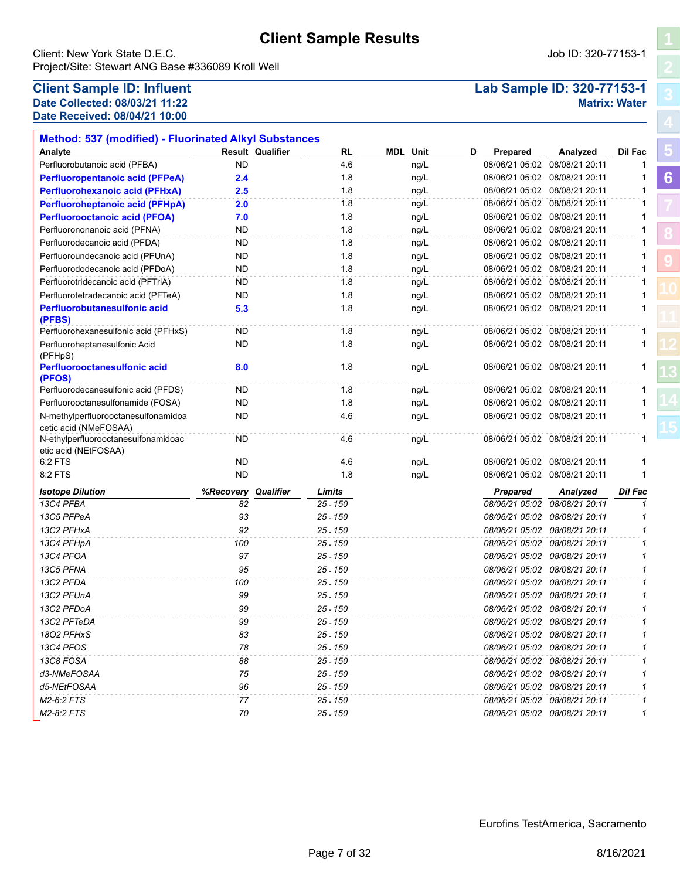# Client Sample Results

Client: New York State D.E.C.
Project/Site: Stewart ANG Base #336089 Kroll Well

Job ID: 320-77153-1

## Client Sample ID: Influent

**Lab Sample ID: 320-77153-1**

**Date Collected: 08/03/21 11:22**
**Date Received: 08/04/21 10:00**

**Matrix: Water**

### Method: 537 (modified) - Fluorinated Alkyl Substances

| Analyte | Result | Qualifier | RL | MDL | Unit | D | Prepared | Analyzed | Dil Fac |
|---|---|---|---|---|---|---|---|---|---|
| Perfluorobutanoic acid (PFBA) | ND | | 4.6 | | ng/L | | 08/06/21 05:02 | 08/08/21 20:11 | 1 |
| **Perfluoropentanoic acid (PFPeA)** | **2.4** | | 1.8 | | ng/L | | 08/06/21 05:02 | 08/08/21 20:11 | 1 |
| **Perfluorohexanoic acid (PFHxA)** | **2.5** | | 1.8 | | ng/L | | 08/06/21 05:02 | 08/08/21 20:11 | 1 |
| **Perfluoroheptanoic acid (PFHpA)** | **2.0** | | 1.8 | | ng/L | | 08/06/21 05:02 | 08/08/21 20:11 | 1 |
| **Perfluorooctanoic acid (PFOA)** | **7.0** | | 1.8 | | ng/L | | 08/06/21 05:02 | 08/08/21 20:11 | 1 |
| Perfluorononanoic acid (PFNA) | ND | | 1.8 | | ng/L | | 08/06/21 05:02 | 08/08/21 20:11 | 1 |
| Perfluorodecanoic acid (PFDA) | ND | | 1.8 | | ng/L | | 08/06/21 05:02 | 08/08/21 20:11 | 1 |
| Perfluoroundecanoic acid (PFUnA) | ND | | 1.8 | | ng/L | | 08/06/21 05:02 | 08/08/21 20:11 | 1 |
| Perfluorododecanoic acid (PFDoA) | ND | | 1.8 | | ng/L | | 08/06/21 05:02 | 08/08/21 20:11 | 1 |
| Perfluorotridecanoic acid (PFTriA) | ND | | 1.8 | | ng/L | | 08/06/21 05:02 | 08/08/21 20:11 | 1 |
| Perfluorotetradecanoic acid (PFTeA) | ND | | 1.8 | | ng/L | | 08/06/21 05:02 | 08/08/21 20:11 | 1 |
| **Perfluorobutanesulfonic acid (PFBS)** | **5.3** | | 1.8 | | ng/L | | 08/06/21 05:02 | 08/08/21 20:11 | 1 |
| Perfluorohexanesulfonic acid (PFHxS) | ND | | 1.8 | | ng/L | | 08/06/21 05:02 | 08/08/21 20:11 | 1 |
| Perfluoroheptanesulfonic Acid (PFHpS) | ND | | 1.8 | | ng/L | | 08/06/21 05:02 | 08/08/21 20:11 | 1 |
| **Perfluorooctanesulfonic acid (PFOS)** | **8.0** | | 1.8 | | ng/L | | 08/06/21 05:02 | 08/08/21 20:11 | 1 |
| Perfluorodecanesulfonic acid (PFDS) | ND | | 1.8 | | ng/L | | 08/06/21 05:02 | 08/08/21 20:11 | 1 |
| Perfluorooctanesulfonamide (FOSA) | ND | | 1.8 | | ng/L | | 08/06/21 05:02 | 08/08/21 20:11 | 1 |
| N-methylperfluorooctanesulfonamidoacetic acid (NMeFOSAA) | ND | | 4.6 | | ng/L | | 08/06/21 05:02 | 08/08/21 20:11 | 1 |
| N-ethylperfluorooctanesulfonamidoacetic acid (NEtFOSAA) | ND | | 4.6 | | ng/L | | 08/06/21 05:02 | 08/08/21 20:11 | 1 |
| 6:2 FTS | ND | | 4.6 | | ng/L | | 08/06/21 05:02 | 08/08/21 20:11 | 1 |
| 8:2 FTS | ND | | 1.8 | | ng/L | | 08/06/21 05:02 | 08/08/21 20:11 | 1 |

| *Isotope Dilution* | *%Recovery* | *Qualifier* | *Limits* | *Prepared* | *Analyzed* | *Dil Fac* |
|---|---|---|---|---|---|---|
| *13C4 PFBA* | *82* | | *25 - 150* | *08/06/21 05:02* | *08/08/21 20:11* | *1* |
| *13C5 PFPeA* | *93* | | *25 - 150* | *08/06/21 05:02* | *08/08/21 20:11* | *1* |
| *13C2 PFHxA* | *92* | | *25 - 150* | *08/06/21 05:02* | *08/08/21 20:11* | *1* |
| *13C4 PFHpA* | *100* | | *25 - 150* | *08/06/21 05:02* | *08/08/21 20:11* | *1* |
| *13C4 PFOA* | *97* | | *25 - 150* | *08/06/21 05:02* | *08/08/21 20:11* | *1* |
| *13C5 PFNA* | *95* | | *25 - 150* | *08/06/21 05:02* | *08/08/21 20:11* | *1* |
| *13C2 PFDA* | *100* | | *25 - 150* | *08/06/21 05:02* | *08/08/21 20:11* | *1* |
| *13C2 PFUnA* | *99* | | *25 - 150* | *08/06/21 05:02* | *08/08/21 20:11* | *1* |
| *13C2 PFDoA* | *99* | | *25 - 150* | *08/06/21 05:02* | *08/08/21 20:11* | *1* |
| *13C2 PFTeDA* | *99* | | *25 - 150* | *08/06/21 05:02* | *08/08/21 20:11* | *1* |
| *18O2 PFHxS* | *83* | | *25 - 150* | *08/06/21 05:02* | *08/08/21 20:11* | *1* |
| *13C4 PFOS* | *78* | | *25 - 150* | *08/06/21 05:02* | *08/08/21 20:11* | *1* |
| *13C8 FOSA* | *88* | | *25 - 150* | *08/06/21 05:02* | *08/08/21 20:11* | *1* |
| *d3-NMeFOSAA* | *75* | | *25 - 150* | *08/06/21 05:02* | *08/08/21 20:11* | *1* |
| *d5-NEtFOSAA* | *96* | | *25 - 150* | *08/06/21 05:02* | *08/08/21 20:11* | *1* |
| *M2-6:2 FTS* | *77* | | *25 - 150* | *08/06/21 05:02* | *08/08/21 20:11* | *1* |
| *M2-8:2 FTS* | *70* | | *25 - 150* | *08/06/21 05:02* | *08/08/21 20:11* | *1* |

Eurofins TestAmerica, Sacramento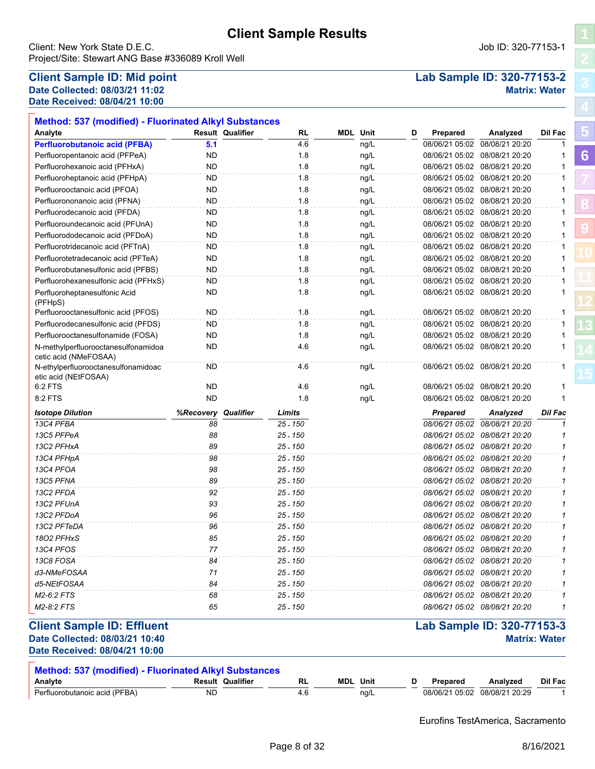# Client Sample Results

Client: New York State D.E.C.
Project/Site: Stewart ANG Base #336089 Kroll Well

Job ID: 320-77153-1

## Client Sample ID: Mid point

**Lab Sample ID: 320-77153-2**

**Date Collected: 08/03/21 11:02**
**Date Received: 08/04/21 10:00**

**Matrix: Water**

### Method: 537 (modified) - Fluorinated Alkyl Substances

| Analyte | Result | Qualifier | RL | MDL | Unit | D | Prepared | Analyzed | Dil Fac |
|---|---|---|---|---|---|---|---|---|---|
| **Perfluorobutanoic acid (PFBA)** | **5.1** | | 4.6 | | ng/L | | 08/06/21 05:02 | 08/08/21 20:20 | 1 |
| Perfluoropentanoic acid (PFPeA) | ND | | 1.8 | | ng/L | | 08/06/21 05:02 | 08/08/21 20:20 | 1 |
| Perfluorohexanoic acid (PFHxA) | ND | | 1.8 | | ng/L | | 08/06/21 05:02 | 08/08/21 20:20 | 1 |
| Perfluoroheptanoic acid (PFHpA) | ND | | 1.8 | | ng/L | | 08/06/21 05:02 | 08/08/21 20:20 | 1 |
| Perfluorooctanoic acid (PFOA) | ND | | 1.8 | | ng/L | | 08/06/21 05:02 | 08/08/21 20:20 | 1 |
| Perfluorononanoic acid (PFNA) | ND | | 1.8 | | ng/L | | 08/06/21 05:02 | 08/08/21 20:20 | 1 |
| Perfluorodecanoic acid (PFDA) | ND | | 1.8 | | ng/L | | 08/06/21 05:02 | 08/08/21 20:20 | 1 |
| Perfluoroundecanoic acid (PFUnA) | ND | | 1.8 | | ng/L | | 08/06/21 05:02 | 08/08/21 20:20 | 1 |
| Perfluorododecanoic acid (PFDoA) | ND | | 1.8 | | ng/L | | 08/06/21 05:02 | 08/08/21 20:20 | 1 |
| Perfluorotridecanoic acid (PFTriA) | ND | | 1.8 | | ng/L | | 08/06/21 05:02 | 08/08/21 20:20 | 1 |
| Perfluorotetradecanoic acid (PFTeA) | ND | | 1.8 | | ng/L | | 08/06/21 05:02 | 08/08/21 20:20 | 1 |
| Perfluorobutanesulfonic acid (PFBS) | ND | | 1.8 | | ng/L | | 08/06/21 05:02 | 08/08/21 20:20 | 1 |
| Perfluorohexanesulfonic acid (PFHxS) | ND | | 1.8 | | ng/L | | 08/06/21 05:02 | 08/08/21 20:20 | 1 |
| Perfluoroheptanesulfonic Acid (PFHpS) | ND | | 1.8 | | ng/L | | 08/06/21 05:02 | 08/08/21 20:20 | 1 |
| Perfluorooctanesulfonic acid (PFOS) | ND | | 1.8 | | ng/L | | 08/06/21 05:02 | 08/08/21 20:20 | 1 |
| Perfluorodecanesulfonic acid (PFDS) | ND | | 1.8 | | ng/L | | 08/06/21 05:02 | 08/08/21 20:20 | 1 |
| Perfluorooctanesulfonamide (FOSA) | ND | | 1.8 | | ng/L | | 08/06/21 05:02 | 08/08/21 20:20 | 1 |
| N-methylperfluorooctanesulfonamidoacetic acid (NMeFOSAA) | ND | | 4.6 | | ng/L | | 08/06/21 05:02 | 08/08/21 20:20 | 1 |
| N-ethylperfluorooctanesulfonamidoacetic acid (NEtFOSAA) | ND | | 4.6 | | ng/L | | 08/06/21 05:02 | 08/08/21 20:20 | 1 |
| 6:2 FTS | ND | | 4.6 | | ng/L | | 08/06/21 05:02 | 08/08/21 20:20 | 1 |
| 8:2 FTS | ND | | 1.8 | | ng/L | | 08/06/21 05:02 | 08/08/21 20:20 | 1 |

| *Isotope Dilution* | *%Recovery* | *Qualifier* | *Limits* | *Prepared* | *Analyzed* | *Dil Fac* |
|---|---|---|---|---|---|---|
| *13C4 PFBA* | *88* | | *25 - 150* | *08/06/21 05:02* | *08/08/21 20:20* | *1* |
| *13C5 PFPeA* | *88* | | *25 - 150* | *08/06/21 05:02* | *08/08/21 20:20* | *1* |
| *13C2 PFHxA* | *89* | | *25 - 150* | *08/06/21 05:02* | *08/08/21 20:20* | *1* |
| *13C4 PFHpA* | *98* | | *25 - 150* | *08/06/21 05:02* | *08/08/21 20:20* | *1* |
| *13C4 PFOA* | *98* | | *25 - 150* | *08/06/21 05:02* | *08/08/21 20:20* | *1* |
| *13C5 PFNA* | *89* | | *25 - 150* | *08/06/21 05:02* | *08/08/21 20:20* | *1* |
| *13C2 PFDA* | *92* | | *25 - 150* | *08/06/21 05:02* | *08/08/21 20:20* | *1* |
| *13C2 PFUnA* | *93* | | *25 - 150* | *08/06/21 05:02* | *08/08/21 20:20* | *1* |
| *13C2 PFDoA* | *96* | | *25 - 150* | *08/06/21 05:02* | *08/08/21 20:20* | *1* |
| *13C2 PFTeDA* | *96* | | *25 - 150* | *08/06/21 05:02* | *08/08/21 20:20* | *1* |
| *18O2 PFHxS* | *85* | | *25 - 150* | *08/06/21 05:02* | *08/08/21 20:20* | *1* |
| *13C4 PFOS* | *77* | | *25 - 150* | *08/06/21 05:02* | *08/08/21 20:20* | *1* |
| *13C8 FOSA* | *84* | | *25 - 150* | *08/06/21 05:02* | *08/08/21 20:20* | *1* |
| *d3-NMeFOSAA* | *71* | | *25 - 150* | *08/06/21 05:02* | *08/08/21 20:20* | *1* |
| *d5-NEtFOSAA* | *84* | | *25 - 150* | *08/06/21 05:02* | *08/08/21 20:20* | *1* |
| *M2-6:2 FTS* | *68* | | *25 - 150* | *08/06/21 05:02* | *08/08/21 20:20* | *1* |
| *M2-8:2 FTS* | *65* | | *25 - 150* | *08/06/21 05:02* | *08/08/21 20:20* | *1* |

## Client Sample ID: Effluent

**Lab Sample ID: 320-77153-3**

**Date Collected: 08/03/21 10:40**
**Date Received: 08/04/21 10:00**

**Matrix: Water**

### Method: 537 (modified) - Fluorinated Alkyl Substances

| Analyte | Result | Qualifier | RL | MDL | Unit | D | Prepared | Analyzed | Dil Fac |
|---|---|---|---|---|---|---|---|---|---|
| Perfluorobutanoic acid (PFBA) | ND | | 4.6 | | ng/L | | 08/06/21 05:02 | 08/08/21 20:29 | 1 |

Eurofins TestAmerica, Sacramento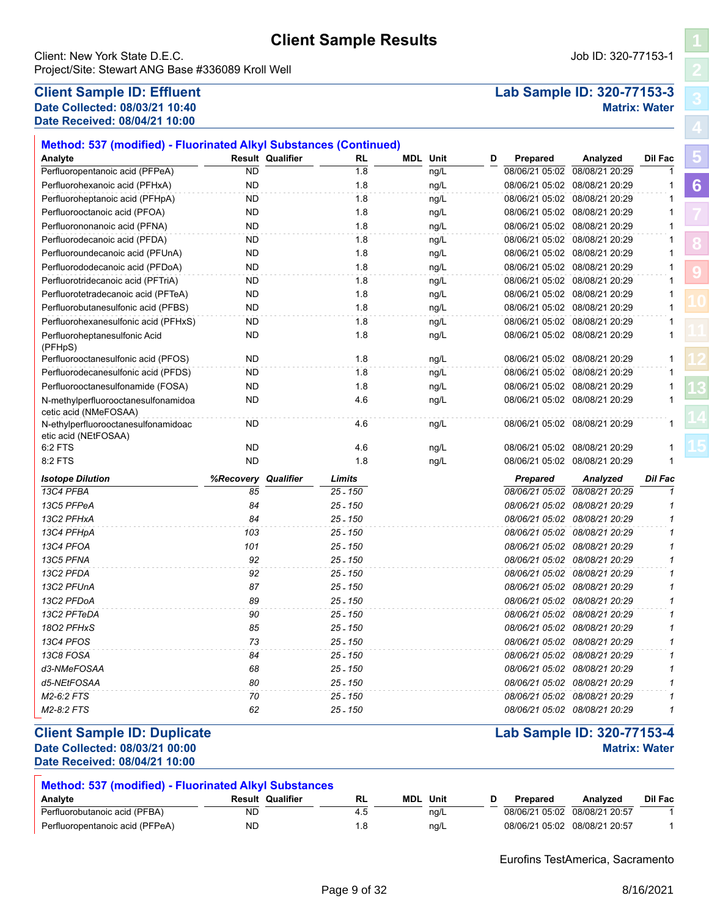# Client Sample Results

Client: New York State D.E.C.
Project/Site: Stewart ANG Base #336089 Kroll Well

Job ID: 320-77153-1

## Client Sample ID: Effluent

**Lab Sample ID: 320-77153-3**

**Date Collected: 08/03/21 10:40**
**Date Received: 08/04/21 10:00**

**Matrix: Water**

### Method: 537 (modified) - Fluorinated Alkyl Substances (Continued)

| Analyte | Result | Qualifier | RL | MDL | Unit | D | Prepared | Analyzed | Dil Fac |
|---|---|---|---|---|---|---|---|---|---|
| Perfluoropentanoic acid (PFPeA) | ND | | 1.8 | | ng/L | | 08/06/21 05:02 | 08/08/21 20:29 | 1 |
| Perfluorohexanoic acid (PFHxA) | ND | | 1.8 | | ng/L | | 08/06/21 05:02 | 08/08/21 20:29 | 1 |
| Perfluoroheptanoic acid (PFHpA) | ND | | 1.8 | | ng/L | | 08/06/21 05:02 | 08/08/21 20:29 | 1 |
| Perfluorooctanoic acid (PFOA) | ND | | 1.8 | | ng/L | | 08/06/21 05:02 | 08/08/21 20:29 | 1 |
| Perfluorononanoic acid (PFNA) | ND | | 1.8 | | ng/L | | 08/06/21 05:02 | 08/08/21 20:29 | 1 |
| Perfluorodecanoic acid (PFDA) | ND | | 1.8 | | ng/L | | 08/06/21 05:02 | 08/08/21 20:29 | 1 |
| Perfluoroundecanoic acid (PFUnA) | ND | | 1.8 | | ng/L | | 08/06/21 05:02 | 08/08/21 20:29 | 1 |
| Perfluorododecanoic acid (PFDoA) | ND | | 1.8 | | ng/L | | 08/06/21 05:02 | 08/08/21 20:29 | 1 |
| Perfluorotridecanoic acid (PFTriA) | ND | | 1.8 | | ng/L | | 08/06/21 05:02 | 08/08/21 20:29 | 1 |
| Perfluorotetradecanoic acid (PFTeA) | ND | | 1.8 | | ng/L | | 08/06/21 05:02 | 08/08/21 20:29 | 1 |
| Perfluorobutanesulfonic acid (PFBS) | ND | | 1.8 | | ng/L | | 08/06/21 05:02 | 08/08/21 20:29 | 1 |
| Perfluorohexanesulfonic acid (PFHxS) | ND | | 1.8 | | ng/L | | 08/06/21 05:02 | 08/08/21 20:29 | 1 |
| Perfluoroheptanesulfonic Acid (PFHpS) | ND | | 1.8 | | ng/L | | 08/06/21 05:02 | 08/08/21 20:29 | 1 |
| Perfluorooctanesulfonic acid (PFOS) | ND | | 1.8 | | ng/L | | 08/06/21 05:02 | 08/08/21 20:29 | 1 |
| Perfluorodecanesulfonic acid (PFDS) | ND | | 1.8 | | ng/L | | 08/06/21 05:02 | 08/08/21 20:29 | 1 |
| Perfluorooctanesulfonamide (FOSA) | ND | | 1.8 | | ng/L | | 08/06/21 05:02 | 08/08/21 20:29 | 1 |
| N-methylperfluorooctanesulfonamidoacetic acid (NMeFOSAA) | ND | | 4.6 | | ng/L | | 08/06/21 05:02 | 08/08/21 20:29 | 1 |
| N-ethylperfluorooctanesulfonamidoacetic acid (NEtFOSAA) | ND | | 4.6 | | ng/L | | 08/06/21 05:02 | 08/08/21 20:29 | 1 |
| 6:2 FTS | ND | | 4.6 | | ng/L | | 08/06/21 05:02 | 08/08/21 20:29 | 1 |
| 8:2 FTS | ND | | 1.8 | | ng/L | | 08/06/21 05:02 | 08/08/21 20:29 | 1 |

| *Isotope Dilution* | *%Recovery* | *Qualifier* | *Limits* | *Prepared* | *Analyzed* | *Dil Fac* |
|---|---|---|---|---|---|---|
| *13C4 PFBA* | *85* | | *25 - 150* | *08/06/21 05:02* | *08/08/21 20:29* | *1* |
| *13C5 PFPeA* | *84* | | *25 - 150* | *08/06/21 05:02* | *08/08/21 20:29* | *1* |
| *13C2 PFHxA* | *84* | | *25 - 150* | *08/06/21 05:02* | *08/08/21 20:29* | *1* |
| *13C4 PFHpA* | *103* | | *25 - 150* | *08/06/21 05:02* | *08/08/21 20:29* | *1* |
| *13C4 PFOA* | *101* | | *25 - 150* | *08/06/21 05:02* | *08/08/21 20:29* | *1* |
| *13C5 PFNA* | *92* | | *25 - 150* | *08/06/21 05:02* | *08/08/21 20:29* | *1* |
| *13C2 PFDA* | *92* | | *25 - 150* | *08/06/21 05:02* | *08/08/21 20:29* | *1* |
| *13C2 PFUnA* | *87* | | *25 - 150* | *08/06/21 05:02* | *08/08/21 20:29* | *1* |
| *13C2 PFDoA* | *89* | | *25 - 150* | *08/06/21 05:02* | *08/08/21 20:29* | *1* |
| *13C2 PFTeDA* | *90* | | *25 - 150* | *08/06/21 05:02* | *08/08/21 20:29* | *1* |
| *18O2 PFHxS* | *85* | | *25 - 150* | *08/06/21 05:02* | *08/08/21 20:29* | *1* |
| *13C4 PFOS* | *73* | | *25 - 150* | *08/06/21 05:02* | *08/08/21 20:29* | *1* |
| *13C8 FOSA* | *84* | | *25 - 150* | *08/06/21 05:02* | *08/08/21 20:29* | *1* |
| *d3-NMeFOSAA* | *68* | | *25 - 150* | *08/06/21 05:02* | *08/08/21 20:29* | *1* |
| *d5-NEtFOSAA* | *80* | | *25 - 150* | *08/06/21 05:02* | *08/08/21 20:29* | *1* |
| *M2-6:2 FTS* | *70* | | *25 - 150* | *08/06/21 05:02* | *08/08/21 20:29* | *1* |
| *M2-8:2 FTS* | *62* | | *25 - 150* | *08/06/21 05:02* | *08/08/21 20:29* | *1* |

## Client Sample ID: Duplicate

**Lab Sample ID: 320-77153-4**

**Date Collected: 08/03/21 00:00**
**Date Received: 08/04/21 10:00**

**Matrix: Water**

### Method: 537 (modified) - Fluorinated Alkyl Substances

| Analyte | Result | Qualifier | RL | MDL | Unit | D | Prepared | Analyzed | Dil Fac |
|---|---|---|---|---|---|---|---|---|---|
| Perfluorobutanoic acid (PFBA) | ND | | 4.5 | | ng/L | | 08/06/21 05:02 | 08/08/21 20:57 | 1 |
| Perfluoropentanoic acid (PFPeA) | ND | | 1.8 | | ng/L | | 08/06/21 05:02 | 08/08/21 20:57 | 1 |

Eurofins TestAmerica, Sacramento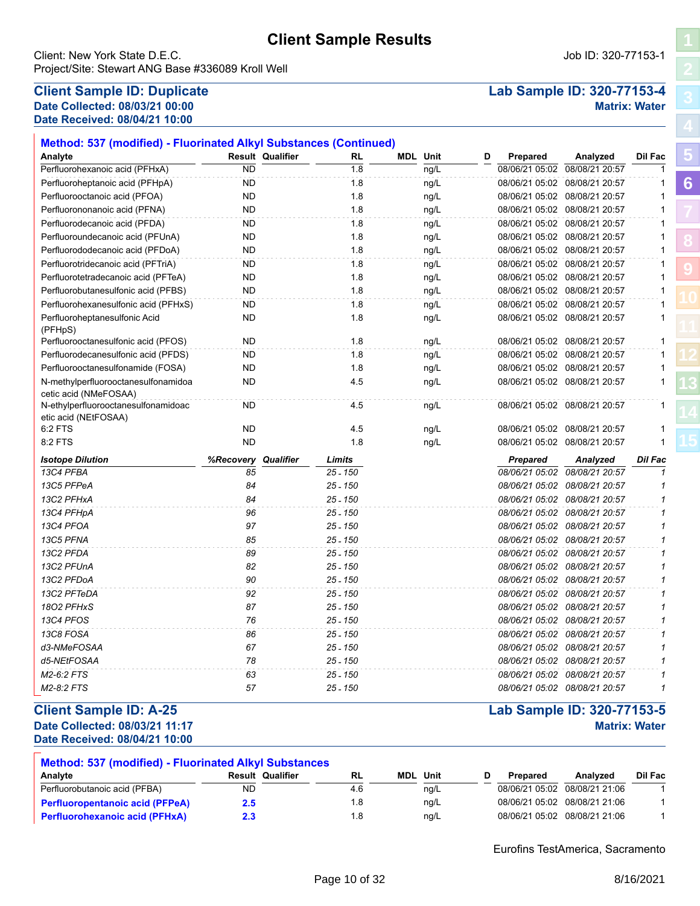# Client Sample Results

Client: New York State D.E.C.
Project/Site: Stewart ANG Base #336089 Kroll Well

Job ID: 320-77153-1

## Client Sample ID: Duplicate

**Lab Sample ID: 320-77153-4**

**Date Collected: 08/03/21 00:00**
**Date Received: 08/04/21 10:00**

**Matrix: Water**

### Method: 537 (modified) - Fluorinated Alkyl Substances (Continued)

| Analyte | Result | Qualifier | RL | MDL | Unit | D | Prepared | Analyzed | Dil Fac |
|---|---|---|---|---|---|---|---|---|---|
| Perfluorohexanoic acid (PFHxA) | ND | | 1.8 | | ng/L | | 08/06/21 05:02 | 08/08/21 20:57 | 1 |
| Perfluoroheptanoic acid (PFHpA) | ND | | 1.8 | | ng/L | | 08/06/21 05:02 | 08/08/21 20:57 | 1 |
| Perfluorooctanoic acid (PFOA) | ND | | 1.8 | | ng/L | | 08/06/21 05:02 | 08/08/21 20:57 | 1 |
| Perfluorononanoic acid (PFNA) | ND | | 1.8 | | ng/L | | 08/06/21 05:02 | 08/08/21 20:57 | 1 |
| Perfluorodecanoic acid (PFDA) | ND | | 1.8 | | ng/L | | 08/06/21 05:02 | 08/08/21 20:57 | 1 |
| Perfluoroundecanoic acid (PFUnA) | ND | | 1.8 | | ng/L | | 08/06/21 05:02 | 08/08/21 20:57 | 1 |
| Perfluorododecanoic acid (PFDoA) | ND | | 1.8 | | ng/L | | 08/06/21 05:02 | 08/08/21 20:57 | 1 |
| Perfluorotridecanoic acid (PFTriA) | ND | | 1.8 | | ng/L | | 08/06/21 05:02 | 08/08/21 20:57 | 1 |
| Perfluorotetradecanoic acid (PFTeA) | ND | | 1.8 | | ng/L | | 08/06/21 05:02 | 08/08/21 20:57 | 1 |
| Perfluorobutanesulfonic acid (PFBS) | ND | | 1.8 | | ng/L | | 08/06/21 05:02 | 08/08/21 20:57 | 1 |
| Perfluorohexanesulfonic acid (PFHxS) | ND | | 1.8 | | ng/L | | 08/06/21 05:02 | 08/08/21 20:57 | 1 |
| Perfluoroheptanesulfonic Acid (PFHpS) | ND | | 1.8 | | ng/L | | 08/06/21 05:02 | 08/08/21 20:57 | 1 |
| Perfluorooctanesulfonic acid (PFOS) | ND | | 1.8 | | ng/L | | 08/06/21 05:02 | 08/08/21 20:57 | 1 |
| Perfluorodecanesulfonic acid (PFDS) | ND | | 1.8 | | ng/L | | 08/06/21 05:02 | 08/08/21 20:57 | 1 |
| Perfluorooctanesulfonamide (FOSA) | ND | | 1.8 | | ng/L | | 08/06/21 05:02 | 08/08/21 20:57 | 1 |
| N-methylperfluorooctanesulfonamidoacetic acid (NMeFOSAA) | ND | | 4.5 | | ng/L | | 08/06/21 05:02 | 08/08/21 20:57 | 1 |
| N-ethylperfluorooctanesulfonamidoacetic acid (NEtFOSAA) | ND | | 4.5 | | ng/L | | 08/06/21 05:02 | 08/08/21 20:57 | 1 |
| 6:2 FTS | ND | | 4.5 | | ng/L | | 08/06/21 05:02 | 08/08/21 20:57 | 1 |
| 8:2 FTS | ND | | 1.8 | | ng/L | | 08/06/21 05:02 | 08/08/21 20:57 | 1 |

| *Isotope Dilution* | *%Recovery* | *Qualifier* | *Limits* | *Prepared* | *Analyzed* | *Dil Fac* |
|---|---|---|---|---|---|---|
| *13C4 PFBA* | *85* | | *25 - 150* | *08/06/21 05:02* | *08/08/21 20:57* | *1* |
| *13C5 PFPeA* | *84* | | *25 - 150* | *08/06/21 05:02* | *08/08/21 20:57* | *1* |
| *13C2 PFHxA* | *84* | | *25 - 150* | *08/06/21 05:02* | *08/08/21 20:57* | *1* |
| *13C4 PFHpA* | *96* | | *25 - 150* | *08/06/21 05:02* | *08/08/21 20:57* | *1* |
| *13C4 PFOA* | *97* | | *25 - 150* | *08/06/21 05:02* | *08/08/21 20:57* | *1* |
| *13C5 PFNA* | *85* | | *25 - 150* | *08/06/21 05:02* | *08/08/21 20:57* | *1* |
| *13C2 PFDA* | *89* | | *25 - 150* | *08/06/21 05:02* | *08/08/21 20:57* | *1* |
| *13C2 PFUnA* | *82* | | *25 - 150* | *08/06/21 05:02* | *08/08/21 20:57* | *1* |
| *13C2 PFDoA* | *90* | | *25 - 150* | *08/06/21 05:02* | *08/08/21 20:57* | *1* |
| *13C2 PFTeDA* | *92* | | *25 - 150* | *08/06/21 05:02* | *08/08/21 20:57* | *1* |
| *18O2 PFHxS* | *87* | | *25 - 150* | *08/06/21 05:02* | *08/08/21 20:57* | *1* |
| *13C4 PFOS* | *76* | | *25 - 150* | *08/06/21 05:02* | *08/08/21 20:57* | *1* |
| *13C8 FOSA* | *86* | | *25 - 150* | *08/06/21 05:02* | *08/08/21 20:57* | *1* |
| *d3-NMeFOSAA* | *67* | | *25 - 150* | *08/06/21 05:02* | *08/08/21 20:57* | *1* |
| *d5-NEtFOSAA* | *78* | | *25 - 150* | *08/06/21 05:02* | *08/08/21 20:57* | *1* |
| *M2-6:2 FTS* | *63* | | *25 - 150* | *08/06/21 05:02* | *08/08/21 20:57* | *1* |
| *M2-8:2 FTS* | *57* | | *25 - 150* | *08/06/21 05:02* | *08/08/21 20:57* | *1* |

## Client Sample ID: A-25

**Lab Sample ID: 320-77153-5**

**Date Collected: 08/03/21 11:17**
**Date Received: 08/04/21 10:00**

**Matrix: Water**

### Method: 537 (modified) - Fluorinated Alkyl Substances

| Analyte | Result | Qualifier | RL | MDL | Unit | D | Prepared | Analyzed | Dil Fac |
|---|---|---|---|---|---|---|---|---|---|
| Perfluorobutanoic acid (PFBA) | ND | | 4.6 | | ng/L | | 08/06/21 05:02 | 08/08/21 21:06 | 1 |
| **Perfluoropentanoic acid (PFPeA)** | **2.5** | | 1.8 | | ng/L | | 08/06/21 05:02 | 08/08/21 21:06 | 1 |
| **Perfluorohexanoic acid (PFHxA)** | **2.3** | | 1.8 | | ng/L | | 08/06/21 05:02 | 08/08/21 21:06 | 1 |

Eurofins TestAmerica, Sacramento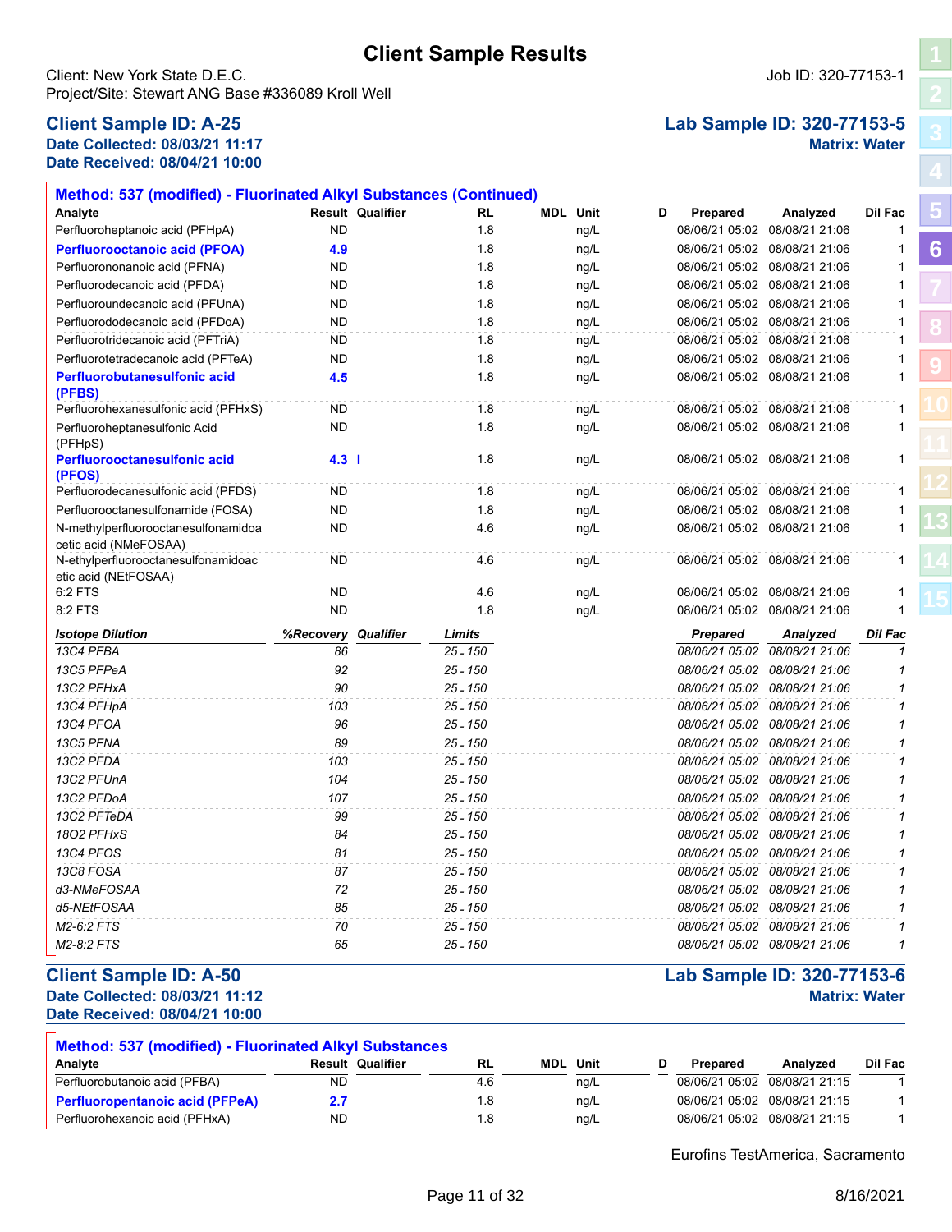# Client Sample Results

Client: New York State D.E.C.
Project/Site: Stewart ANG Base #336089 Kroll Well

Job ID: 320-77153-1

## Client Sample ID: A-25

**Date Collected: 08/03/21 11:17**
**Date Received: 08/04/21 10:00**

**Lab Sample ID: 320-77153-5**
**Matrix: Water**

### Method: 537 (modified) - Fluorinated Alkyl Substances (Continued)

| Analyte | Result | Qualifier | RL | MDL | Unit | D | Prepared | Analyzed | Dil Fac |
|---|---|---|---|---|---|---|---|---|---|
| Perfluoroheptanoic acid (PFHpA) | ND | | 1.8 | | ng/L | | 08/06/21 05:02 | 08/08/21 21:06 | 1 |
| **Perfluorooctanoic acid (PFOA)** | **4.9** | | 1.8 | | ng/L | | 08/06/21 05:02 | 08/08/21 21:06 | 1 |
| Perfluorononanoic acid (PFNA) | ND | | 1.8 | | ng/L | | 08/06/21 05:02 | 08/08/21 21:06 | 1 |
| Perfluorodecanoic acid (PFDA) | ND | | 1.8 | | ng/L | | 08/06/21 05:02 | 08/08/21 21:06 | 1 |
| Perfluoroundecanoic acid (PFUnA) | ND | | 1.8 | | ng/L | | 08/06/21 05:02 | 08/08/21 21:06 | 1 |
| Perfluorododecanoic acid (PFDoA) | ND | | 1.8 | | ng/L | | 08/06/21 05:02 | 08/08/21 21:06 | 1 |
| Perfluorotridecanoic acid (PFTriA) | ND | | 1.8 | | ng/L | | 08/06/21 05:02 | 08/08/21 21:06 | 1 |
| Perfluorotetradecanoic acid (PFTeA) | ND | | 1.8 | | ng/L | | 08/06/21 05:02 | 08/08/21 21:06 | 1 |
| **Perfluorobutanesulfonic acid (PFBS)** | **4.5** | | 1.8 | | ng/L | | 08/06/21 05:02 | 08/08/21 21:06 | 1 |
| Perfluorohexanesulfonic acid (PFHxS) | ND | | 1.8 | | ng/L | | 08/06/21 05:02 | 08/08/21 21:06 | 1 |
| Perfluoroheptanesulfonic Acid (PFHpS) | ND | | 1.8 | | ng/L | | 08/06/21 05:02 | 08/08/21 21:06 | 1 |
| **Perfluorooctanesulfonic acid (PFOS)** | **4.3** | **I** | 1.8 | | ng/L | | 08/06/21 05:02 | 08/08/21 21:06 | 1 |
| Perfluorodecanesulfonic acid (PFDS) | ND | | 1.8 | | ng/L | | 08/06/21 05:02 | 08/08/21 21:06 | 1 |
| Perfluorooctanesulfonamide (FOSA) | ND | | 1.8 | | ng/L | | 08/06/21 05:02 | 08/08/21 21:06 | 1 |
| N-methylperfluorooctanesulfonamidoacetic acid (NMeFOSAA) | ND | | 4.6 | | ng/L | | 08/06/21 05:02 | 08/08/21 21:06 | 1 |
| N-ethylperfluorooctanesulfonamidoacetic acid (NEtFOSAA) | ND | | 4.6 | | ng/L | | 08/06/21 05:02 | 08/08/21 21:06 | 1 |
| 6:2 FTS | ND | | 4.6 | | ng/L | | 08/06/21 05:02 | 08/08/21 21:06 | 1 |
| 8:2 FTS | ND | | 1.8 | | ng/L | | 08/06/21 05:02 | 08/08/21 21:06 | 1 |

| *Isotope Dilution* | *%Recovery* | *Qualifier* | *Limits* | *Prepared* | *Analyzed* | *Dil Fac* |
|---|---|---|---|---|---|---|
| *13C4 PFBA* | *86* | | *25 - 150* | *08/06/21 05:02* | *08/08/21 21:06* | *1* |
| *13C5 PFPeA* | *92* | | *25 - 150* | *08/06/21 05:02* | *08/08/21 21:06* | *1* |
| *13C2 PFHxA* | *90* | | *25 - 150* | *08/06/21 05:02* | *08/08/21 21:06* | *1* |
| *13C4 PFHpA* | *103* | | *25 - 150* | *08/06/21 05:02* | *08/08/21 21:06* | *1* |
| *13C4 PFOA* | *96* | | *25 - 150* | *08/06/21 05:02* | *08/08/21 21:06* | *1* |
| *13C5 PFNA* | *89* | | *25 - 150* | *08/06/21 05:02* | *08/08/21 21:06* | *1* |
| *13C2 PFDA* | *103* | | *25 - 150* | *08/06/21 05:02* | *08/08/21 21:06* | *1* |
| *13C2 PFUnA* | *104* | | *25 - 150* | *08/06/21 05:02* | *08/08/21 21:06* | *1* |
| *13C2 PFDoA* | *107* | | *25 - 150* | *08/06/21 05:02* | *08/08/21 21:06* | *1* |
| *13C2 PFTeDA* | *99* | | *25 - 150* | *08/06/21 05:02* | *08/08/21 21:06* | *1* |
| *18O2 PFHxS* | *84* | | *25 - 150* | *08/06/21 05:02* | *08/08/21 21:06* | *1* |
| *13C4 PFOS* | *81* | | *25 - 150* | *08/06/21 05:02* | *08/08/21 21:06* | *1* |
| *13C8 FOSA* | *87* | | *25 - 150* | *08/06/21 05:02* | *08/08/21 21:06* | *1* |
| *d3-NMeFOSAA* | *72* | | *25 - 150* | *08/06/21 05:02* | *08/08/21 21:06* | *1* |
| *d5-NEtFOSAA* | *85* | | *25 - 150* | *08/06/21 05:02* | *08/08/21 21:06* | *1* |
| *M2-6:2 FTS* | *70* | | *25 - 150* | *08/06/21 05:02* | *08/08/21 21:06* | *1* |
| *M2-8:2 FTS* | *65* | | *25 - 150* | *08/06/21 05:02* | *08/08/21 21:06* | *1* |

## Client Sample ID: A-50

**Date Collected: 08/03/21 11:12**
**Date Received: 08/04/21 10:00**

**Lab Sample ID: 320-77153-6**
**Matrix: Water**

### Method: 537 (modified) - Fluorinated Alkyl Substances

| Analyte | Result | Qualifier | RL | MDL | Unit | D | Prepared | Analyzed | Dil Fac |
|---|---|---|---|---|---|---|---|---|---|
| Perfluorobutanoic acid (PFBA) | ND | | 4.6 | | ng/L | | 08/06/21 05:02 | 08/08/21 21:15 | 1 |
| **Perfluoropentanoic acid (PFPeA)** | **2.7** | | 1.8 | | ng/L | | 08/06/21 05:02 | 08/08/21 21:15 | 1 |
| Perfluorohexanoic acid (PFHxA) | ND | | 1.8 | | ng/L | | 08/06/21 05:02 | 08/08/21 21:15 | 1 |

Eurofins TestAmerica, Sacramento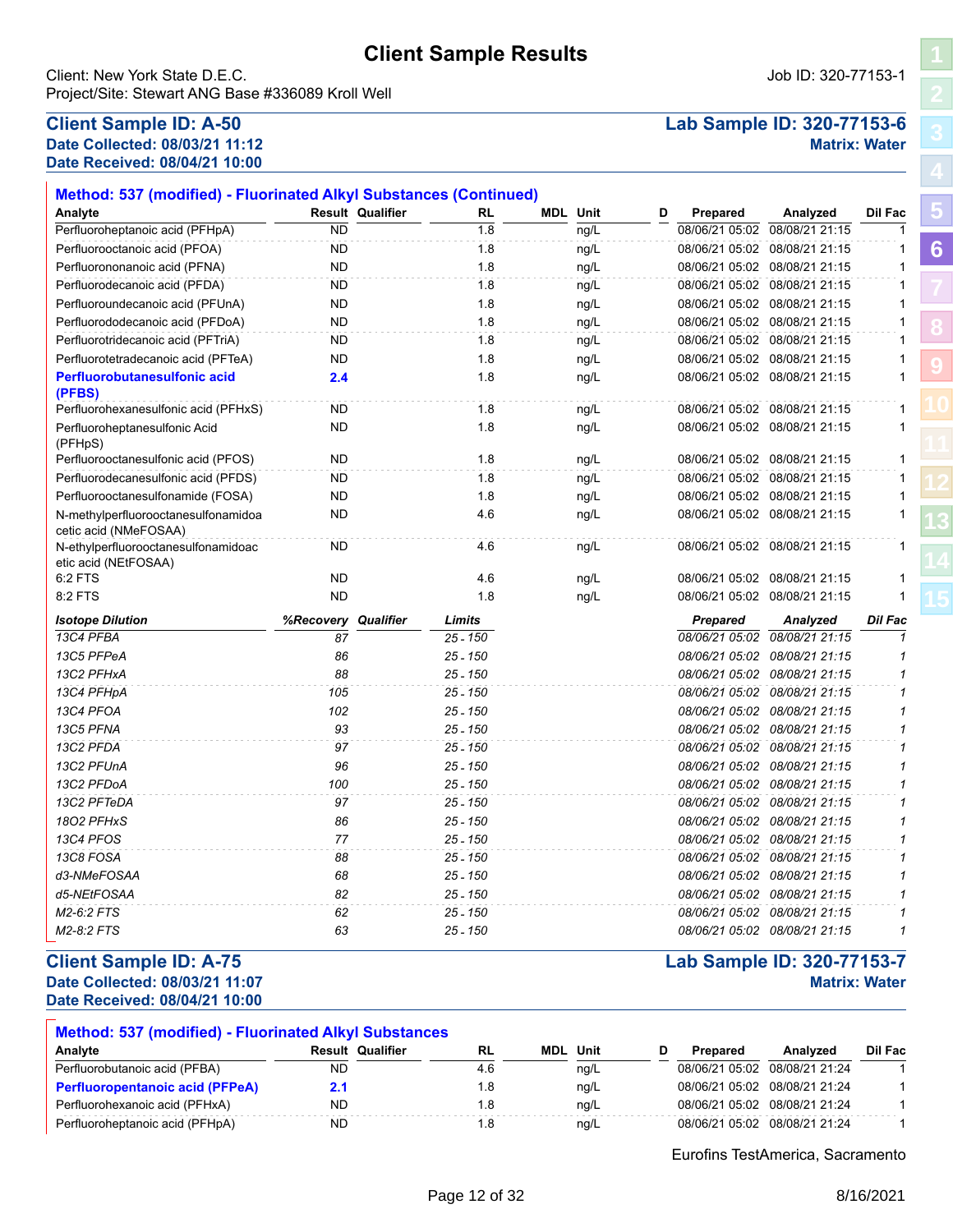# Client Sample Results

Client: New York State D.E.C.
Project/Site: Stewart ANG Base #336089 Kroll Well

Job ID: 320-77153-1

## Client Sample ID: A-50

**Lab Sample ID: 320-77153-6**

**Date Collected: 08/03/21 11:12**
**Date Received: 08/04/21 10:00**

**Matrix: Water**

### Method: 537 (modified) - Fluorinated Alkyl Substances (Continued)

| Analyte | Result | Qualifier | RL | MDL | Unit | D | Prepared | Analyzed | Dil Fac |
|---|---|---|---|---|---|---|---|---|---|
| Perfluoroheptanoic acid (PFHpA) | ND | | 1.8 | | ng/L | | 08/06/21 05:02 | 08/08/21 21:15 | 1 |
| Perfluorooctanoic acid (PFOA) | ND | | 1.8 | | ng/L | | 08/06/21 05:02 | 08/08/21 21:15 | 1 |
| Perfluorononanoic acid (PFNA) | ND | | 1.8 | | ng/L | | 08/06/21 05:02 | 08/08/21 21:15 | 1 |
| Perfluorodecanoic acid (PFDA) | ND | | 1.8 | | ng/L | | 08/06/21 05:02 | 08/08/21 21:15 | 1 |
| Perfluoroundecanoic acid (PFUnA) | ND | | 1.8 | | ng/L | | 08/06/21 05:02 | 08/08/21 21:15 | 1 |
| Perfluorododecanoic acid (PFDoA) | ND | | 1.8 | | ng/L | | 08/06/21 05:02 | 08/08/21 21:15 | 1 |
| Perfluorotridecanoic acid (PFTriA) | ND | | 1.8 | | ng/L | | 08/06/21 05:02 | 08/08/21 21:15 | 1 |
| Perfluorotetradecanoic acid (PFTeA) | ND | | 1.8 | | ng/L | | 08/06/21 05:02 | 08/08/21 21:15 | 1 |
| **Perfluorobutanesulfonic acid (PFBS)** | **2.4** | | 1.8 | | ng/L | | 08/06/21 05:02 | 08/08/21 21:15 | 1 |
| Perfluorohexanesulfonic acid (PFHxS) | ND | | 1.8 | | ng/L | | 08/06/21 05:02 | 08/08/21 21:15 | 1 |
| Perfluoroheptanesulfonic Acid (PFHpS) | ND | | 1.8 | | ng/L | | 08/06/21 05:02 | 08/08/21 21:15 | 1 |
| Perfluorooctanesulfonic acid (PFOS) | ND | | 1.8 | | ng/L | | 08/06/21 05:02 | 08/08/21 21:15 | 1 |
| Perfluorodecanesulfonic acid (PFDS) | ND | | 1.8 | | ng/L | | 08/06/21 05:02 | 08/08/21 21:15 | 1 |
| Perfluorooctanesulfonamide (FOSA) | ND | | 1.8 | | ng/L | | 08/06/21 05:02 | 08/08/21 21:15 | 1 |
| N-methylperfluorooctanesulfonamidoacetic acid (NMeFOSAA) | ND | | 4.6 | | ng/L | | 08/06/21 05:02 | 08/08/21 21:15 | 1 |
| N-ethylperfluorooctanesulfonamidoacetic acid (NEtFOSAA) | ND | | 4.6 | | ng/L | | 08/06/21 05:02 | 08/08/21 21:15 | 1 |
| 6:2 FTS | ND | | 4.6 | | ng/L | | 08/06/21 05:02 | 08/08/21 21:15 | 1 |
| 8:2 FTS | ND | | 1.8 | | ng/L | | 08/06/21 05:02 | 08/08/21 21:15 | 1 |

| *Isotope Dilution* | *%Recovery* | *Qualifier* | *Limits* | *Prepared* | *Analyzed* | *Dil Fac* |
|---|---|---|---|---|---|---|
| *13C4 PFBA* | *87* | | *25 - 150* | *08/06/21 05:02* | *08/08/21 21:15* | *1* |
| *13C5 PFPeA* | *86* | | *25 - 150* | *08/06/21 05:02* | *08/08/21 21:15* | *1* |
| *13C2 PFHxA* | *88* | | *25 - 150* | *08/06/21 05:02* | *08/08/21 21:15* | *1* |
| *13C4 PFHpA* | *105* | | *25 - 150* | *08/06/21 05:02* | *08/08/21 21:15* | *1* |
| *13C4 PFOA* | *102* | | *25 - 150* | *08/06/21 05:02* | *08/08/21 21:15* | *1* |
| *13C5 PFNA* | *93* | | *25 - 150* | *08/06/21 05:02* | *08/08/21 21:15* | *1* |
| *13C2 PFDA* | *97* | | *25 - 150* | *08/06/21 05:02* | *08/08/21 21:15* | *1* |
| *13C2 PFUnA* | *96* | | *25 - 150* | *08/06/21 05:02* | *08/08/21 21:15* | *1* |
| *13C2 PFDoA* | *100* | | *25 - 150* | *08/06/21 05:02* | *08/08/21 21:15* | *1* |
| *13C2 PFTeDA* | *97* | | *25 - 150* | *08/06/21 05:02* | *08/08/21 21:15* | *1* |
| *18O2 PFHxS* | *86* | | *25 - 150* | *08/06/21 05:02* | *08/08/21 21:15* | *1* |
| *13C4 PFOS* | *77* | | *25 - 150* | *08/06/21 05:02* | *08/08/21 21:15* | *1* |
| *13C8 FOSA* | *88* | | *25 - 150* | *08/06/21 05:02* | *08/08/21 21:15* | *1* |
| *d3-NMeFOSAA* | *68* | | *25 - 150* | *08/06/21 05:02* | *08/08/21 21:15* | *1* |
| *d5-NEtFOSAA* | *82* | | *25 - 150* | *08/06/21 05:02* | *08/08/21 21:15* | *1* |
| *M2-6:2 FTS* | *62* | | *25 - 150* | *08/06/21 05:02* | *08/08/21 21:15* | *1* |
| *M2-8:2 FTS* | *63* | | *25 - 150* | *08/06/21 05:02* | *08/08/21 21:15* | *1* |

## Client Sample ID: A-75

**Lab Sample ID: 320-77153-7**

**Date Collected: 08/03/21 11:07**
**Date Received: 08/04/21 10:00**

**Matrix: Water**

### Method: 537 (modified) - Fluorinated Alkyl Substances

| Analyte | Result | Qualifier | RL | MDL | Unit | D | Prepared | Analyzed | Dil Fac |
|---|---|---|---|---|---|---|---|---|---|
| Perfluorobutanoic acid (PFBA) | ND | | 4.6 | | ng/L | | 08/06/21 05:02 | 08/08/21 21:24 | 1 |
| **Perfluoropentanoic acid (PFPeA)** | **2.1** | | 1.8 | | ng/L | | 08/06/21 05:02 | 08/08/21 21:24 | 1 |
| Perfluorohexanoic acid (PFHxA) | ND | | 1.8 | | ng/L | | 08/06/21 05:02 | 08/08/21 21:24 | 1 |
| Perfluoroheptanoic acid (PFHpA) | ND | | 1.8 | | ng/L | | 08/06/21 05:02 | 08/08/21 21:24 | 1 |

Eurofins TestAmerica, Sacramento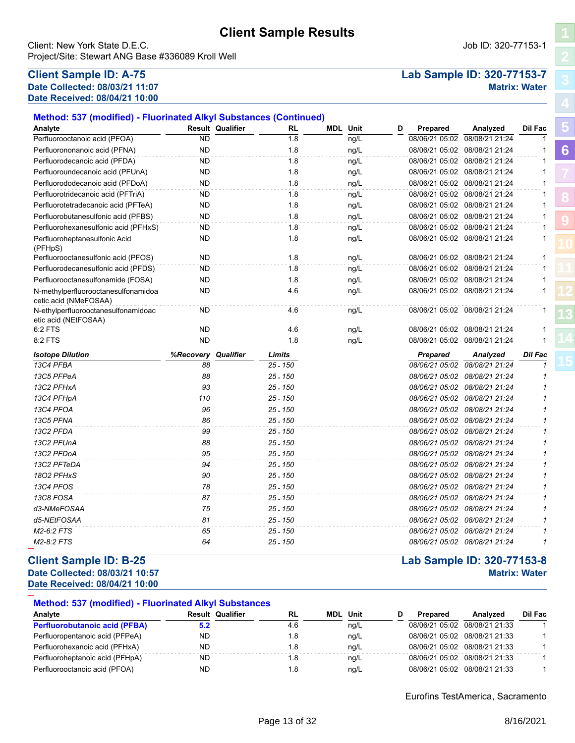# Client Sample Results

Client: New York State D.E.C.
Project/Site: Stewart ANG Base #336089 Kroll Well

Job ID: 320-77153-1

## Client Sample ID: A-75

**Lab Sample ID: 320-77153-7**

**Date Collected: 08/03/21 11:07**
**Date Received: 08/04/21 10:00**

**Matrix: Water**

### Method: 537 (modified) - Fluorinated Alkyl Substances (Continued)

| Analyte | Result | Qualifier | RL | MDL | Unit | D | Prepared | Analyzed | Dil Fac |
|---|---|---|---|---|---|---|---|---|---|
| Perfluorooctanoic acid (PFOA) | ND | | 1.8 | | ng/L | | 08/06/21 05:02 | 08/08/21 21:24 | 1 |
| Perfluorononanoic acid (PFNA) | ND | | 1.8 | | ng/L | | 08/06/21 05:02 | 08/08/21 21:24 | 1 |
| Perfluorodecanoic acid (PFDA) | ND | | 1.8 | | ng/L | | 08/06/21 05:02 | 08/08/21 21:24 | 1 |
| Perfluoroundecanoic acid (PFUnA) | ND | | 1.8 | | ng/L | | 08/06/21 05:02 | 08/08/21 21:24 | 1 |
| Perfluorododecanoic acid (PFDoA) | ND | | 1.8 | | ng/L | | 08/06/21 05:02 | 08/08/21 21:24 | 1 |
| Perfluorotridecanoic acid (PFTriA) | ND | | 1.8 | | ng/L | | 08/06/21 05:02 | 08/08/21 21:24 | 1 |
| Perfluorotetradecanoic acid (PFTeA) | ND | | 1.8 | | ng/L | | 08/06/21 05:02 | 08/08/21 21:24 | 1 |
| Perfluorobutanesulfonic acid (PFBS) | ND | | 1.8 | | ng/L | | 08/06/21 05:02 | 08/08/21 21:24 | 1 |
| Perfluorohexanesulfonic acid (PFHxS) | ND | | 1.8 | | ng/L | | 08/06/21 05:02 | 08/08/21 21:24 | 1 |
| Perfluoroheptanesulfonic Acid (PFHpS) | ND | | 1.8 | | ng/L | | 08/06/21 05:02 | 08/08/21 21:24 | 1 |
| Perfluorooctanesulfonic acid (PFOS) | ND | | 1.8 | | ng/L | | 08/06/21 05:02 | 08/08/21 21:24 | 1 |
| Perfluorodecanesulfonic acid (PFDS) | ND | | 1.8 | | ng/L | | 08/06/21 05:02 | 08/08/21 21:24 | 1 |
| Perfluorooctanesulfonamide (FOSA) | ND | | 1.8 | | ng/L | | 08/06/21 05:02 | 08/08/21 21:24 | 1 |
| N-methylperfluorooctanesulfonamidoacetic acid (NMeFOSAA) | ND | | 4.6 | | ng/L | | 08/06/21 05:02 | 08/08/21 21:24 | 1 |
| N-ethylperfluorooctanesulfonamidoacetic acid (NEtFOSAA) | ND | | 4.6 | | ng/L | | 08/06/21 05:02 | 08/08/21 21:24 | 1 |
| 6:2 FTS | ND | | 4.6 | | ng/L | | 08/06/21 05:02 | 08/08/21 21:24 | 1 |
| 8:2 FTS | ND | | 1.8 | | ng/L | | 08/06/21 05:02 | 08/08/21 21:24 | 1 |

| *Isotope Dilution* | *%Recovery* | *Qualifier* | *Limits* | *Prepared* | *Analyzed* | *Dil Fac* |
|---|---|---|---|---|---|---|
| *13C4 PFBA* | *88* | | *25 - 150* | *08/06/21 05:02* | *08/08/21 21:24* | *1* |
| *13C5 PFPeA* | *88* | | *25 - 150* | *08/06/21 05:02* | *08/08/21 21:24* | *1* |
| *13C2 PFHxA* | *93* | | *25 - 150* | *08/06/21 05:02* | *08/08/21 21:24* | *1* |
| *13C4 PFHpA* | *110* | | *25 - 150* | *08/06/21 05:02* | *08/08/21 21:24* | *1* |
| *13C4 PFOA* | *96* | | *25 - 150* | *08/06/21 05:02* | *08/08/21 21:24* | *1* |
| *13C5 PFNA* | *86* | | *25 - 150* | *08/06/21 05:02* | *08/08/21 21:24* | *1* |
| *13C2 PFDA* | *99* | | *25 - 150* | *08/06/21 05:02* | *08/08/21 21:24* | *1* |
| *13C2 PFUnA* | *88* | | *25 - 150* | *08/06/21 05:02* | *08/08/21 21:24* | *1* |
| *13C2 PFDoA* | *95* | | *25 - 150* | *08/06/21 05:02* | *08/08/21 21:24* | *1* |
| *13C2 PFTeDA* | *94* | | *25 - 150* | *08/06/21 05:02* | *08/08/21 21:24* | *1* |
| *18O2 PFHxS* | *90* | | *25 - 150* | *08/06/21 05:02* | *08/08/21 21:24* | *1* |
| *13C4 PFOS* | *78* | | *25 - 150* | *08/06/21 05:02* | *08/08/21 21:24* | *1* |
| *13C8 FOSA* | *87* | | *25 - 150* | *08/06/21 05:02* | *08/08/21 21:24* | *1* |
| *d3-NMeFOSAA* | *75* | | *25 - 150* | *08/06/21 05:02* | *08/08/21 21:24* | *1* |
| *d5-NEtFOSAA* | *81* | | *25 - 150* | *08/06/21 05:02* | *08/08/21 21:24* | *1* |
| *M2-6:2 FTS* | *65* | | *25 - 150* | *08/06/21 05:02* | *08/08/21 21:24* | *1* |
| *M2-8:2 FTS* | *64* | | *25 - 150* | *08/06/21 05:02* | *08/08/21 21:24* | *1* |

## Client Sample ID: B-25

**Lab Sample ID: 320-77153-8**

**Date Collected: 08/03/21 10:57**
**Date Received: 08/04/21 10:00**

**Matrix: Water**

### Method: 537 (modified) - Fluorinated Alkyl Substances

| Analyte | Result | Qualifier | RL | MDL | Unit | D | Prepared | Analyzed | Dil Fac |
|---|---|---|---|---|---|---|---|---|---|
| **Perfluorobutanoic acid (PFBA)** | **5.2** | | 4.6 | | ng/L | | 08/06/21 05:02 | 08/08/21 21:33 | 1 |
| Perfluoropentanoic acid (PFPeA) | ND | | 1.8 | | ng/L | | 08/06/21 05:02 | 08/08/21 21:33 | 1 |
| Perfluorohexanoic acid (PFHxA) | ND | | 1.8 | | ng/L | | 08/06/21 05:02 | 08/08/21 21:33 | 1 |
| Perfluoroheptanoic acid (PFHpA) | ND | | 1.8 | | ng/L | | 08/06/21 05:02 | 08/08/21 21:33 | 1 |
| Perfluorooctanoic acid (PFOA) | ND | | 1.8 | | ng/L | | 08/06/21 05:02 | 08/08/21 21:33 | 1 |

Eurofins TestAmerica, Sacramento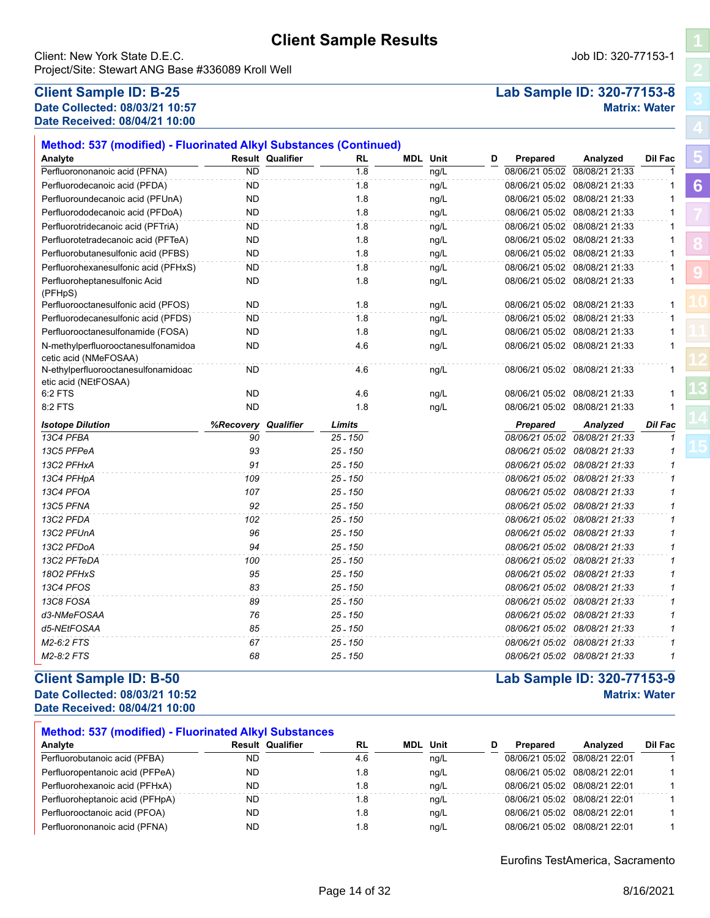# Client Sample Results

Client: New York State D.E.C.
Project/Site: Stewart ANG Base #336089 Kroll Well

Job ID: 320-77153-1

## Client Sample ID: B-25

**Lab Sample ID: 320-77153-8**

**Date Collected: 08/03/21 10:57**
**Date Received: 08/04/21 10:00**

**Matrix: Water**

### Method: 537 (modified) - Fluorinated Alkyl Substances (Continued)

| Analyte | Result | Qualifier | RL | MDL | Unit | D | Prepared | Analyzed | Dil Fac |
|---|---|---|---|---|---|---|---|---|---|
| Perfluorononanoic acid (PFNA) | ND | | 1.8 | | ng/L | | 08/06/21 05:02 | 08/08/21 21:33 | 1 |
| Perfluorodecanoic acid (PFDA) | ND | | 1.8 | | ng/L | | 08/06/21 05:02 | 08/08/21 21:33 | 1 |
| Perfluoroundecanoic acid (PFUnA) | ND | | 1.8 | | ng/L | | 08/06/21 05:02 | 08/08/21 21:33 | 1 |
| Perfluorododecanoic acid (PFDoA) | ND | | 1.8 | | ng/L | | 08/06/21 05:02 | 08/08/21 21:33 | 1 |
| Perfluorotridecanoic acid (PFTriA) | ND | | 1.8 | | ng/L | | 08/06/21 05:02 | 08/08/21 21:33 | 1 |
| Perfluorotetradecanoic acid (PFTeA) | ND | | 1.8 | | ng/L | | 08/06/21 05:02 | 08/08/21 21:33 | 1 |
| Perfluorobutanesulfonic acid (PFBS) | ND | | 1.8 | | ng/L | | 08/06/21 05:02 | 08/08/21 21:33 | 1 |
| Perfluorohexanesulfonic acid (PFHxS) | ND | | 1.8 | | ng/L | | 08/06/21 05:02 | 08/08/21 21:33 | 1 |
| Perfluoroheptanesulfonic Acid (PFHpS) | ND | | 1.8 | | ng/L | | 08/06/21 05:02 | 08/08/21 21:33 | 1 |
| Perfluorooctanesulfonic acid (PFOS) | ND | | 1.8 | | ng/L | | 08/06/21 05:02 | 08/08/21 21:33 | 1 |
| Perfluorodecanesulfonic acid (PFDS) | ND | | 1.8 | | ng/L | | 08/06/21 05:02 | 08/08/21 21:33 | 1 |
| Perfluorooctanesulfonamide (FOSA) | ND | | 1.8 | | ng/L | | 08/06/21 05:02 | 08/08/21 21:33 | 1 |
| N-methylperfluorooctanesulfonamidoacetic acid (NMeFOSAA) | ND | | 4.6 | | ng/L | | 08/06/21 05:02 | 08/08/21 21:33 | 1 |
| N-ethylperfluorooctanesulfonamidoacetic acid (NEtFOSAA) | ND | | 4.6 | | ng/L | | 08/06/21 05:02 | 08/08/21 21:33 | 1 |
| 6:2 FTS | ND | | 4.6 | | ng/L | | 08/06/21 05:02 | 08/08/21 21:33 | 1 |
| 8:2 FTS | ND | | 1.8 | | ng/L | | 08/06/21 05:02 | 08/08/21 21:33 | 1 |

| *Isotope Dilution* | *%Recovery* | *Qualifier* | *Limits* | *Prepared* | *Analyzed* | *Dil Fac* |
|---|---|---|---|---|---|---|
| *13C4 PFBA* | *90* | | *25 - 150* | *08/06/21 05:02* | *08/08/21 21:33* | *1* |
| *13C5 PFPeA* | *93* | | *25 - 150* | *08/06/21 05:02* | *08/08/21 21:33* | *1* |
| *13C2 PFHxA* | *91* | | *25 - 150* | *08/06/21 05:02* | *08/08/21 21:33* | *1* |
| *13C4 PFHpA* | *109* | | *25 - 150* | *08/06/21 05:02* | *08/08/21 21:33* | *1* |
| *13C4 PFOA* | *107* | | *25 - 150* | *08/06/21 05:02* | *08/08/21 21:33* | *1* |
| *13C5 PFNA* | *92* | | *25 - 150* | *08/06/21 05:02* | *08/08/21 21:33* | *1* |
| *13C2 PFDA* | *102* | | *25 - 150* | *08/06/21 05:02* | *08/08/21 21:33* | *1* |
| *13C2 PFUnA* | *96* | | *25 - 150* | *08/06/21 05:02* | *08/08/21 21:33* | *1* |
| *13C2 PFDoA* | *94* | | *25 - 150* | *08/06/21 05:02* | *08/08/21 21:33* | *1* |
| *13C2 PFTeDA* | *100* | | *25 - 150* | *08/06/21 05:02* | *08/08/21 21:33* | *1* |
| *18O2 PFHxS* | *95* | | *25 - 150* | *08/06/21 05:02* | *08/08/21 21:33* | *1* |
| *13C4 PFOS* | *83* | | *25 - 150* | *08/06/21 05:02* | *08/08/21 21:33* | *1* |
| *13C8 FOSA* | *89* | | *25 - 150* | *08/06/21 05:02* | *08/08/21 21:33* | *1* |
| *d3-NMeFOSAA* | *76* | | *25 - 150* | *08/06/21 05:02* | *08/08/21 21:33* | *1* |
| *d5-NEtFOSAA* | *85* | | *25 - 150* | *08/06/21 05:02* | *08/08/21 21:33* | *1* |
| *M2-6:2 FTS* | *67* | | *25 - 150* | *08/06/21 05:02* | *08/08/21 21:33* | *1* |
| *M2-8:2 FTS* | *68* | | *25 - 150* | *08/06/21 05:02* | *08/08/21 21:33* | *1* |

## Client Sample ID: B-50

**Lab Sample ID: 320-77153-9**

**Date Collected: 08/03/21 10:52**
**Date Received: 08/04/21 10:00**

**Matrix: Water**

### Method: 537 (modified) - Fluorinated Alkyl Substances

| Analyte | Result | Qualifier | RL | MDL | Unit | D | Prepared | Analyzed | Dil Fac |
|---|---|---|---|---|---|---|---|---|---|
| Perfluorobutanoic acid (PFBA) | ND | | 4.6 | | ng/L | | 08/06/21 05:02 | 08/08/21 22:01 | 1 |
| Perfluoropentanoic acid (PFPeA) | ND | | 1.8 | | ng/L | | 08/06/21 05:02 | 08/08/21 22:01 | 1 |
| Perfluorohexanoic acid (PFHxA) | ND | | 1.8 | | ng/L | | 08/06/21 05:02 | 08/08/21 22:01 | 1 |
| Perfluoroheptanoic acid (PFHpA) | ND | | 1.8 | | ng/L | | 08/06/21 05:02 | 08/08/21 22:01 | 1 |
| Perfluorooctanoic acid (PFOA) | ND | | 1.8 | | ng/L | | 08/06/21 05:02 | 08/08/21 22:01 | 1 |
| Perfluorononanoic acid (PFNA) | ND | | 1.8 | | ng/L | | 08/06/21 05:02 | 08/08/21 22:01 | 1 |

Eurofins TestAmerica, Sacramento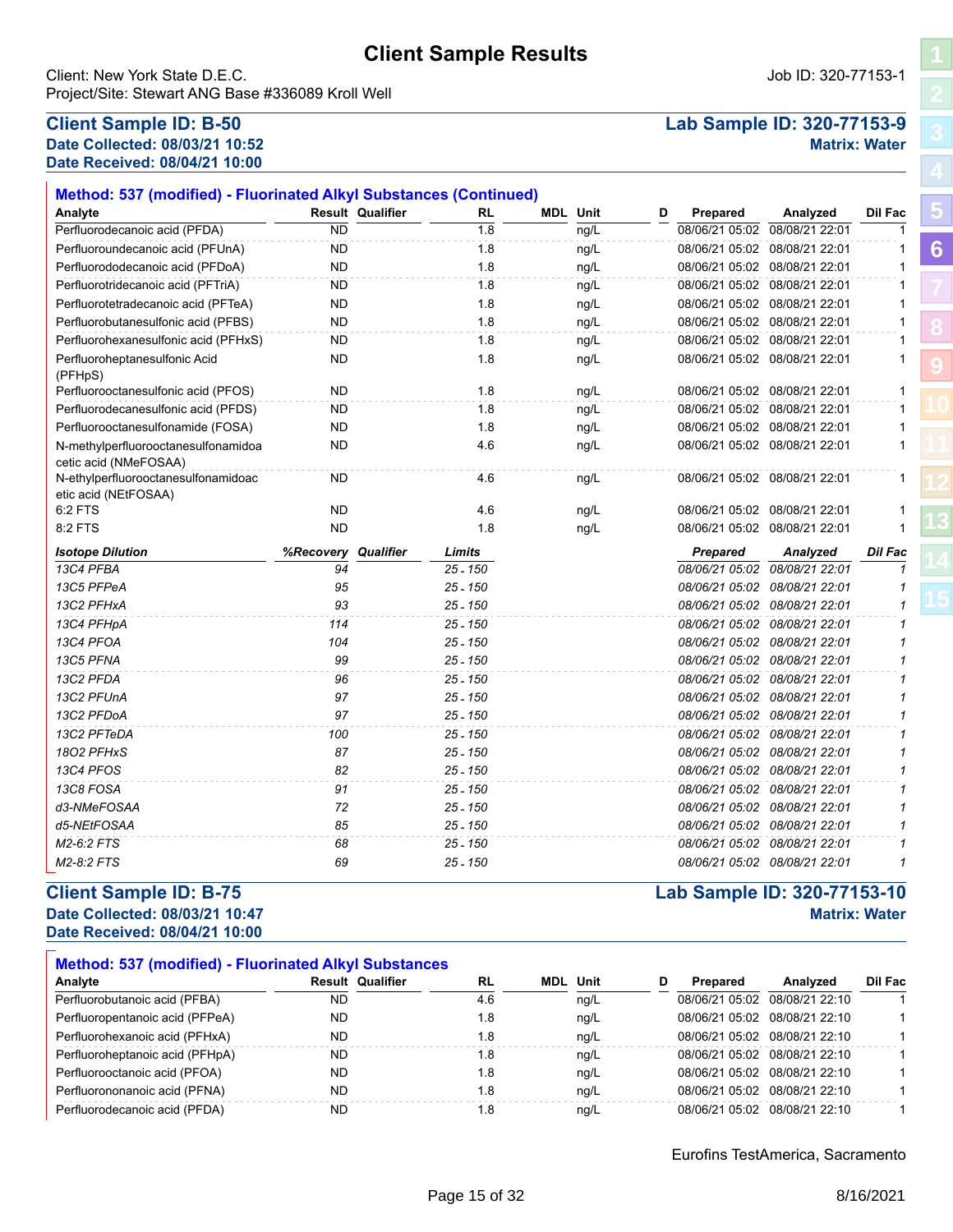# Client Sample Results

Client: New York State D.E.C.
Project/Site: Stewart ANG Base #336089 Kroll Well

Job ID: 320-77153-1

## Client Sample ID: B-50

**Lab Sample ID: 320-77153-9**

**Date Collected: 08/03/21 10:52**
**Date Received: 08/04/21 10:00**

**Matrix: Water**

### Method: 537 (modified) - Fluorinated Alkyl Substances (Continued)

| Analyte | Result | Qualifier | RL | MDL | Unit | D | Prepared | Analyzed | Dil Fac |
|---|---|---|---|---|---|---|---|---|---|
| Perfluorodecanoic acid (PFDA) | ND | | 1.8 | | ng/L | | 08/06/21 05:02 | 08/08/21 22:01 | 1 |
| Perfluoroundecanoic acid (PFUnA) | ND | | 1.8 | | ng/L | | 08/06/21 05:02 | 08/08/21 22:01 | 1 |
| Perfluorododecanoic acid (PFDoA) | ND | | 1.8 | | ng/L | | 08/06/21 05:02 | 08/08/21 22:01 | 1 |
| Perfluorotridecanoic acid (PFTriA) | ND | | 1.8 | | ng/L | | 08/06/21 05:02 | 08/08/21 22:01 | 1 |
| Perfluorotetradecanoic acid (PFTeA) | ND | | 1.8 | | ng/L | | 08/06/21 05:02 | 08/08/21 22:01 | 1 |
| Perfluorobutanesulfonic acid (PFBS) | ND | | 1.8 | | ng/L | | 08/06/21 05:02 | 08/08/21 22:01 | 1 |
| Perfluorohexanesulfonic acid (PFHxS) | ND | | 1.8 | | ng/L | | 08/06/21 05:02 | 08/08/21 22:01 | 1 |
| Perfluoroheptanesulfonic Acid (PFHpS) | ND | | 1.8 | | ng/L | | 08/06/21 05:02 | 08/08/21 22:01 | 1 |
| Perfluorooctanesulfonic acid (PFOS) | ND | | 1.8 | | ng/L | | 08/06/21 05:02 | 08/08/21 22:01 | 1 |
| Perfluorodecanesulfonic acid (PFDS) | ND | | 1.8 | | ng/L | | 08/06/21 05:02 | 08/08/21 22:01 | 1 |
| Perfluorooctanesulfonamide (FOSA) | ND | | 1.8 | | ng/L | | 08/06/21 05:02 | 08/08/21 22:01 | 1 |
| N-methylperfluorooctanesulfonamidoacetic acid (NMeFOSAA) | ND | | 4.6 | | ng/L | | 08/06/21 05:02 | 08/08/21 22:01 | 1 |
| N-ethylperfluorooctanesulfonamidoacetic acid (NEtFOSAA) | ND | | 4.6 | | ng/L | | 08/06/21 05:02 | 08/08/21 22:01 | 1 |
| 6:2 FTS | ND | | 4.6 | | ng/L | | 08/06/21 05:02 | 08/08/21 22:01 | 1 |
| 8:2 FTS | ND | | 1.8 | | ng/L | | 08/06/21 05:02 | 08/08/21 22:01 | 1 |

| *Isotope Dilution* | *%Recovery* | *Qualifier* | *Limits* | *Prepared* | *Analyzed* | *Dil Fac* |
|---|---|---|---|---|---|---|
| *13C4 PFBA* | *94* | | *25 - 150* | *08/06/21 05:02* | *08/08/21 22:01* | *1* |
| *13C5 PFPeA* | *95* | | *25 - 150* | *08/06/21 05:02* | *08/08/21 22:01* | *1* |
| *13C2 PFHxA* | *93* | | *25 - 150* | *08/06/21 05:02* | *08/08/21 22:01* | *1* |
| *13C4 PFHpA* | *114* | | *25 - 150* | *08/06/21 05:02* | *08/08/21 22:01* | *1* |
| *13C4 PFOA* | *104* | | *25 - 150* | *08/06/21 05:02* | *08/08/21 22:01* | *1* |
| *13C5 PFNA* | *99* | | *25 - 150* | *08/06/21 05:02* | *08/08/21 22:01* | *1* |
| *13C2 PFDA* | *96* | | *25 - 150* | *08/06/21 05:02* | *08/08/21 22:01* | *1* |
| *13C2 PFUnA* | *97* | | *25 - 150* | *08/06/21 05:02* | *08/08/21 22:01* | *1* |
| *13C2 PFDoA* | *97* | | *25 - 150* | *08/06/21 05:02* | *08/08/21 22:01* | *1* |
| *13C2 PFTeDA* | *100* | | *25 - 150* | *08/06/21 05:02* | *08/08/21 22:01* | *1* |
| *18O2 PFHxS* | *87* | | *25 - 150* | *08/06/21 05:02* | *08/08/21 22:01* | *1* |
| *13C4 PFOS* | *82* | | *25 - 150* | *08/06/21 05:02* | *08/08/21 22:01* | *1* |
| *13C8 FOSA* | *91* | | *25 - 150* | *08/06/21 05:02* | *08/08/21 22:01* | *1* |
| *d3-NMeFOSAA* | *72* | | *25 - 150* | *08/06/21 05:02* | *08/08/21 22:01* | *1* |
| *d5-NEtFOSAA* | *85* | | *25 - 150* | *08/06/21 05:02* | *08/08/21 22:01* | *1* |
| *M2-6:2 FTS* | *68* | | *25 - 150* | *08/06/21 05:02* | *08/08/21 22:01* | *1* |
| *M2-8:2 FTS* | *69* | | *25 - 150* | *08/06/21 05:02* | *08/08/21 22:01* | *1* |

## Client Sample ID: B-75

**Lab Sample ID: 320-77153-10**

**Date Collected: 08/03/21 10:47**
**Date Received: 08/04/21 10:00**

**Matrix: Water**

### Method: 537 (modified) - Fluorinated Alkyl Substances

| Analyte | Result | Qualifier | RL | MDL | Unit | D | Prepared | Analyzed | Dil Fac |
|---|---|---|---|---|---|---|---|---|---|
| Perfluorobutanoic acid (PFBA) | ND | | 4.6 | | ng/L | | 08/06/21 05:02 | 08/08/21 22:10 | 1 |
| Perfluoropentanoic acid (PFPeA) | ND | | 1.8 | | ng/L | | 08/06/21 05:02 | 08/08/21 22:10 | 1 |
| Perfluorohexanoic acid (PFHxA) | ND | | 1.8 | | ng/L | | 08/06/21 05:02 | 08/08/21 22:10 | 1 |
| Perfluoroheptanoic acid (PFHpA) | ND | | 1.8 | | ng/L | | 08/06/21 05:02 | 08/08/21 22:10 | 1 |
| Perfluorooctanoic acid (PFOA) | ND | | 1.8 | | ng/L | | 08/06/21 05:02 | 08/08/21 22:10 | 1 |
| Perfluorononanoic acid (PFNA) | ND | | 1.8 | | ng/L | | 08/06/21 05:02 | 08/08/21 22:10 | 1 |
| Perfluorodecanoic acid (PFDA) | ND | | 1.8 | | ng/L | | 08/06/21 05:02 | 08/08/21 22:10 | 1 |

Eurofins TestAmerica, Sacramento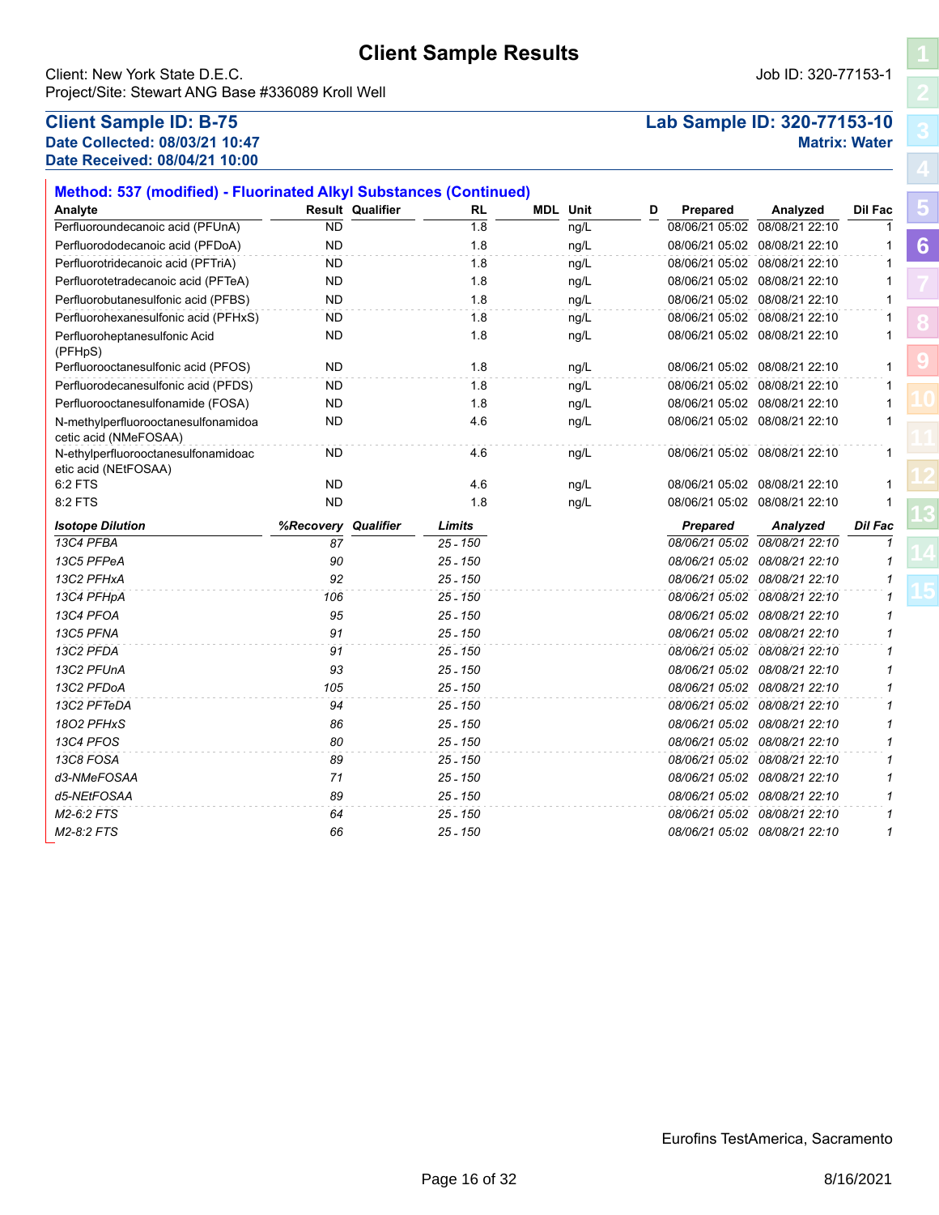# Client Sample Results

Client: New York State D.E.C.
Project/Site: Stewart ANG Base #336089 Kroll Well

Job ID: 320-77153-1

## Client Sample ID: B-75

**Date Collected: 08/03/21 10:47**
**Date Received: 08/04/21 10:00**

**Lab Sample ID: 320-77153-10**
**Matrix: Water**

### Method: 537 (modified) - Fluorinated Alkyl Substances (Continued)

| Analyte | Result | Qualifier | RL | MDL | Unit | D | Prepared | Analyzed | Dil Fac |
|---|---|---|---|---|---|---|---|---|---|
| Perfluoroundecanoic acid (PFUnA) | ND | | 1.8 | | ng/L | | 08/06/21 05:02 | 08/08/21 22:10 | 1 |
| Perfluorododecanoic acid (PFDoA) | ND | | 1.8 | | ng/L | | 08/06/21 05:02 | 08/08/21 22:10 | 1 |
| Perfluorotridecanoic acid (PFTriA) | ND | | 1.8 | | ng/L | | 08/06/21 05:02 | 08/08/21 22:10 | 1 |
| Perfluorotetradecanoic acid (PFTeA) | ND | | 1.8 | | ng/L | | 08/06/21 05:02 | 08/08/21 22:10 | 1 |
| Perfluorobutanesulfonic acid (PFBS) | ND | | 1.8 | | ng/L | | 08/06/21 05:02 | 08/08/21 22:10 | 1 |
| Perfluorohexanesulfonic acid (PFHxS) | ND | | 1.8 | | ng/L | | 08/06/21 05:02 | 08/08/21 22:10 | 1 |
| Perfluoroheptanesulfonic Acid (PFHpS) | ND | | 1.8 | | ng/L | | 08/06/21 05:02 | 08/08/21 22:10 | 1 |
| Perfluorooctanesulfonic acid (PFOS) | ND | | 1.8 | | ng/L | | 08/06/21 05:02 | 08/08/21 22:10 | 1 |
| Perfluorodecanesulfonic acid (PFDS) | ND | | 1.8 | | ng/L | | 08/06/21 05:02 | 08/08/21 22:10 | 1 |
| Perfluorooctanesulfonamide (FOSA) | ND | | 1.8 | | ng/L | | 08/06/21 05:02 | 08/08/21 22:10 | 1 |
| N-methylperfluorooctanesulfonamidoacetic acid (NMeFOSAA) | ND | | 4.6 | | ng/L | | 08/06/21 05:02 | 08/08/21 22:10 | 1 |
| N-ethylperfluorooctanesulfonamidoacetic acid (NEtFOSAA) | ND | | 4.6 | | ng/L | | 08/06/21 05:02 | 08/08/21 22:10 | 1 |
| 6:2 FTS | ND | | 4.6 | | ng/L | | 08/06/21 05:02 | 08/08/21 22:10 | 1 |
| 8:2 FTS | ND | | 1.8 | | ng/L | | 08/06/21 05:02 | 08/08/21 22:10 | 1 |

| *Isotope Dilution* | *%Recovery* | *Qualifier* | *Limits* | *Prepared* | *Analyzed* | *Dil Fac* |
|---|---|---|---|---|---|---|
| *13C4 PFBA* | *87* | | *25 - 150* | *08/06/21 05:02* | *08/08/21 22:10* | *1* |
| *13C5 PFPeA* | *90* | | *25 - 150* | *08/06/21 05:02* | *08/08/21 22:10* | *1* |
| *13C2 PFHxA* | *92* | | *25 - 150* | *08/06/21 05:02* | *08/08/21 22:10* | *1* |
| *13C4 PFHpA* | *106* | | *25 - 150* | *08/06/21 05:02* | *08/08/21 22:10* | *1* |
| *13C4 PFOA* | *95* | | *25 - 150* | *08/06/21 05:02* | *08/08/21 22:10* | *1* |
| *13C5 PFNA* | *91* | | *25 - 150* | *08/06/21 05:02* | *08/08/21 22:10* | *1* |
| *13C2 PFDA* | *91* | | *25 - 150* | *08/06/21 05:02* | *08/08/21 22:10* | *1* |
| *13C2 PFUnA* | *93* | | *25 - 150* | *08/06/21 05:02* | *08/08/21 22:10* | *1* |
| *13C2 PFDoA* | *105* | | *25 - 150* | *08/06/21 05:02* | *08/08/21 22:10* | *1* |
| *13C2 PFTeDA* | *94* | | *25 - 150* | *08/06/21 05:02* | *08/08/21 22:10* | *1* |
| *18O2 PFHxS* | *86* | | *25 - 150* | *08/06/21 05:02* | *08/08/21 22:10* | *1* |
| *13C4 PFOS* | *80* | | *25 - 150* | *08/06/21 05:02* | *08/08/21 22:10* | *1* |
| *13C8 FOSA* | *89* | | *25 - 150* | *08/06/21 05:02* | *08/08/21 22:10* | *1* |
| *d3-NMeFOSAA* | *71* | | *25 - 150* | *08/06/21 05:02* | *08/08/21 22:10* | *1* |
| *d5-NEtFOSAA* | *89* | | *25 - 150* | *08/06/21 05:02* | *08/08/21 22:10* | *1* |
| *M2-6:2 FTS* | *64* | | *25 - 150* | *08/06/21 05:02* | *08/08/21 22:10* | *1* |
| *M2-8:2 FTS* | *66* | | *25 - 150* | *08/06/21 05:02* | *08/08/21 22:10* | *1* |

Eurofins TestAmerica, Sacramento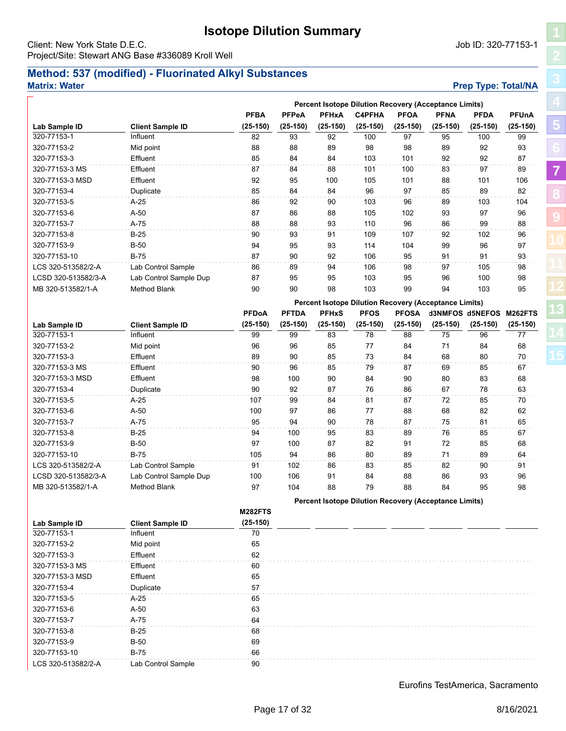# Isotope Dilution Summary

Client: New York State D.E.C.
Project/Site: Stewart ANG Base #336089 Kroll Well

Job ID: 320-77153-1

## Method: 537 (modified) - Fluorinated Alkyl Substances

**Matrix: Water**

**Prep Type: Total/NA**

| | | Percent Isotope Dilution Recovery (Acceptance Limits) | | | | | | | |
|---|---|---|---|---|---|---|---|---|---|
| | | PFBA | PFPeA | PFHxA | C4PFHA | PFOA | PFNA | PFDA | PFUnA |
| Lab Sample ID | Client Sample ID | (25-150) | (25-150) | (25-150) | (25-150) | (25-150) | (25-150) | (25-150) | (25-150) |
| 320-77153-1 | Influent | 82 | 93 | 92 | 100 | 97 | 95 | 100 | 99 |
| 320-77153-2 | Mid point | 88 | 88 | 89 | 98 | 98 | 89 | 92 | 93 |
| 320-77153-3 | Effluent | 85 | 84 | 84 | 103 | 101 | 92 | 92 | 87 |
| 320-77153-3 MS | Effluent | 87 | 84 | 88 | 101 | 100 | 83 | 97 | 89 |
| 320-77153-3 MSD | Effluent | 92 | 95 | 100 | 105 | 101 | 88 | 101 | 106 |
| 320-77153-4 | Duplicate | 85 | 84 | 84 | 96 | 97 | 85 | 89 | 82 |
| 320-77153-5 | A-25 | 86 | 92 | 90 | 103 | 96 | 89 | 103 | 104 |
| 320-77153-6 | A-50 | 87 | 86 | 88 | 105 | 102 | 93 | 97 | 96 |
| 320-77153-7 | A-75 | 88 | 88 | 93 | 110 | 96 | 86 | 99 | 88 |
| 320-77153-8 | B-25 | 90 | 93 | 91 | 109 | 107 | 92 | 102 | 96 |
| 320-77153-9 | B-50 | 94 | 95 | 93 | 114 | 104 | 99 | 96 | 97 |
| 320-77153-10 | B-75 | 87 | 90 | 92 | 106 | 95 | 91 | 91 | 93 |
| LCS 320-513582/2-A | Lab Control Sample | 86 | 89 | 94 | 106 | 98 | 97 | 105 | 98 |
| LCSD 320-513582/3-A | Lab Control Sample Dup | 87 | 95 | 95 | 103 | 95 | 96 | 100 | 98 |
| MB 320-513582/1-A | Method Blank | 90 | 90 | 98 | 103 | 99 | 94 | 103 | 95 |

| | | Percent Isotope Dilution Recovery (Acceptance Limits) | | | | | | | |
|---|---|---|---|---|---|---|---|---|---|
| | | PFDoA | PFTDA | PFHxS | PFOS | PFOSA | d3NMFOS | d5NEFOS | M262FTS |
| Lab Sample ID | Client Sample ID | (25-150) | (25-150) | (25-150) | (25-150) | (25-150) | (25-150) | (25-150) | (25-150) |
| 320-77153-1 | Influent | 99 | 99 | 83 | 78 | 88 | 75 | 96 | 77 |
| 320-77153-2 | Mid point | 96 | 96 | 85 | 77 | 84 | 71 | 84 | 68 |
| 320-77153-3 | Effluent | 89 | 90 | 85 | 73 | 84 | 68 | 80 | 70 |
| 320-77153-3 MS | Effluent | 90 | 96 | 85 | 79 | 87 | 69 | 85 | 67 |
| 320-77153-3 MSD | Effluent | 98 | 100 | 90 | 84 | 90 | 80 | 83 | 68 |
| 320-77153-4 | Duplicate | 90 | 92 | 87 | 76 | 86 | 67 | 78 | 63 |
| 320-77153-5 | A-25 | 107 | 99 | 84 | 81 | 87 | 72 | 85 | 70 |
| 320-77153-6 | A-50 | 100 | 97 | 86 | 77 | 88 | 68 | 82 | 62 |
| 320-77153-7 | A-75 | 95 | 94 | 90 | 78 | 87 | 75 | 81 | 65 |
| 320-77153-8 | B-25 | 94 | 100 | 95 | 83 | 89 | 76 | 85 | 67 |
| 320-77153-9 | B-50 | 97 | 100 | 87 | 82 | 91 | 72 | 85 | 68 |
| 320-77153-10 | B-75 | 105 | 94 | 86 | 80 | 89 | 71 | 89 | 64 |
| LCS 320-513582/2-A | Lab Control Sample | 91 | 102 | 86 | 83 | 85 | 82 | 90 | 91 |
| LCSD 320-513582/3-A | Lab Control Sample Dup | 100 | 106 | 91 | 84 | 88 | 86 | 93 | 96 |
| MB 320-513582/1-A | Method Blank | 97 | 104 | 88 | 79 | 88 | 84 | 95 | 98 |

| | | Percent Isotope Dilution Recovery (Acceptance Limits) |
|---|---|---|
| | | M282FTS |
| Lab Sample ID | Client Sample ID | (25-150) |
| 320-77153-1 | Influent | 70 |
| 320-77153-2 | Mid point | 65 |
| 320-77153-3 | Effluent | 62 |
| 320-77153-3 MS | Effluent | 60 |
| 320-77153-3 MSD | Effluent | 65 |
| 320-77153-4 | Duplicate | 57 |
| 320-77153-5 | A-25 | 65 |
| 320-77153-6 | A-50 | 63 |
| 320-77153-7 | A-75 | 64 |
| 320-77153-8 | B-25 | 68 |
| 320-77153-9 | B-50 | 69 |
| 320-77153-10 | B-75 | 66 |
| LCS 320-513582/2-A | Lab Control Sample | 90 |

Eurofins TestAmerica, Sacramento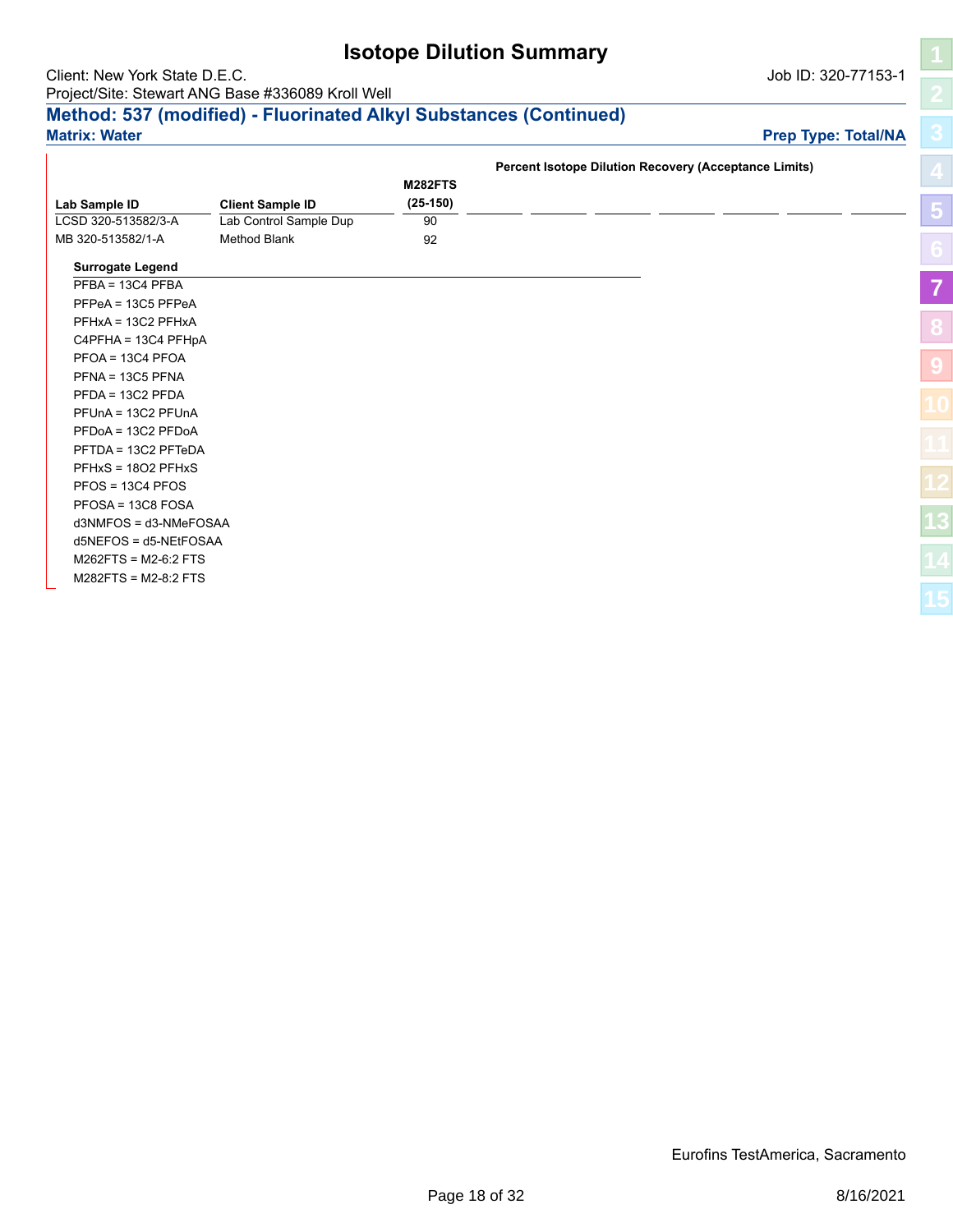# Isotope Dilution Summary

Client: New York State D.E.C.

Job ID: 320-77153-1

Project/Site: Stewart ANG Base #336089 Kroll Well

## Method: 537 (modified) - Fluorinated Alkyl Substances (Continued)

**Matrix: Water**

**Prep Type: Total/NA**

| | | Percent Isotope Dilution Recovery (Acceptance Limits) |
|---|---|---|
| **Lab Sample ID** | **Client Sample ID** | **M282FTS (25-150)** |
| LCSD 320-513582/3-A | Lab Control Sample Dup | 90 |
| MB 320-513582/1-A | Method Blank | 92 |

**Surrogate Legend**

PFBA = 13C4 PFBA
PFPeA = 13C5 PFPeA
PFHxA = 13C2 PFHxA
C4PFHA = 13C4 PFHpA
PFOA = 13C4 PFOA
PFNA = 13C5 PFNA
PFDA = 13C2 PFDA
PFUnA = 13C2 PFUnA
PFDoA = 13C2 PFDoA
PFTDA = 13C2 PFTeDA
PFHxS = 18O2 PFHxS
PFOS = 13C4 PFOS
PFOSA = 13C8 FOSA
d3NMFOS = d3-NMeFOSAA
d5NEFOS = d5-NEtFOSAA
M262FTS = M2-6:2 FTS
M282FTS = M2-8:2 FTS

Eurofins TestAmerica, Sacramento

8/16/2021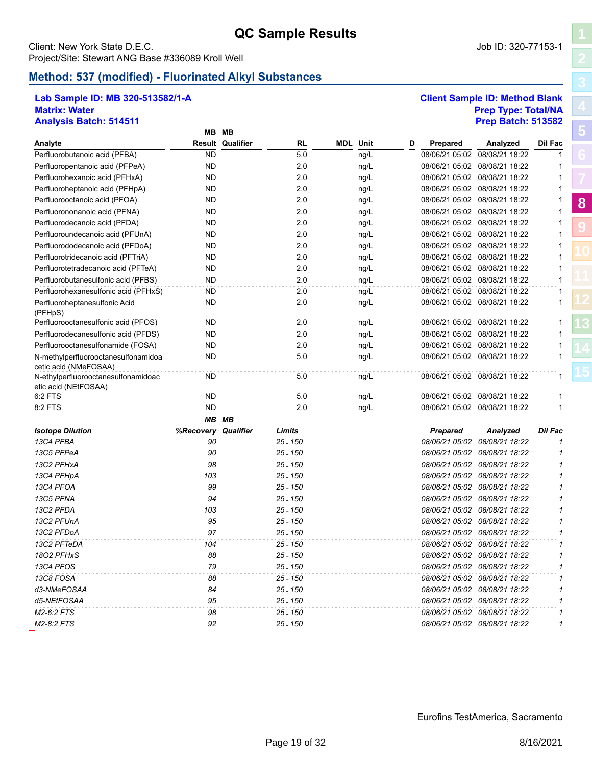# QC Sample Results

Client: New York State D.E.C.
Project/Site: Stewart ANG Base #336089 Kroll Well

Job ID: 320-77153-1

## Method: 537 (modified) - Fluorinated Alkyl Substances

**Lab Sample ID: MB 320-513582/1-A**
**Matrix: Water**
**Analysis Batch: 514511**

**Client Sample ID: Method Blank**
**Prep Type: Total/NA**
**Prep Batch: 513582**

| Analyte | MB Result | MB Qualifier | RL | MDL | Unit | D | Prepared | Analyzed | Dil Fac |
|---|---|---|---|---|---|---|---|---|---|
| Perfluorobutanoic acid (PFBA) | ND | | 5.0 | | ng/L | | 08/06/21 05:02 | 08/08/21 18:22 | 1 |
| Perfluoropentanoic acid (PFPeA) | ND | | 2.0 | | ng/L | | 08/06/21 05:02 | 08/08/21 18:22 | 1 |
| Perfluorohexanoic acid (PFHxA) | ND | | 2.0 | | ng/L | | 08/06/21 05:02 | 08/08/21 18:22 | 1 |
| Perfluoroheptanoic acid (PFHpA) | ND | | 2.0 | | ng/L | | 08/06/21 05:02 | 08/08/21 18:22 | 1 |
| Perfluorooctanoic acid (PFOA) | ND | | 2.0 | | ng/L | | 08/06/21 05:02 | 08/08/21 18:22 | 1 |
| Perfluorononanoic acid (PFNA) | ND | | 2.0 | | ng/L | | 08/06/21 05:02 | 08/08/21 18:22 | 1 |
| Perfluorodecanoic acid (PFDA) | ND | | 2.0 | | ng/L | | 08/06/21 05:02 | 08/08/21 18:22 | 1 |
| Perfluoroundecanoic acid (PFUnA) | ND | | 2.0 | | ng/L | | 08/06/21 05:02 | 08/08/21 18:22 | 1 |
| Perfluorododecanoic acid (PFDoA) | ND | | 2.0 | | ng/L | | 08/06/21 05:02 | 08/08/21 18:22 | 1 |
| Perfluorotridecanoic acid (PFTriA) | ND | | 2.0 | | ng/L | | 08/06/21 05:02 | 08/08/21 18:22 | 1 |
| Perfluorotetradecanoic acid (PFTeA) | ND | | 2.0 | | ng/L | | 08/06/21 05:02 | 08/08/21 18:22 | 1 |
| Perfluorobutanesulfonic acid (PFBS) | ND | | 2.0 | | ng/L | | 08/06/21 05:02 | 08/08/21 18:22 | 1 |
| Perfluorohexanesulfonic acid (PFHxS) | ND | | 2.0 | | ng/L | | 08/06/21 05:02 | 08/08/21 18:22 | 1 |
| Perfluoroheptanesulfonic Acid (PFHpS) | ND | | 2.0 | | ng/L | | 08/06/21 05:02 | 08/08/21 18:22 | 1 |
| Perfluorooctanesulfonic acid (PFOS) | ND | | 2.0 | | ng/L | | 08/06/21 05:02 | 08/08/21 18:22 | 1 |
| Perfluorodecanesulfonic acid (PFDS) | ND | | 2.0 | | ng/L | | 08/06/21 05:02 | 08/08/21 18:22 | 1 |
| Perfluorooctanesulfonamide (FOSA) | ND | | 2.0 | | ng/L | | 08/06/21 05:02 | 08/08/21 18:22 | 1 |
| N-methylperfluorooctanesulfonamidoacetic acid (NMeFOSAA) | ND | | 5.0 | | ng/L | | 08/06/21 05:02 | 08/08/21 18:22 | 1 |
| N-ethylperfluorooctanesulfonamidoacetic acid (NEtFOSAA) | ND | | 5.0 | | ng/L | | 08/06/21 05:02 | 08/08/21 18:22 | 1 |
| 6:2 FTS | ND | | 5.0 | | ng/L | | 08/06/21 05:02 | 08/08/21 18:22 | 1 |
| 8:2 FTS | ND | | 2.0 | | ng/L | | 08/06/21 05:02 | 08/08/21 18:22 | 1 |

| *Isotope Dilution* | *MB %Recovery* | *MB Qualifier* | *Limits* | *Prepared* | *Analyzed* | *Dil Fac* |
|---|---|---|---|---|---|---|
| *13C4 PFBA* | *90* | | *25 - 150* | *08/06/21 05:02* | *08/08/21 18:22* | *1* |
| *13C5 PFPeA* | *90* | | *25 - 150* | *08/06/21 05:02* | *08/08/21 18:22* | *1* |
| *13C2 PFHxA* | *98* | | *25 - 150* | *08/06/21 05:02* | *08/08/21 18:22* | *1* |
| *13C4 PFHpA* | *103* | | *25 - 150* | *08/06/21 05:02* | *08/08/21 18:22* | *1* |
| *13C4 PFOA* | *99* | | *25 - 150* | *08/06/21 05:02* | *08/08/21 18:22* | *1* |
| *13C5 PFNA* | *94* | | *25 - 150* | *08/06/21 05:02* | *08/08/21 18:22* | *1* |
| *13C2 PFDA* | *103* | | *25 - 150* | *08/06/21 05:02* | *08/08/21 18:22* | *1* |
| *13C2 PFUnA* | *95* | | *25 - 150* | *08/06/21 05:02* | *08/08/21 18:22* | *1* |
| *13C2 PFDoA* | *97* | | *25 - 150* | *08/06/21 05:02* | *08/08/21 18:22* | *1* |
| *13C2 PFTeDA* | *104* | | *25 - 150* | *08/06/21 05:02* | *08/08/21 18:22* | *1* |
| *18O2 PFHxS* | *88* | | *25 - 150* | *08/06/21 05:02* | *08/08/21 18:22* | *1* |
| *13C4 PFOS* | *79* | | *25 - 150* | *08/06/21 05:02* | *08/08/21 18:22* | *1* |
| *13C8 FOSA* | *88* | | *25 - 150* | *08/06/21 05:02* | *08/08/21 18:22* | *1* |
| *d3-NMeFOSAA* | *84* | | *25 - 150* | *08/06/21 05:02* | *08/08/21 18:22* | *1* |
| *d5-NEtFOSAA* | *95* | | *25 - 150* | *08/06/21 05:02* | *08/08/21 18:22* | *1* |
| *M2-6:2 FTS* | *98* | | *25 - 150* | *08/06/21 05:02* | *08/08/21 18:22* | *1* |
| *M2-8:2 FTS* | *92* | | *25 - 150* | *08/06/21 05:02* | *08/08/21 18:22* | *1* |

Eurofins TestAmerica, Sacramento

8/16/2021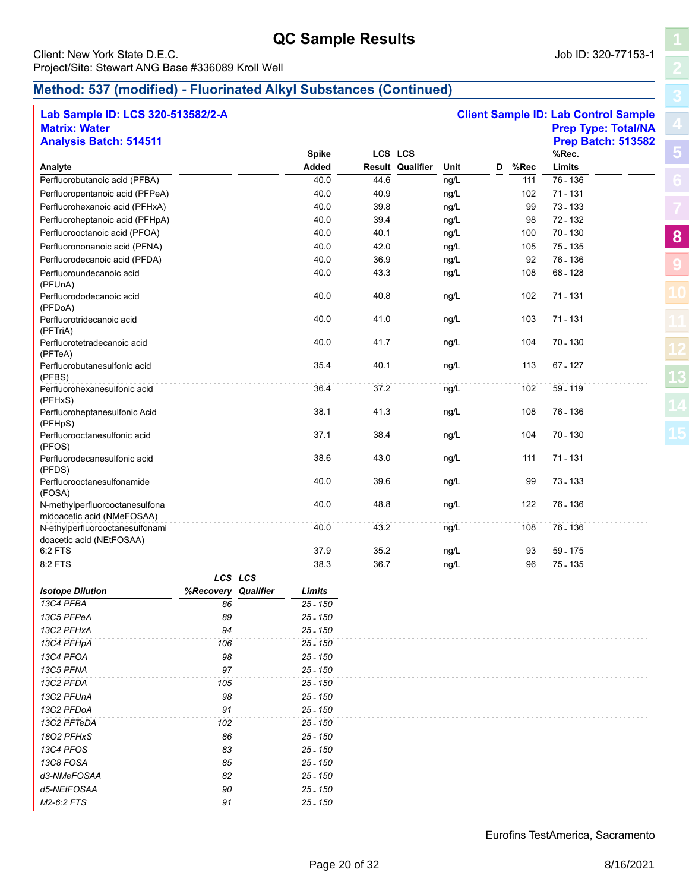# QC Sample Results

Client: New York State D.E.C.
Project/Site: Stewart ANG Base #336089 Kroll Well

Job ID: 320-77153-1

## Method: 537 (modified) - Fluorinated Alkyl Substances (Continued)

**Lab Sample ID: LCS 320-513582/2-A**
**Matrix: Water**
**Analysis Batch: 514511**

**Client Sample ID: Lab Control Sample**
**Prep Type: Total/NA**
**Prep Batch: 513582**

| Analyte | Spike Added | LCS Result | LCS Qualifier | Unit | D | %Rec | %Rec. Limits |
|---|---|---|---|---|---|---|---|
| Perfluorobutanoic acid (PFBA) | 40.0 | 44.6 | | ng/L | | 111 | 76 - 136 |
| Perfluoropentanoic acid (PFPeA) | 40.0 | 40.9 | | ng/L | | 102 | 71 - 131 |
| Perfluorohexanoic acid (PFHxA) | 40.0 | 39.8 | | ng/L | | 99 | 73 - 133 |
| Perfluoroheptanoic acid (PFHpA) | 40.0 | 39.4 | | ng/L | | 98 | 72 - 132 |
| Perfluorooctanoic acid (PFOA) | 40.0 | 40.1 | | ng/L | | 100 | 70 - 130 |
| Perfluorononanoic acid (PFNA) | 40.0 | 42.0 | | ng/L | | 105 | 75 - 135 |
| Perfluorodecanoic acid (PFDA) | 40.0 | 36.9 | | ng/L | | 92 | 76 - 136 |
| Perfluoroundecanoic acid (PFUnA) | 40.0 | 43.3 | | ng/L | | 108 | 68 - 128 |
| Perfluorododecanoic acid (PFDoA) | 40.0 | 40.8 | | ng/L | | 102 | 71 - 131 |
| Perfluorotridecanoic acid (PFTriA) | 40.0 | 41.0 | | ng/L | | 103 | 71 - 131 |
| Perfluorotetradecanoic acid (PFTeA) | 40.0 | 41.7 | | ng/L | | 104 | 70 - 130 |
| Perfluorobutanesulfonic acid (PFBS) | 35.4 | 40.1 | | ng/L | | 113 | 67 - 127 |
| Perfluorohexanesulfonic acid (PFHxS) | 36.4 | 37.2 | | ng/L | | 102 | 59 - 119 |
| Perfluoroheptanesulfonic Acid (PFHpS) | 38.1 | 41.3 | | ng/L | | 108 | 76 - 136 |
| Perfluorooctanesulfonic acid (PFOS) | 37.1 | 38.4 | | ng/L | | 104 | 70 - 130 |
| Perfluorodecanesulfonic acid (PFDS) | 38.6 | 43.0 | | ng/L | | 111 | 71 - 131 |
| Perfluorooctanesulfonamide (FOSA) | 40.0 | 39.6 | | ng/L | | 99 | 73 - 133 |
| N-methylperfluorooctanesulfonamidoacetic acid (NMeFOSAA) | 40.0 | 48.8 | | ng/L | | 122 | 76 - 136 |
| N-ethylperfluorooctanesulfonamidoacetic acid (NEtFOSAA) | 40.0 | 43.2 | | ng/L | | 108 | 76 - 136 |
| 6:2 FTS | 37.9 | 35.2 | | ng/L | | 93 | 59 - 175 |
| 8:2 FTS | 38.3 | 36.7 | | ng/L | | 96 | 75 - 135 |

| *Isotope Dilution* | *LCS %Recovery* | *LCS Qualifier* | *Limits* |
|---|---|---|---|
| *13C4 PFBA* | *86* | | *25 - 150* |
| *13C5 PFPeA* | *89* | | *25 - 150* |
| *13C2 PFHxA* | *94* | | *25 - 150* |
| *13C4 PFHpA* | *106* | | *25 - 150* |
| *13C4 PFOA* | *98* | | *25 - 150* |
| *13C5 PFNA* | *97* | | *25 - 150* |
| *13C2 PFDA* | *105* | | *25 - 150* |
| *13C2 PFUnA* | *98* | | *25 - 150* |
| *13C2 PFDoA* | *91* | | *25 - 150* |
| *13C2 PFTeDA* | *102* | | *25 - 150* |
| *18O2 PFHxS* | *86* | | *25 - 150* |
| *13C4 PFOS* | *83* | | *25 - 150* |
| *13C8 FOSA* | *85* | | *25 - 150* |
| *d3-NMeFOSAA* | *82* | | *25 - 150* |
| *d5-NEtFOSAA* | *90* | | *25 - 150* |
| *M2-6:2 FTS* | *91* | | *25 - 150* |

Eurofins TestAmerica, Sacramento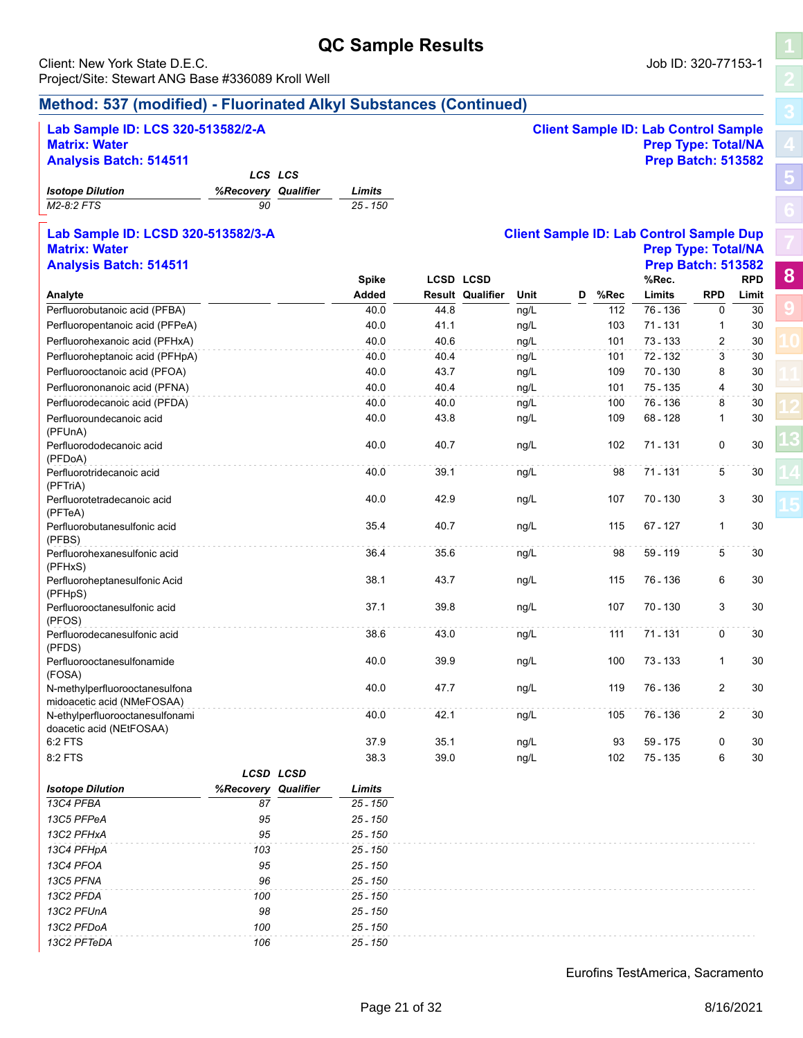# QC Sample Results

Client: New York State D.E.C.
Project/Site: Stewart ANG Base #336089 Kroll Well

Job ID: 320-77153-1

## Method: 537 (modified) - Fluorinated Alkyl Substances (Continued)

**Lab Sample ID: LCS 320-513582/2-A**
**Matrix: Water**
**Analysis Batch: 514511**

**Client Sample ID: Lab Control Sample**
**Prep Type: Total/NA**
**Prep Batch: 513582**

| Isotope Dilution | LCS %Recovery | LCS Qualifier | Limits |
|---|---|---|---|
| M2-8:2 FTS | 90 | | 25 - 150 |

**Lab Sample ID: LCSD 320-513582/3-A**
**Matrix: Water**
**Analysis Batch: 514511**

**Client Sample ID: Lab Control Sample Dup**
**Prep Type: Total/NA**
**Prep Batch: 513582**

| Analyte | Spike Added | LCSD Result | LCSD Qualifier | Unit | D | %Rec | %Rec. Limits | RPD | RPD Limit |
|---|---|---|---|---|---|---|---|---|---|
| Perfluorobutanoic acid (PFBA) | 40.0 | 44.8 | | ng/L | | 112 | 76 - 136 | 0 | 30 |
| Perfluoropentanoic acid (PFPeA) | 40.0 | 41.1 | | ng/L | | 103 | 71 - 131 | 1 | 30 |
| Perfluorohexanoic acid (PFHxA) | 40.0 | 40.6 | | ng/L | | 101 | 73 - 133 | 2 | 30 |
| Perfluoroheptanoic acid (PFHpA) | 40.0 | 40.4 | | ng/L | | 101 | 72 - 132 | 3 | 30 |
| Perfluorooctanoic acid (PFOA) | 40.0 | 43.7 | | ng/L | | 109 | 70 - 130 | 8 | 30 |
| Perfluorononanoic acid (PFNA) | 40.0 | 40.4 | | ng/L | | 101 | 75 - 135 | 4 | 30 |
| Perfluorodecanoic acid (PFDA) | 40.0 | 40.0 | | ng/L | | 100 | 76 - 136 | 8 | 30 |
| Perfluoroundecanoic acid (PFUnA) | 40.0 | 43.8 | | ng/L | | 109 | 68 - 128 | 1 | 30 |
| Perfluorododecanoic acid (PFDoA) | 40.0 | 40.7 | | ng/L | | 102 | 71 - 131 | 0 | 30 |
| Perfluorotridecanoic acid (PFTriA) | 40.0 | 39.1 | | ng/L | | 98 | 71 - 131 | 5 | 30 |
| Perfluorotetradecanoic acid (PFTeA) | 40.0 | 42.9 | | ng/L | | 107 | 70 - 130 | 3 | 30 |
| Perfluorobutanesulfonic acid (PFBS) | 35.4 | 40.7 | | ng/L | | 115 | 67 - 127 | 1 | 30 |
| Perfluorohexanesulfonic acid (PFHxS) | 36.4 | 35.6 | | ng/L | | 98 | 59 - 119 | 5 | 30 |
| Perfluoroheptanesulfonic Acid (PFHpS) | 38.1 | 43.7 | | ng/L | | 115 | 76 - 136 | 6 | 30 |
| Perfluorooctanesulfonic acid (PFOS) | 37.1 | 39.8 | | ng/L | | 107 | 70 - 130 | 3 | 30 |
| Perfluorodecanesulfonic acid (PFDS) | 38.6 | 43.0 | | ng/L | | 111 | 71 - 131 | 0 | 30 |
| Perfluorooctanesulfonamide (FOSA) | 40.0 | 39.9 | | ng/L | | 100 | 73 - 133 | 1 | 30 |
| N-methylperfluorooctanesulfonamidoacetic acid (NMeFOSAA) | 40.0 | 47.7 | | ng/L | | 119 | 76 - 136 | 2 | 30 |
| N-ethylperfluorooctanesulfonamidoacetic acid (NEtFOSAA) | 40.0 | 42.1 | | ng/L | | 105 | 76 - 136 | 2 | 30 |
| 6:2 FTS | 37.9 | 35.1 | | ng/L | | 93 | 59 - 175 | 0 | 30 |
| 8:2 FTS | 38.3 | 39.0 | | ng/L | | 102 | 75 - 135 | 6 | 30 |

| Isotope Dilution | LCSD %Recovery | LCSD Qualifier | Limits |
|---|---|---|---|
| 13C4 PFBA | 87 | | 25 - 150 |
| 13C5 PFPeA | 95 | | 25 - 150 |
| 13C2 PFHxA | 95 | | 25 - 150 |
| 13C4 PFHpA | 103 | | 25 - 150 |
| 13C4 PFOA | 95 | | 25 - 150 |
| 13C5 PFNA | 96 | | 25 - 150 |
| 13C2 PFDA | 100 | | 25 - 150 |
| 13C2 PFUnA | 98 | | 25 - 150 |
| 13C2 PFDoA | 100 | | 25 - 150 |
| 13C2 PFTeDA | 106 | | 25 - 150 |

Eurofins TestAmerica, Sacramento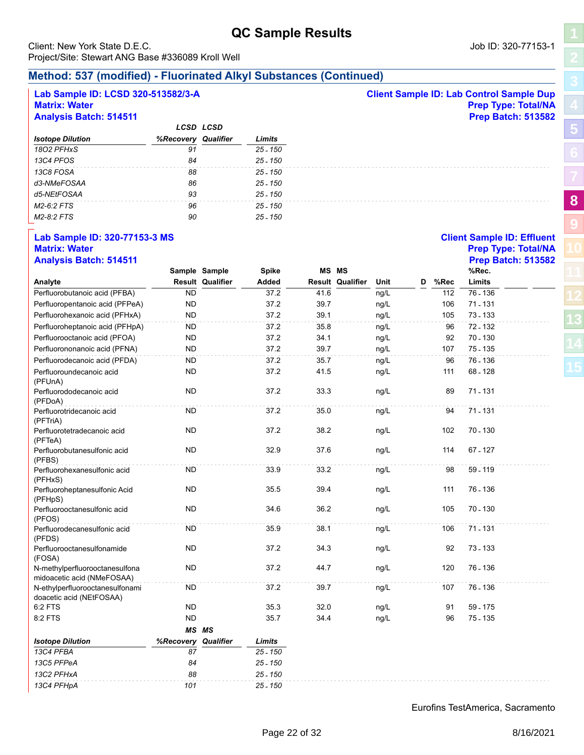# QC Sample Results

Client: New York State D.E.C.
Project/Site: Stewart ANG Base #336089 Kroll Well

Job ID: 320-77153-1

## Method: 537 (modified) - Fluorinated Alkyl Substances (Continued)

**Lab Sample ID: LCSD 320-513582/3-A**
**Matrix: Water**
**Analysis Batch: 514511**

**Client Sample ID: Lab Control Sample Dup**
**Prep Type: Total/NA**
**Prep Batch: 513582**

| *Isotope Dilution* | *LCSD %Recovery* | *LCSD Qualifier* | *Limits* |
|---|---|---|---|
| *18O2 PFHxS* | *91* | | *25 - 150* |
| *13C4 PFOS* | *84* | | *25 - 150* |
| *13C8 FOSA* | *88* | | *25 - 150* |
| *d3-NMeFOSAA* | *86* | | *25 - 150* |
| *d5-NEtFOSAA* | *93* | | *25 - 150* |
| *M2-6:2 FTS* | *96* | | *25 - 150* |
| *M2-8:2 FTS* | *90* | | *25 - 150* |

**Lab Sample ID: 320-77153-3 MS**
**Matrix: Water**
**Analysis Batch: 514511**

**Client Sample ID: Effluent**
**Prep Type: Total/NA**
**Prep Batch: 513582**

| Analyte | Sample Result | Sample Qualifier | Spike Added | MS Result | MS Qualifier | Unit | D | %Rec | %Rec. Limits |
|---|---|---|---|---|---|---|---|---|---|
| Perfluorobutanoic acid (PFBA) | ND | | 37.2 | 41.6 | | ng/L | | 112 | 76 - 136 |
| Perfluoropentanoic acid (PFPeA) | ND | | 37.2 | 39.7 | | ng/L | | 106 | 71 - 131 |
| Perfluorohexanoic acid (PFHxA) | ND | | 37.2 | 39.1 | | ng/L | | 105 | 73 - 133 |
| Perfluoroheptanoic acid (PFHpA) | ND | | 37.2 | 35.8 | | ng/L | | 96 | 72 - 132 |
| Perfluorooctanoic acid (PFOA) | ND | | 37.2 | 34.1 | | ng/L | | 92 | 70 - 130 |
| Perfluorononanoic acid (PFNA) | ND | | 37.2 | 39.7 | | ng/L | | 107 | 75 - 135 |
| Perfluorodecanoic acid (PFDA) | ND | | 37.2 | 35.7 | | ng/L | | 96 | 76 - 136 |
| Perfluoroundecanoic acid (PFUnA) | ND | | 37.2 | 41.5 | | ng/L | | 111 | 68 - 128 |
| Perfluorododecanoic acid (PFDoA) | ND | | 37.2 | 33.3 | | ng/L | | 89 | 71 - 131 |
| Perfluorotridecanoic acid (PFTriA) | ND | | 37.2 | 35.0 | | ng/L | | 94 | 71 - 131 |
| Perfluorotetradecanoic acid (PFTeA) | ND | | 37.2 | 38.2 | | ng/L | | 102 | 70 - 130 |
| Perfluorobutanesulfonic acid (PFBS) | ND | | 32.9 | 37.6 | | ng/L | | 114 | 67 - 127 |
| Perfluorohexanesulfonic acid (PFHxS) | ND | | 33.9 | 33.2 | | ng/L | | 98 | 59 - 119 |
| Perfluoroheptanesulfonic Acid (PFHpS) | ND | | 35.5 | 39.4 | | ng/L | | 111 | 76 - 136 |
| Perfluorooctanesulfonic acid (PFOS) | ND | | 34.6 | 36.2 | | ng/L | | 105 | 70 - 130 |
| Perfluorodecanesulfonic acid (PFDS) | ND | | 35.9 | 38.1 | | ng/L | | 106 | 71 - 131 |
| Perfluorooctanesulfonamide (FOSA) | ND | | 37.2 | 34.3 | | ng/L | | 92 | 73 - 133 |
| N-methylperfluorooctanesulfonamidoacetic acid (NMeFOSAA) | ND | | 37.2 | 44.7 | | ng/L | | 120 | 76 - 136 |
| N-ethylperfluorooctanesulfonamidoacetic acid (NEtFOSAA) | ND | | 37.2 | 39.7 | | ng/L | | 107 | 76 - 136 |
| 6:2 FTS | ND | | 35.3 | 32.0 | | ng/L | | 91 | 59 - 175 |
| 8:2 FTS | ND | | 35.7 | 34.4 | | ng/L | | 96 | 75 - 135 |

| *Isotope Dilution* | *MS %Recovery* | *MS Qualifier* | *Limits* |
|---|---|---|---|
| *13C4 PFBA* | *87* | | *25 - 150* |
| *13C5 PFPeA* | *84* | | *25 - 150* |
| *13C2 PFHxA* | *88* | | *25 - 150* |
| *13C4 PFHpA* | *101* | | *25 - 150* |

Eurofins TestAmerica, Sacramento

8/16/2021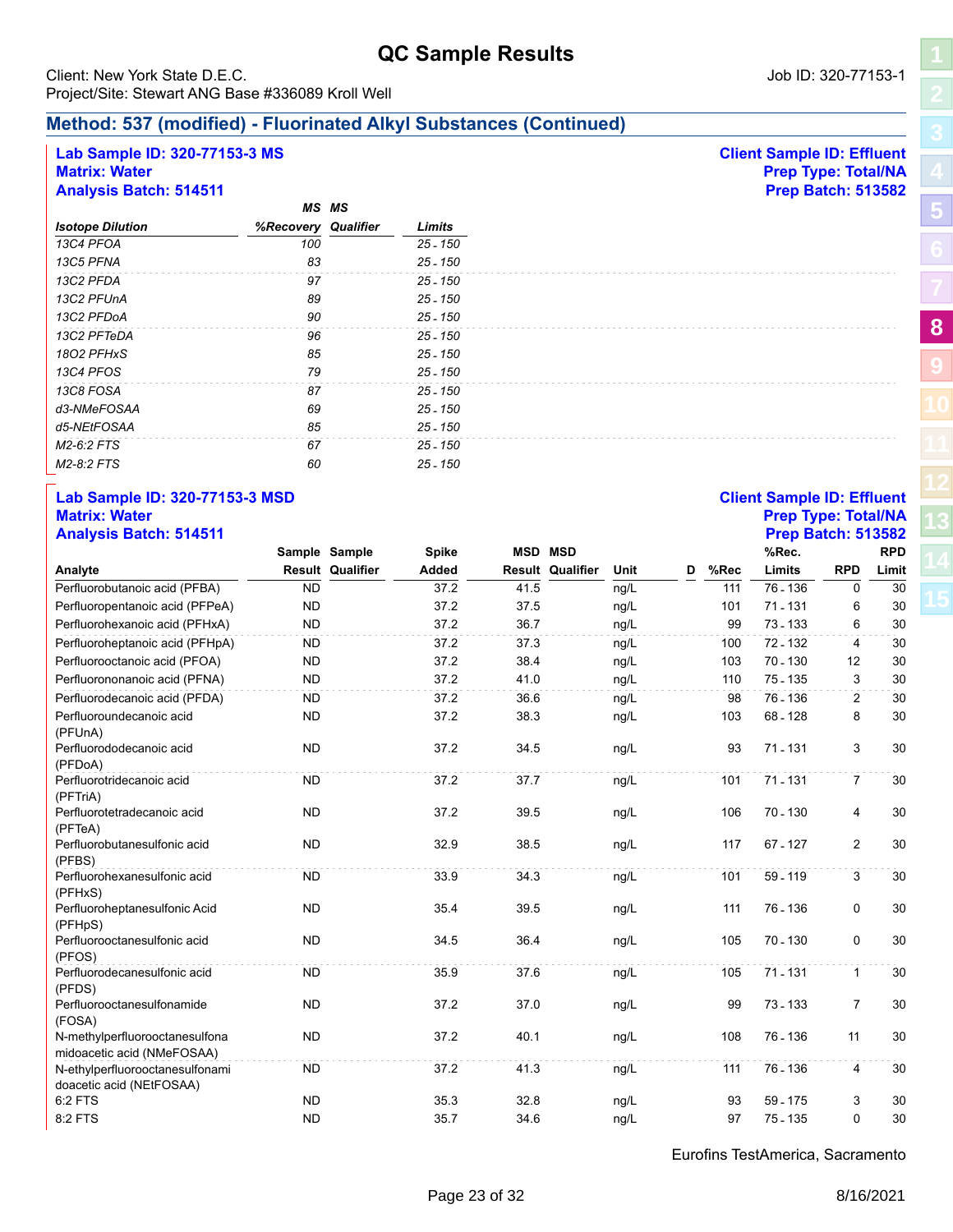# QC Sample Results

Client: New York State D.E.C.
Project/Site: Stewart ANG Base #336089 Kroll Well

Job ID: 320-77153-1

## Method: 537 (modified) - Fluorinated Alkyl Substances (Continued)

**Lab Sample ID: 320-77153-3 MS**
**Matrix: Water**
**Analysis Batch: 514511**

**Client Sample ID: Effluent**
**Prep Type: Total/NA**
**Prep Batch: 513582**

| *Isotope Dilution* | *MS %Recovery* | *MS Qualifier* | *Limits* |
|---|---|---|---|
| *13C4 PFOA* | *100* | | *25 - 150* |
| *13C5 PFNA* | *83* | | *25 - 150* |
| *13C2 PFDA* | *97* | | *25 - 150* |
| *13C2 PFUnA* | *89* | | *25 - 150* |
| *13C2 PFDoA* | *90* | | *25 - 150* |
| *13C2 PFTeDA* | *96* | | *25 - 150* |
| *18O2 PFHxS* | *85* | | *25 - 150* |
| *13C4 PFOS* | *79* | | *25 - 150* |
| *13C8 FOSA* | *87* | | *25 - 150* |
| *d3-NMeFOSAA* | *69* | | *25 - 150* |
| *d5-NEtFOSAA* | *85* | | *25 - 150* |
| *M2-6:2 FTS* | *67* | | *25 - 150* |
| *M2-8:2 FTS* | *60* | | *25 - 150* |

**Lab Sample ID: 320-77153-3 MSD**
**Matrix: Water**
**Analysis Batch: 514511**

**Client Sample ID: Effluent**
**Prep Type: Total/NA**
**Prep Batch: 513582**

| Analyte | Sample Result | Sample Qualifier | Spike Added | MSD Result | MSD Qualifier | Unit | D | %Rec | %Rec. Limits | RPD | RPD Limit |
|---|---|---|---|---|---|---|---|---|---|---|---|
| Perfluorobutanoic acid (PFBA) | ND | | 37.2 | 41.5 | | ng/L | | 111 | 76 - 136 | 0 | 30 |
| Perfluoropentanoic acid (PFPeA) | ND | | 37.2 | 37.5 | | ng/L | | 101 | 71 - 131 | 6 | 30 |
| Perfluorohexanoic acid (PFHxA) | ND | | 37.2 | 36.7 | | ng/L | | 99 | 73 - 133 | 6 | 30 |
| Perfluoroheptanoic acid (PFHpA) | ND | | 37.2 | 37.3 | | ng/L | | 100 | 72 - 132 | 4 | 30 |
| Perfluorooctanoic acid (PFOA) | ND | | 37.2 | 38.4 | | ng/L | | 103 | 70 - 130 | 12 | 30 |
| Perfluorononanoic acid (PFNA) | ND | | 37.2 | 41.0 | | ng/L | | 110 | 75 - 135 | 3 | 30 |
| Perfluorodecanoic acid (PFDA) | ND | | 37.2 | 36.6 | | ng/L | | 98 | 76 - 136 | 2 | 30 |
| Perfluoroundecanoic acid (PFUnA) | ND | | 37.2 | 38.3 | | ng/L | | 103 | 68 - 128 | 8 | 30 |
| Perfluorododecanoic acid (PFDoA) | ND | | 37.2 | 34.5 | | ng/L | | 93 | 71 - 131 | 3 | 30 |
| Perfluorotridecanoic acid (PFTriA) | ND | | 37.2 | 37.7 | | ng/L | | 101 | 71 - 131 | 7 | 30 |
| Perfluorotetradecanoic acid (PFTeA) | ND | | 37.2 | 39.5 | | ng/L | | 106 | 70 - 130 | 4 | 30 |
| Perfluorobutanesulfonic acid (PFBS) | ND | | 32.9 | 38.5 | | ng/L | | 117 | 67 - 127 | 2 | 30 |
| Perfluorohexanesulfonic acid (PFHxS) | ND | | 33.9 | 34.3 | | ng/L | | 101 | 59 - 119 | 3 | 30 |
| Perfluoroheptanesulfonic Acid (PFHpS) | ND | | 35.4 | 39.5 | | ng/L | | 111 | 76 - 136 | 0 | 30 |
| Perfluorooctanesulfonic acid (PFOS) | ND | | 34.5 | 36.4 | | ng/L | | 105 | 70 - 130 | 0 | 30 |
| Perfluorodecanesulfonic acid (PFDS) | ND | | 35.9 | 37.6 | | ng/L | | 105 | 71 - 131 | 1 | 30 |
| Perfluorooctanesulfonamide (FOSA) | ND | | 37.2 | 37.0 | | ng/L | | 99 | 73 - 133 | 7 | 30 |
| N-methylperfluorooctanesulfonamidoacetic acid (NMeFOSAA) | ND | | 37.2 | 40.1 | | ng/L | | 108 | 76 - 136 | 11 | 30 |
| N-ethylperfluorooctanesulfonamidoacetic acid (NEtFOSAA) | ND | | 37.2 | 41.3 | | ng/L | | 111 | 76 - 136 | 4 | 30 |
| 6:2 FTS | ND | | 35.3 | 32.8 | | ng/L | | 93 | 59 - 175 | 3 | 30 |
| 8:2 FTS | ND | | 35.7 | 34.6 | | ng/L | | 97 | 75 - 135 | 0 | 30 |

Eurofins TestAmerica, Sacramento

8/16/2021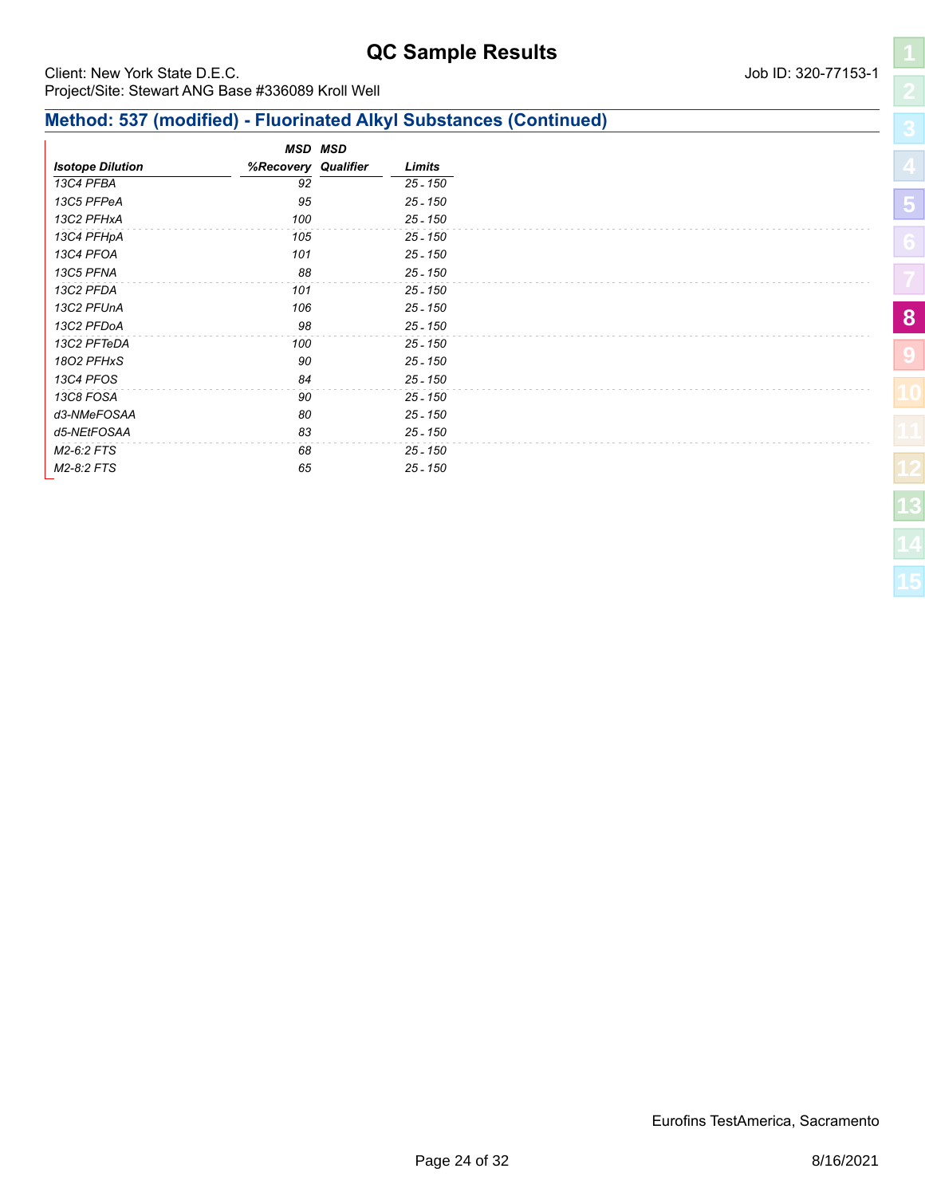# QC Sample Results

Client: New York State D.E.C.
Project/Site: Stewart ANG Base #336089 Kroll Well

Job ID: 320-77153-1

## Method: 537 (modified) - Fluorinated Alkyl Substances (Continued)

| *Isotope Dilution* | *MSD %Recovery* | *MSD Qualifier* | *Limits* |
|---|---|---|---|
| *13C4 PFBA* | *92* | | *25 - 150* |
| *13C5 PFPeA* | *95* | | *25 - 150* |
| *13C2 PFHxA* | *100* | | *25 - 150* |
| *13C4 PFHpA* | *105* | | *25 - 150* |
| *13C4 PFOA* | *101* | | *25 - 150* |
| *13C5 PFNA* | *88* | | *25 - 150* |
| *13C2 PFDA* | *101* | | *25 - 150* |
| *13C2 PFUnA* | *106* | | *25 - 150* |
| *13C2 PFDoA* | *98* | | *25 - 150* |
| *13C2 PFTeDA* | *100* | | *25 - 150* |
| *18O2 PFHxS* | *90* | | *25 - 150* |
| *13C4 PFOS* | *84* | | *25 - 150* |
| *13C8 FOSA* | *90* | | *25 - 150* |
| *d3-NMeFOSAA* | *80* | | *25 - 150* |
| *d5-NEtFOSAA* | *83* | | *25 - 150* |
| *M2-6:2 FTS* | *68* | | *25 - 150* |
| *M2-8:2 FTS* | *65* | | *25 - 150* |

Eurofins TestAmerica, Sacramento

8/16/2021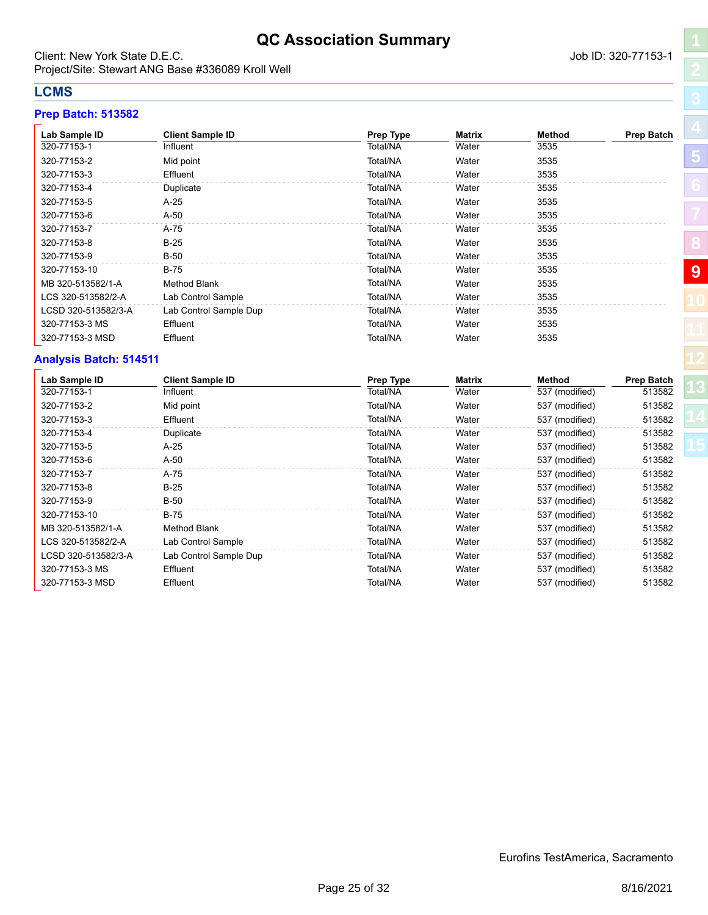# QC Association Summary

Client: New York State D.E.C.
Project/Site: Stewart ANG Base #336089 Kroll Well

Job ID: 320-77153-1

## LCMS

### Prep Batch: 513582

| Lab Sample ID | Client Sample ID | Prep Type | Matrix | Method | Prep Batch |
|---|---|---|---|---|---|
| 320-77153-1 | Influent | Total/NA | Water | 3535 | |
| 320-77153-2 | Mid point | Total/NA | Water | 3535 | |
| 320-77153-3 | Effluent | Total/NA | Water | 3535 | |
| 320-77153-4 | Duplicate | Total/NA | Water | 3535 | |
| 320-77153-5 | A-25 | Total/NA | Water | 3535 | |
| 320-77153-6 | A-50 | Total/NA | Water | 3535 | |
| 320-77153-7 | A-75 | Total/NA | Water | 3535 | |
| 320-77153-8 | B-25 | Total/NA | Water | 3535 | |
| 320-77153-9 | B-50 | Total/NA | Water | 3535 | |
| 320-77153-10 | B-75 | Total/NA | Water | 3535 | |
| MB 320-513582/1-A | Method Blank | Total/NA | Water | 3535 | |
| LCS 320-513582/2-A | Lab Control Sample | Total/NA | Water | 3535 | |
| LCSD 320-513582/3-A | Lab Control Sample Dup | Total/NA | Water | 3535 | |
| 320-77153-3 MS | Effluent | Total/NA | Water | 3535 | |
| 320-77153-3 MSD | Effluent | Total/NA | Water | 3535 | |

### Analysis Batch: 514511

| Lab Sample ID | Client Sample ID | Prep Type | Matrix | Method | Prep Batch |
|---|---|---|---|---|---|
| 320-77153-1 | Influent | Total/NA | Water | 537 (modified) | 513582 |
| 320-77153-2 | Mid point | Total/NA | Water | 537 (modified) | 513582 |
| 320-77153-3 | Effluent | Total/NA | Water | 537 (modified) | 513582 |
| 320-77153-4 | Duplicate | Total/NA | Water | 537 (modified) | 513582 |
| 320-77153-5 | A-25 | Total/NA | Water | 537 (modified) | 513582 |
| 320-77153-6 | A-50 | Total/NA | Water | 537 (modified) | 513582 |
| 320-77153-7 | A-75 | Total/NA | Water | 537 (modified) | 513582 |
| 320-77153-8 | B-25 | Total/NA | Water | 537 (modified) | 513582 |
| 320-77153-9 | B-50 | Total/NA | Water | 537 (modified) | 513582 |
| 320-77153-10 | B-75 | Total/NA | Water | 537 (modified) | 513582 |
| MB 320-513582/1-A | Method Blank | Total/NA | Water | 537 (modified) | 513582 |
| LCS 320-513582/2-A | Lab Control Sample | Total/NA | Water | 537 (modified) | 513582 |
| LCSD 320-513582/3-A | Lab Control Sample Dup | Total/NA | Water | 537 (modified) | 513582 |
| 320-77153-3 MS | Effluent | Total/NA | Water | 537 (modified) | 513582 |
| 320-77153-3 MSD | Effluent | Total/NA | Water | 537 (modified) | 513582 |

Eurofins TestAmerica, Sacramento

8/16/2021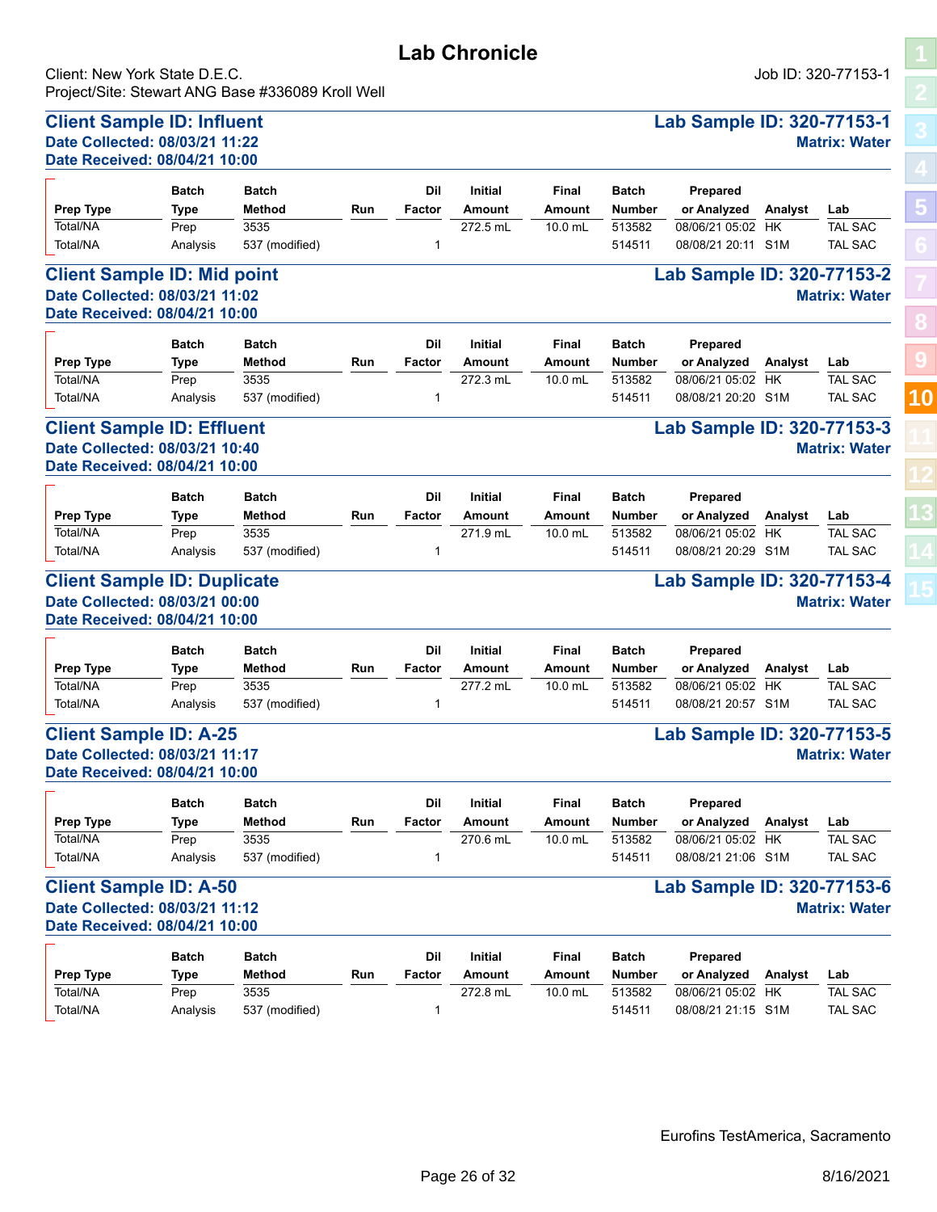# Lab Chronicle

Client: New York State D.E.C.
Project/Site: Stewart ANG Base #336089 Kroll Well

Job ID: 320-77153-1

## Client Sample ID: Influent

**Lab Sample ID: 320-77153-1**
**Date Collected: 08/03/21 11:22**
**Date Received: 08/04/21 10:00**
**Matrix: Water**

| Prep Type | Batch Type | Batch Method | Run | Dil Factor | Initial Amount | Final Amount | Batch Number | Prepared or Analyzed | Analyst | Lab |
|---|---|---|---|---|---|---|---|---|---|---|
| Total/NA | Prep | 3535 | | | 272.5 mL | 10.0 mL | 513582 | 08/06/21 05:02 | HK | TAL SAC |
| Total/NA | Analysis | 537 (modified) | | 1 | | | 514511 | 08/08/21 20:11 | S1M | TAL SAC |

## Client Sample ID: Mid point

**Lab Sample ID: 320-77153-2**
**Date Collected: 08/03/21 11:02**
**Date Received: 08/04/21 10:00**
**Matrix: Water**

| Prep Type | Batch Type | Batch Method | Run | Dil Factor | Initial Amount | Final Amount | Batch Number | Prepared or Analyzed | Analyst | Lab |
|---|---|---|---|---|---|---|---|---|---|---|
| Total/NA | Prep | 3535 | | | 272.3 mL | 10.0 mL | 513582 | 08/06/21 05:02 | HK | TAL SAC |
| Total/NA | Analysis | 537 (modified) | | 1 | | | 514511 | 08/08/21 20:20 | S1M | TAL SAC |

## Client Sample ID: Effluent

**Lab Sample ID: 320-77153-3**
**Date Collected: 08/03/21 10:40**
**Date Received: 08/04/21 10:00**
**Matrix: Water**

| Prep Type | Batch Type | Batch Method | Run | Dil Factor | Initial Amount | Final Amount | Batch Number | Prepared or Analyzed | Analyst | Lab |
|---|---|---|---|---|---|---|---|---|---|---|
| Total/NA | Prep | 3535 | | | 271.9 mL | 10.0 mL | 513582 | 08/06/21 05:02 | HK | TAL SAC |
| Total/NA | Analysis | 537 (modified) | | 1 | | | 514511 | 08/08/21 20:29 | S1M | TAL SAC |

## Client Sample ID: Duplicate

**Lab Sample ID: 320-77153-4**
**Date Collected: 08/03/21 00:00**
**Date Received: 08/04/21 10:00**
**Matrix: Water**

| Prep Type | Batch Type | Batch Method | Run | Dil Factor | Initial Amount | Final Amount | Batch Number | Prepared or Analyzed | Analyst | Lab |
|---|---|---|---|---|---|---|---|---|---|---|
| Total/NA | Prep | 3535 | | | 277.2 mL | 10.0 mL | 513582 | 08/06/21 05:02 | HK | TAL SAC |
| Total/NA | Analysis | 537 (modified) | | 1 | | | 514511 | 08/08/21 20:57 | S1M | TAL SAC |

## Client Sample ID: A-25

**Lab Sample ID: 320-77153-5**
**Date Collected: 08/03/21 11:17**
**Date Received: 08/04/21 10:00**
**Matrix: Water**

| Prep Type | Batch Type | Batch Method | Run | Dil Factor | Initial Amount | Final Amount | Batch Number | Prepared or Analyzed | Analyst | Lab |
|---|---|---|---|---|---|---|---|---|---|---|
| Total/NA | Prep | 3535 | | | 270.6 mL | 10.0 mL | 513582 | 08/06/21 05:02 | HK | TAL SAC |
| Total/NA | Analysis | 537 (modified) | | 1 | | | 514511 | 08/08/21 21:06 | S1M | TAL SAC |

## Client Sample ID: A-50

**Lab Sample ID: 320-77153-6**
**Date Collected: 08/03/21 11:12**
**Date Received: 08/04/21 10:00**
**Matrix: Water**

| Prep Type | Batch Type | Batch Method | Run | Dil Factor | Initial Amount | Final Amount | Batch Number | Prepared or Analyzed | Analyst | Lab |
|---|---|---|---|---|---|---|---|---|---|---|
| Total/NA | Prep | 3535 | | | 272.8 mL | 10.0 mL | 513582 | 08/06/21 05:02 | HK | TAL SAC |
| Total/NA | Analysis | 537 (modified) | | 1 | | | 514511 | 08/08/21 21:15 | S1M | TAL SAC |

Eurofins TestAmerica, Sacramento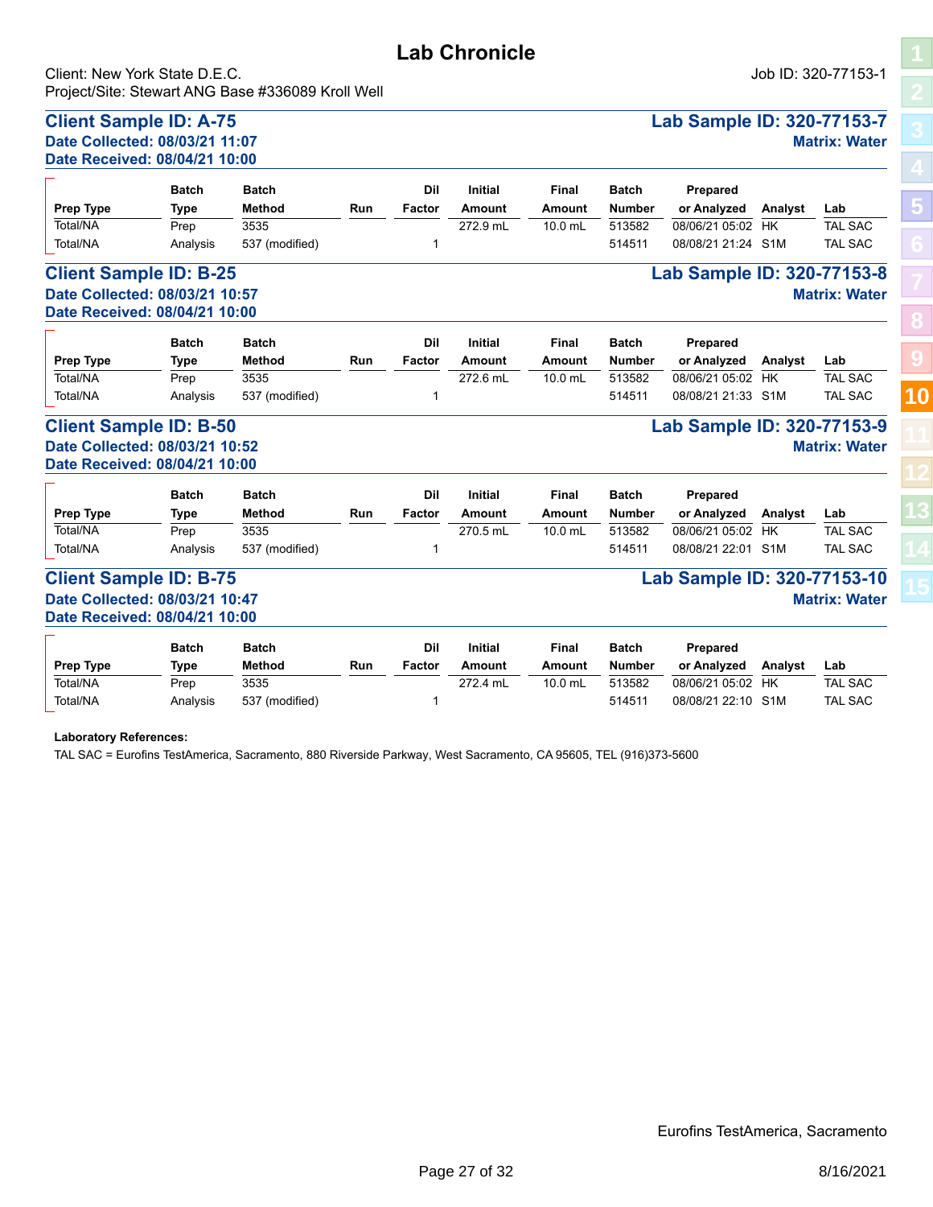# Lab Chronicle

Client: New York State D.E.C.
Project/Site: Stewart ANG Base #336089 Kroll Well

Job ID: 320-77153-1

## Client Sample ID: A-75

**Lab Sample ID: 320-77153-7**

**Date Collected: 08/03/21 11:07**
**Date Received: 08/04/21 10:00**

**Matrix: Water**

| Prep Type | Batch Type | Batch Method | Run | Dil Factor | Initial Amount | Final Amount | Batch Number | Prepared or Analyzed | Analyst | Lab |
|---|---|---|---|---|---|---|---|---|---|---|
| Total/NA | Prep | 3535 | | | 272.9 mL | 10.0 mL | 513582 | 08/06/21 05:02 | HK | TAL SAC |
| Total/NA | Analysis | 537 (modified) | | 1 | | | 514511 | 08/08/21 21:24 | S1M | TAL SAC |

## Client Sample ID: B-25

**Lab Sample ID: 320-77153-8**

**Date Collected: 08/03/21 10:57**
**Date Received: 08/04/21 10:00**

**Matrix: Water**

| Prep Type | Batch Type | Batch Method | Run | Dil Factor | Initial Amount | Final Amount | Batch Number | Prepared or Analyzed | Analyst | Lab |
|---|---|---|---|---|---|---|---|---|---|---|
| Total/NA | Prep | 3535 | | | 272.6 mL | 10.0 mL | 513582 | 08/06/21 05:02 | HK | TAL SAC |
| Total/NA | Analysis | 537 (modified) | | 1 | | | 514511 | 08/08/21 21:33 | S1M | TAL SAC |

## Client Sample ID: B-50

**Lab Sample ID: 320-77153-9**

**Date Collected: 08/03/21 10:52**
**Date Received: 08/04/21 10:00**

**Matrix: Water**

| Prep Type | Batch Type | Batch Method | Run | Dil Factor | Initial Amount | Final Amount | Batch Number | Prepared or Analyzed | Analyst | Lab |
|---|---|---|---|---|---|---|---|---|---|---|
| Total/NA | Prep | 3535 | | | 270.5 mL | 10.0 mL | 513582 | 08/06/21 05:02 | HK | TAL SAC |
| Total/NA | Analysis | 537 (modified) | | 1 | | | 514511 | 08/08/21 22:01 | S1M | TAL SAC |

## Client Sample ID: B-75

**Lab Sample ID: 320-77153-10**

**Date Collected: 08/03/21 10:47**
**Date Received: 08/04/21 10:00**

**Matrix: Water**

| Prep Type | Batch Type | Batch Method | Run | Dil Factor | Initial Amount | Final Amount | Batch Number | Prepared or Analyzed | Analyst | Lab |
|---|---|---|---|---|---|---|---|---|---|---|
| Total/NA | Prep | 3535 | | | 272.4 mL | 10.0 mL | 513582 | 08/06/21 05:02 | HK | TAL SAC |
| Total/NA | Analysis | 537 (modified) | | 1 | | | 514511 | 08/08/21 22:10 | S1M | TAL SAC |

**Laboratory References:**

TAL SAC = Eurofins TestAmerica, Sacramento, 880 Riverside Parkway, West Sacramento, CA 95605, TEL (916)373-5600

Eurofins TestAmerica, Sacramento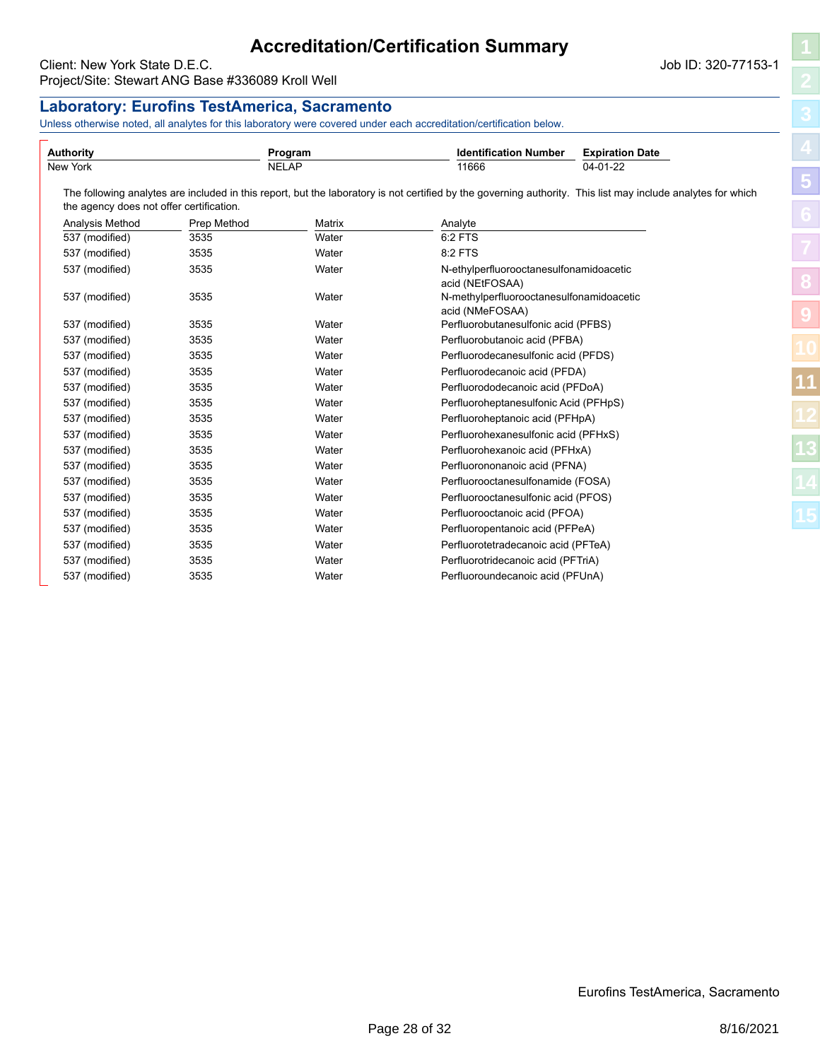# Accreditation/Certification Summary

Client: New York State D.E.C.
Project/Site: Stewart ANG Base #336089 Kroll Well

Job ID: 320-77153-1

## Laboratory: Eurofins TestAmerica, Sacramento

Unless otherwise noted, all analytes for this laboratory were covered under each accreditation/certification below.

| Authority | Program | Identification Number | Expiration Date |
|---|---|---|---|
| New York | NELAP | 11666 | 04-01-22 |

The following analytes are included in this report, but the laboratory is not certified by the governing authority. This list may include analytes for which the agency does not offer certification.

| Analysis Method | Prep Method | Matrix | Analyte |
|---|---|---|---|
| 537 (modified) | 3535 | Water | 6:2 FTS |
| 537 (modified) | 3535 | Water | 8:2 FTS |
| 537 (modified) | 3535 | Water | N-ethylperfluorooctanesulfonamidoacetic acid (NEtFOSAA) |
| 537 (modified) | 3535 | Water | N-methylperfluorooctanesulfonamidoacetic acid (NMeFOSAA) |
| 537 (modified) | 3535 | Water | Perfluorobutanesulfonic acid (PFBS) |
| 537 (modified) | 3535 | Water | Perfluorobutanoic acid (PFBA) |
| 537 (modified) | 3535 | Water | Perfluorodecanesulfonic acid (PFDS) |
| 537 (modified) | 3535 | Water | Perfluorodecanoic acid (PFDA) |
| 537 (modified) | 3535 | Water | Perfluorododecanoic acid (PFDoA) |
| 537 (modified) | 3535 | Water | Perfluoroheptanesulfonic Acid (PFHpS) |
| 537 (modified) | 3535 | Water | Perfluoroheptanoic acid (PFHpA) |
| 537 (modified) | 3535 | Water | Perfluorohexanesulfonic acid (PFHxS) |
| 537 (modified) | 3535 | Water | Perfluorohexanoic acid (PFHxA) |
| 537 (modified) | 3535 | Water | Perfluorononanoic acid (PFNA) |
| 537 (modified) | 3535 | Water | Perfluorooctanesulfonamide (FOSA) |
| 537 (modified) | 3535 | Water | Perfluorooctanesulfonic acid (PFOS) |
| 537 (modified) | 3535 | Water | Perfluorooctanoic acid (PFOA) |
| 537 (modified) | 3535 | Water | Perfluoropentanoic acid (PFPeA) |
| 537 (modified) | 3535 | Water | Perfluorotetradecanoic acid (PFTeA) |
| 537 (modified) | 3535 | Water | Perfluorotridecanoic acid (PFTriA) |
| 537 (modified) | 3535 | Water | Perfluoroundecanoic acid (PFUnA) |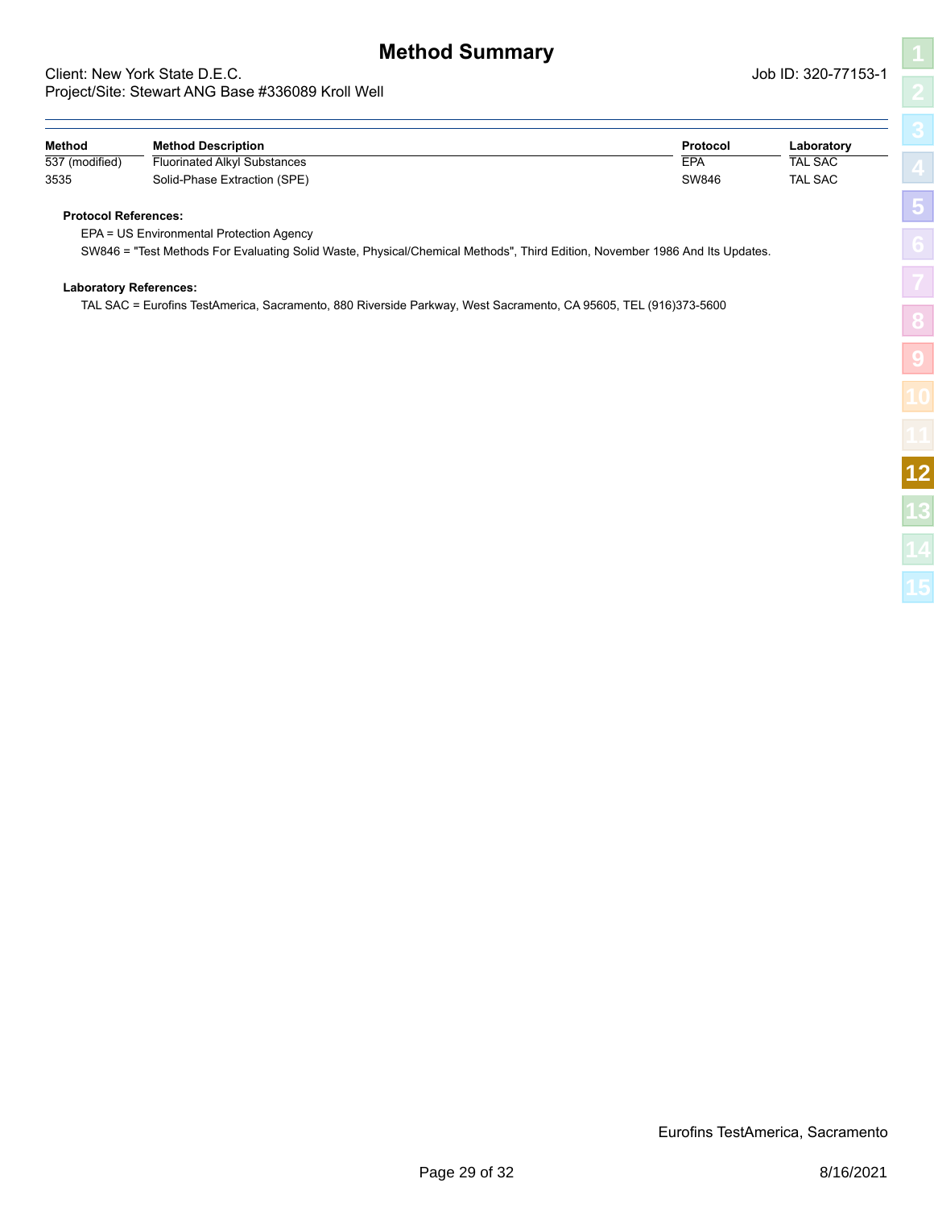# Method Summary

Client: New York State D.E.C.
Project/Site: Stewart ANG Base #336089 Kroll Well

Job ID: 320-77153-1

| Method | Method Description | Protocol | Laboratory |
|---|---|---|---|
| 537 (modified) | Fluorinated Alkyl Substances | EPA | TAL SAC |
| 3535 | Solid-Phase Extraction (SPE) | SW846 | TAL SAC |

**Protocol References:**

EPA = US Environmental Protection Agency

SW846 = "Test Methods For Evaluating Solid Waste, Physical/Chemical Methods", Third Edition, November 1986 And Its Updates.

**Laboratory References:**

TAL SAC = Eurofins TestAmerica, Sacramento, 880 Riverside Parkway, West Sacramento, CA 95605, TEL (916)373-5600

Eurofins TestAmerica, Sacramento

8/16/2021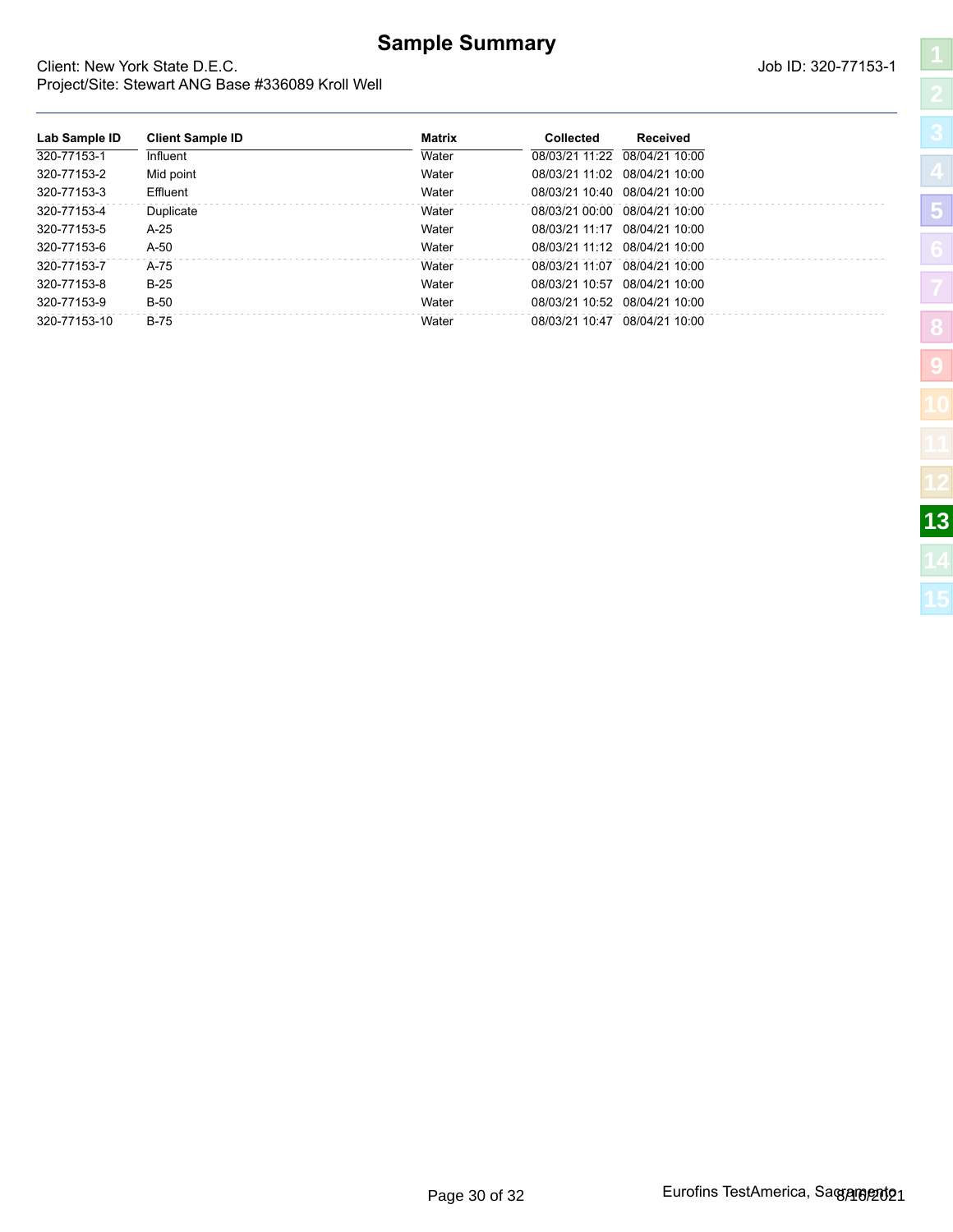# Sample Summary

Client: New York State D.E.C.
Project/Site: Stewart ANG Base #336089 Kroll Well

Job ID: 320-77153-1

| Lab Sample ID | Client Sample ID | Matrix | Collected | Received |
|---|---|---|---|---|
| 320-77153-1 | Influent | Water | 08/03/21 11:22 | 08/04/21 10:00 |
| 320-77153-2 | Mid point | Water | 08/03/21 11:02 | 08/04/21 10:00 |
| 320-77153-3 | Effluent | Water | 08/03/21 10:40 | 08/04/21 10:00 |
| 320-77153-4 | Duplicate | Water | 08/03/21 00:00 | 08/04/21 10:00 |
| 320-77153-5 | A-25 | Water | 08/03/21 11:17 | 08/04/21 10:00 |
| 320-77153-6 | A-50 | Water | 08/03/21 11:12 | 08/04/21 10:00 |
| 320-77153-7 | A-75 | Water | 08/03/21 11:07 | 08/04/21 10:00 |
| 320-77153-8 | B-25 | Water | 08/03/21 10:57 | 08/04/21 10:00 |
| 320-77153-9 | B-50 | Water | 08/03/21 10:52 | 08/04/21 10:00 |
| 320-77153-10 | B-75 | Water | 08/03/21 10:47 | 08/04/21 10:00 |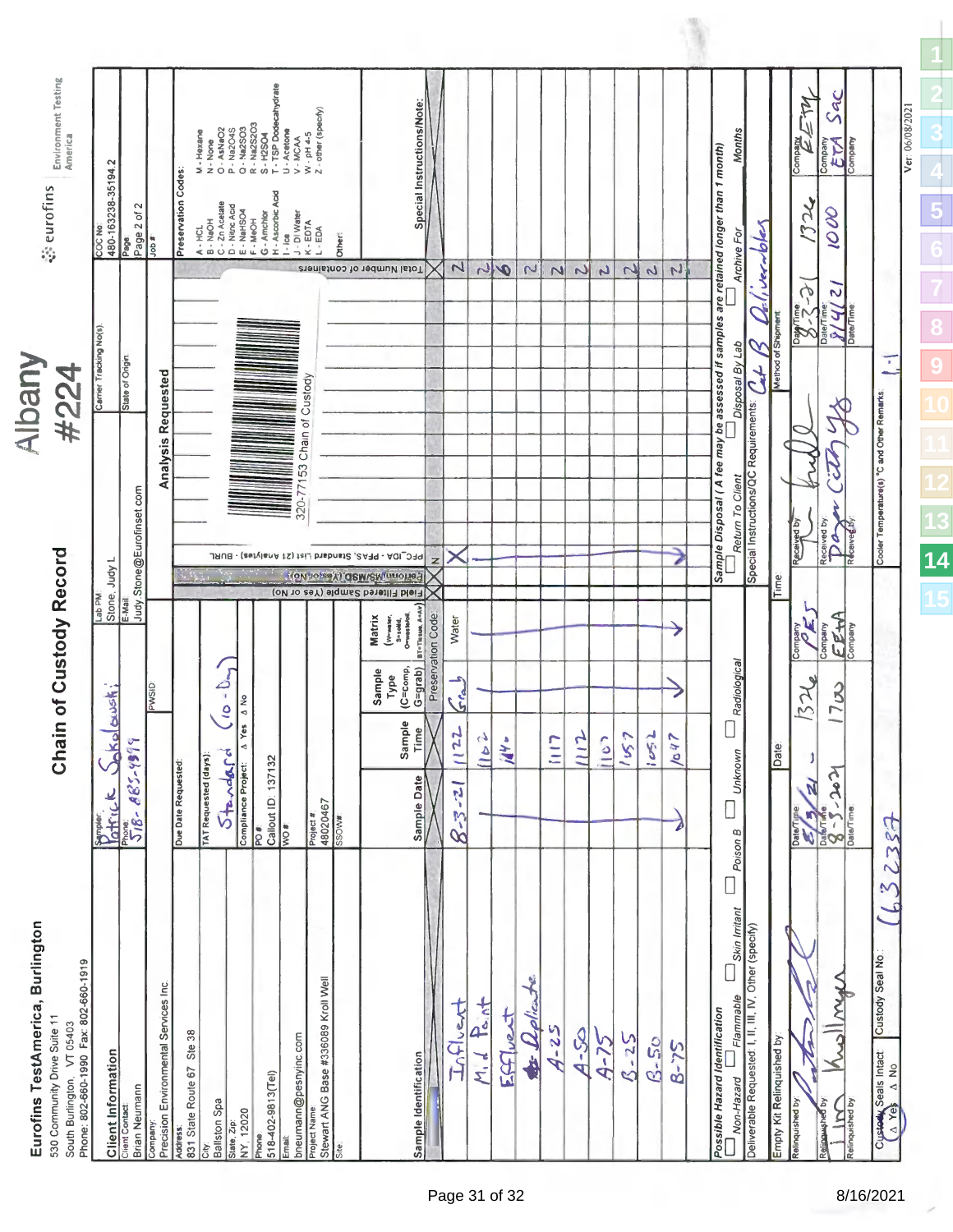# Eurofins TestAmerica, Burlington

530 Community Drive Suite 11
South Burlington, VT 05403
Phone: 802-660-1990 Fax: 802-660-1919

## Chain of Custody Record

Albany
#224

eurofins Environment Testing America

**Client Information**

| Field | Value |
|---|---|
| Sampler | Patrick Sokolowski |
| Lab PM | Stone, Judy L |
| Carrier Tracking No(s) | |
| COC No | 480-163238-35194.2 |
| Client Contact | Brian Neumann |
| Phone | 518-885-4919 |
| E-Mail | Judy.Stone@Eurofinset.com |
| State of Origin | |
| Page | Page 2 of 2 |
| Company | Precision Environmental Services Inc. |
| PWSID | |
| Job # | |
| Address | 831 State Route 67 Ste 38 |
| Due Date Requested | |
| City | Ballston Spa |
| TAT Requested (days) | Standard (10-Day) |
| State, Zip | NY, 12020 |
| Compliance Project | Δ Yes Δ No |
| Phone | 518-402-9813(Tel) |
| PO # | Callout ID: 137132 |
| Email | bneumann@pesnyinc.com |
| WO # | |
| Project Name | Stewart ANG Base #336089 Kroll Well |
| Project # | 48020467 |
| Site | |
| SSOW# | |

**Analysis Requested:** PFC_IDA - PFAS, Standard List (21 Analytes) - BURL

320-77153 Chain of Custody

**Preservation Codes:**

A - HCL, B - NaOH, C - Zn Acetate, D - Nitric Acid, E - NaHSO4, F - MeOH, G - Amchlor, H - Ascorbic Acid, I - Ice, J - DI Water, K - EDTA, L - EDA, Other:

M - Hexane, N - None, O - AsNaO2, P - Na2O4S, Q - Na2SO3, R - Na2S2O3, S - H2SO4, T - TSP Dodecahydrate, U - Acetone, V - MCAA, W - pH 4-5, Z - other (specify)

| Sample Identification | Sample Date | Sample Time | Sample Type (C=comp, G=grab) | Matrix (W=water, S=solid, O=waste/oil, BT=Tissue, A=Air) | Field Filtered Sample (Yes or No) | Perform MS/MSD (Yes or No) | PFC_IDA - PFAS, Standard List (21 Analytes) - BURL | Total Number of containers | Special Instructions/Note |
|---|---|---|---|---|---|---|---|---|---|
| | | | Preservation Code: | | | | N | | |
| Influent | 8-3-21 | 1122 | Grab | Water | | | X | 2 | |
| Mid Point | | 1102 | | | | | | 2 | |
| Effluent | | 1140 | | | | | | 2 6 | |
| Duplicate | | | | | | | | 2 | |
| A-25 | | 1117 | | | | | | 2 | |
| A-50 | | 1112 | | | | | | 2 | |
| A-75 | | 1107 | | | | | | 2 | |
| B-25 | | 1057 | | | | | | 2 | |
| B-50 | | 1052 | | | | | | 2 | |
| B-75 | | 1047 | | | | | | 2 | |

**Possible Hazard Identification:** Non-Hazard, Flammable, Skin Irritant, Poison B, Unknown, Radiological

**Sample Disposal** (A fee may be assessed if samples are retained longer than 1 month): Return To Client, Disposal By Lab, Archive For ___ Months

Deliverable Requested: I, II, III, IV, Other (specify)

Special Instructions/QC Requirements: Cat B Deliverables

Empty Kit Relinquished by: | Date: | Time: | Method of Shipment:

| Relinquished by | Date/Time | Company | Received by | Date/Time | Company |
|---|---|---|---|---|---|
| (signature) | 8/3/21 1326 | PES | (signature) | 8-3-21 1326 | EETA |
| Lindsay Kollmeyer | 8-3-2021 1700 | EETA | Dayan City ys | 8/4/21 1000 | ETA Sac |
| | | | | | |

Custody Seals Intact: Δ Yes Δ No | Custody Seal No.: (632387 | Cooler Temperature(s) °C and Other Remarks: 1.1

Ver: 06/08/2021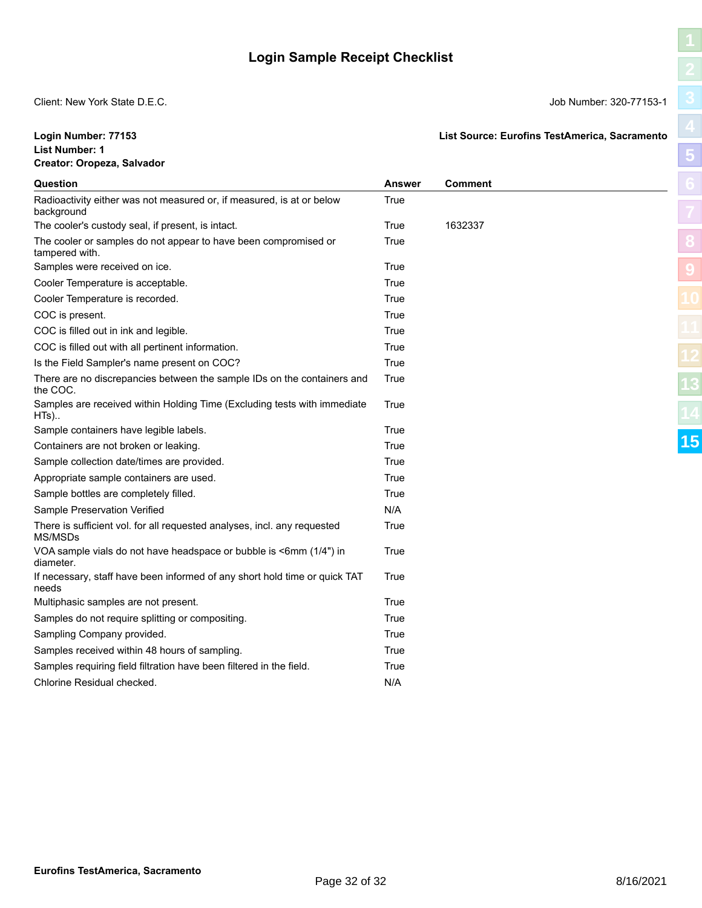# Login Sample Receipt Checklist

Client: New York State D.E.C.

Job Number: 320-77153-1

**Login Number: 77153**
**List Number: 1**
**Creator: Oropeza, Salvador**

**List Source: Eurofins TestAmerica, Sacramento**

| Question | Answer | Comment |
| --- | --- | --- |
| Radioactivity either was not measured or, if measured, is at or below background | True | |
| The cooler's custody seal, if present, is intact. | True | 1632337 |
| The cooler or samples do not appear to have been compromised or tampered with. | True | |
| Samples were received on ice. | True | |
| Cooler Temperature is acceptable. | True | |
| Cooler Temperature is recorded. | True | |
| COC is present. | True | |
| COC is filled out in ink and legible. | True | |
| COC is filled out with all pertinent information. | True | |
| Is the Field Sampler's name present on COC? | True | |
| There are no discrepancies between the sample IDs on the containers and the COC. | True | |
| Samples are received within Holding Time (Excluding tests with immediate HTs).. | True | |
| Sample containers have legible labels. | True | |
| Containers are not broken or leaking. | True | |
| Sample collection date/times are provided. | True | |
| Appropriate sample containers are used. | True | |
| Sample bottles are completely filled. | True | |
| Sample Preservation Verified | N/A | |
| There is sufficient vol. for all requested analyses, incl. any requested MS/MSDs | True | |
| VOA sample vials do not have headspace or bubble is <6mm (1/4") in diameter. | True | |
| If necessary, staff have been informed of any short hold time or quick TAT needs | True | |
| Multiphasic samples are not present. | True | |
| Samples do not require splitting or compositing. | True | |
| Sampling Company provided. | True | |
| Samples received within 48 hours of sampling. | True | |
| Samples requiring field filtration have been filtered in the field. | True | |
| Chlorine Residual checked. | N/A | |